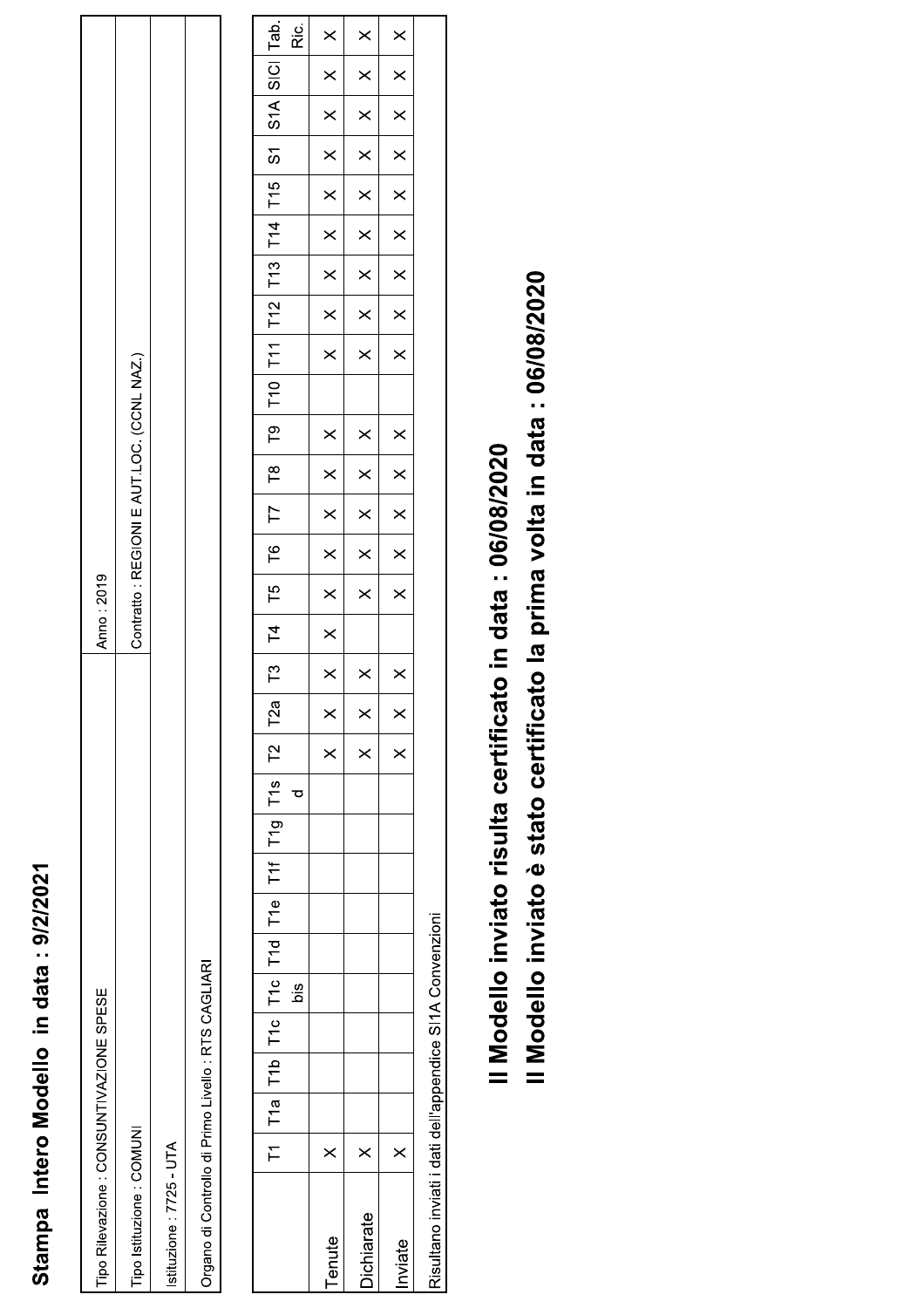## Stampa Intero Modello in data : 9/2/2021

| | |
|---|---|
| Tipo Rilevazione : CONSUNTIVAZIONE SPESE | Anno : 2019 |
| Tipo Istituzione : COMUNI | Contratto : REGIONI E AUT.LOC. (CCNL NAZ.) |
| Istituzione : 7725 - UTA | |
| Organo di Controllo di Primo Livello : RTS CAGLIARI | |

| | T1 | T1a | T1b | T1c | T1c bis | T1d | T1e | T1f | T1g | T1sd | T2 | T2a | T3 | T4 | T5 | T6 | T7 | T8 | T9 | T10 | T11 | T12 | T13 | T14 | T15 | S1 | S1A | SICI | Tab. Ric. |
|---|---|---|---|---|---|---|---|---|---|---|---|---|---|---|---|---|---|---|---|---|---|---|---|---|---|---|---|---|---|
| Tenute | X | | | | | | | | | | X | X | X | X | X | X | X | X | X | | X | X | X | X | X | X | X | X | X |
| Dichiarate | X | | | | | | | | | | X | X | X | | X | X | X | X | X | | X | X | X | X | X | X | X | X | X |
| Inviate | X | | | | | | | | | | X | X | X | | X | X | X | X | X | | X | X | X | X | X | X | X | X | X |

Risultano inviati i dati dell'appendice SI1A Convenzioni

**Il Modello inviato risulta certificato in data : 06/08/2020**

**Il Modello inviato è stato certificato la prima volta in data : 06/08/2020**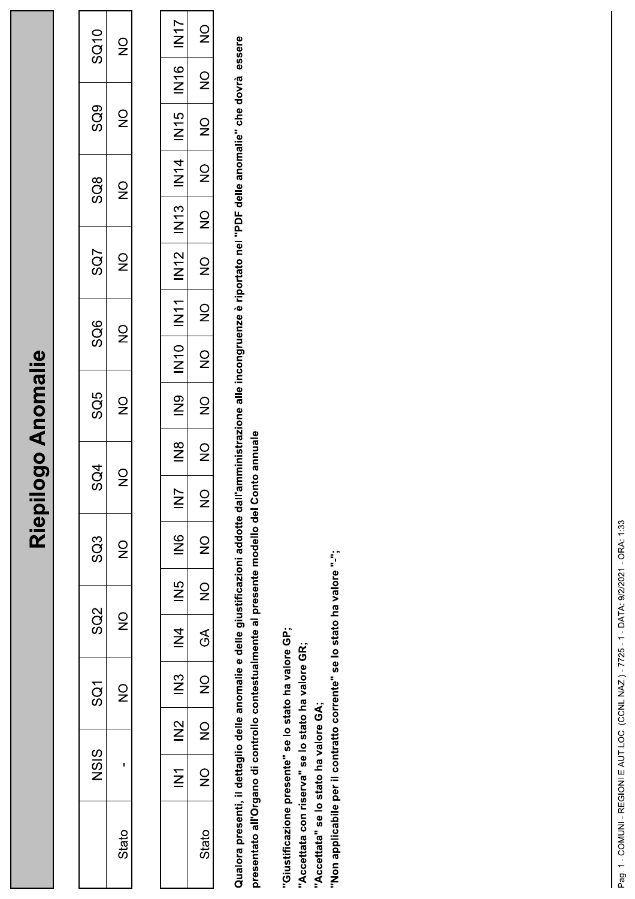# Riepilogo Anomalie

| | NSIS | SQ1 | SQ2 | SQ3 | SQ4 | SQ5 | SQ6 | SQ7 | SQ8 | SQ9 | SQ10 |
|---|---|---|---|---|---|---|---|---|---|---|---|
| Stato | - | NO | NO | NO | NO | NO | NO | NO | NO | NO | NO |

| | IN1 | IN2 | IN3 | IN4 | IN5 | IN6 | IN7 | IN8 | IN9 | IN10 | IN11 | IN12 | IN13 | IN14 | IN15 | IN16 | IN17 |
|---|---|---|---|---|---|---|---|---|---|---|---|---|---|---|---|---|---|
| Stato | NO | NO | NO | GA | NO | NO | NO | NO | NO | NO | NO | NO | NO | NO | NO | NO | NO |

**Qualora presenti, il dettaglio delle anomalie e delle giustificazioni addotte dall'amministrazione alle incongruenze è riportato nel "PDF delle anomalie" che dovrà essere presentato all'Organo di controllo contestualmente al presente modello del Conto annuale**

**"Giustificazione presente" se lo stato ha valore GP;**
**"Accettata con riserva" se lo stato ha valore GR;**
**"Accettata" se lo stato ha valore GA;**
**"Non applicabile per il contratto corrente" se lo stato ha valore "-";**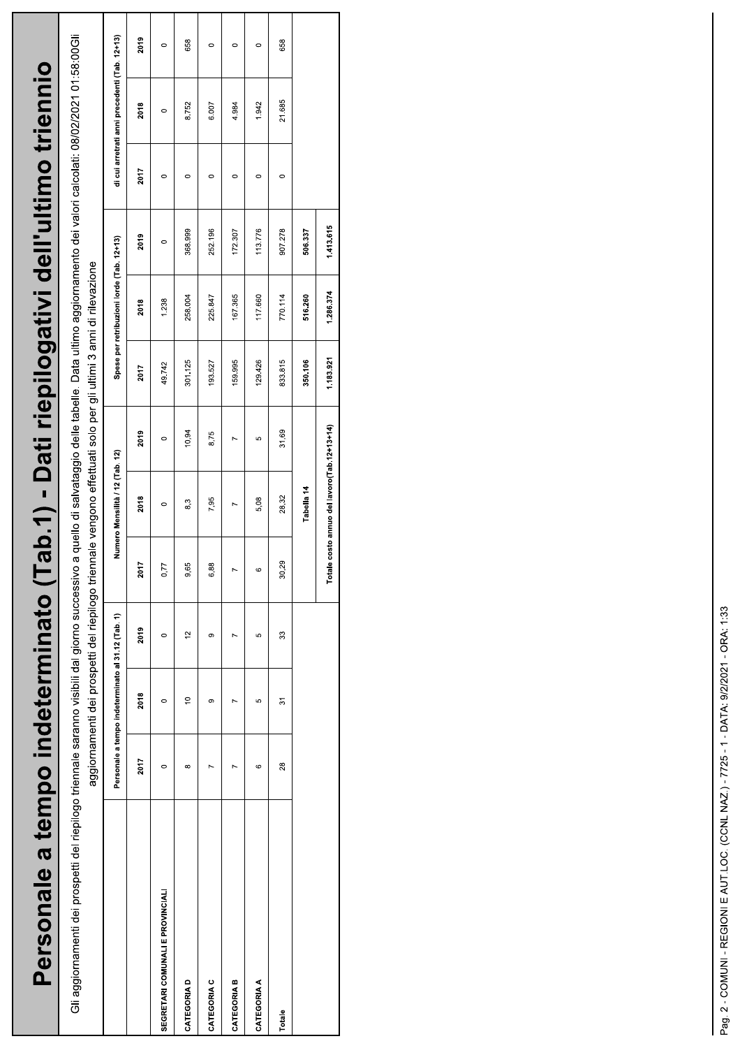# Personale a tempo indeterminato (Tab.1) - Dati riepilogativi dell'ultimo triennio

Gli aggiornamenti dei prospetti del riepilogo triennale saranno visibili dal giorno successivo a quello di salvataggio delle tabelle. Data ultimo aggiornamento dei valori calcolati: 08/02/2021 01:58:00Gli aggiornamenti dei prospetti del riepilogo triennale vengono effettuati solo per gli ultimi 3 anni di rilevazione

| | Personale a tempo indeterminato al 31.12 (Tab. 1) | | | Numero Mensilità / 12 (Tab. 12) | | | Spese per retribuzioni lorde (Tab. 12+13) | | | di cui arretrati anni precedenti (Tab. 12+13) | | |
|---|---|---|---|---|---|---|---|---|---|---|---|---|
| | 2017 | 2018 | 2019 | 2017 | 2018 | 2019 | 2017 | 2018 | 2019 | 2017 | 2018 | 2019 |
| SEGRETARI COMUNALI E PROVINCIALI | 0 | 0 | 0 | 0,77 | 0 | 0 | 49.742 | 1.238 | 0 | 0 | 0 | 0 |
| CATEGORIA D | 8 | 10 | 12 | 9,65 | 8,3 | 10,94 | 301.125 | 258.004 | 368.999 | 0 | 8.752 | 658 |
| CATEGORIA C | 7 | 9 | 9 | 6,88 | 7,95 | 8,75 | 193.527 | 225.847 | 252.196 | 0 | 6.007 | 0 |
| CATEGORIA B | 7 | 7 | 7 | 7 | 7 | 7 | 159.995 | 167.365 | 172.307 | 0 | 4.984 | 0 |
| CATEGORIA A | 6 | 5 | 5 | 6 | 5,08 | 5 | 129.426 | 117.660 | 113.776 | 0 | 1.942 | 0 |
| Totale | 28 | 31 | 33 | 30,29 | 28,32 | 31,69 | 833.815 | 770.114 | 907.278 | 0 | 21.685 | 658 |
| | | | | Tabella 14 | | | 350.106 | 516.260 | 506.337 | | | |
| | | | | Totale costo annuo del lavoro(Tab.12+13+14) | | | 1.183.921 | 1.286.374 | 1.413.615 | | | |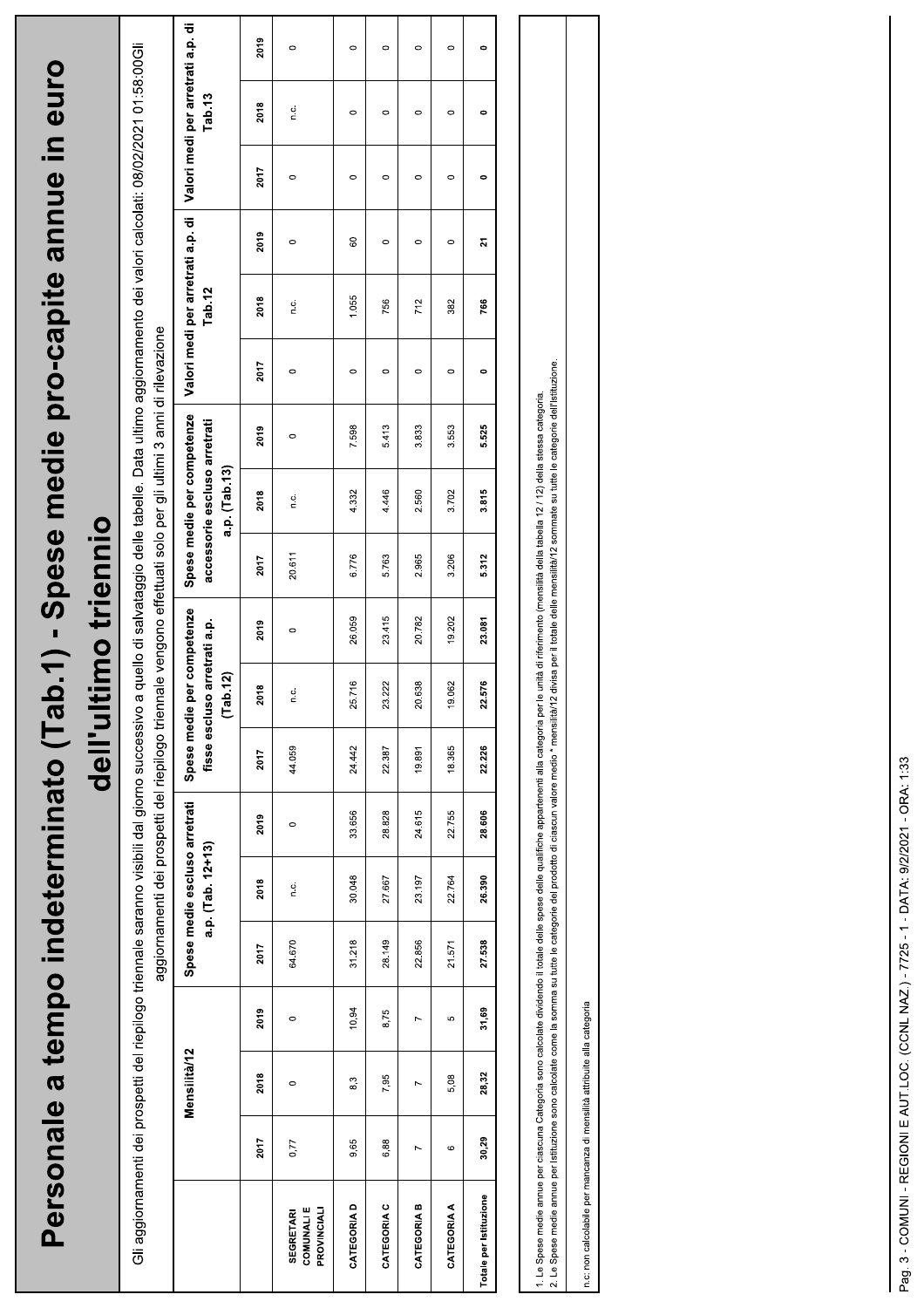# Personale a tempo indeterminato (Tab.1) - Spese medie pro-capite annue in euro dell'ultimo triennio

Gli aggiornamenti dei prospetti del riepilogo triennale saranno visibili dal giorno successivo a quello di salvataggio delle tabelle. Data ultimo aggiornamento dei valori calcolati: 08/02/2021 01:58:00Gli aggiornamenti dei prospetti del riepilogo triennale vengono effettuati solo per gli ultimi 3 anni di rilevazione

| | Mensilità/12 | | | Spese medie escluso arretrati a.p. (Tab. 12+13) | | | Spese medie per competenze fisse escluso arretrati a.p. (Tab.12) | | | Spese medie per competenze accessorie escluso arretrati a.p. (Tab.13) | | | Valori medi per arretrati a.p. di Tab.12 | | | Valori medi per arretrati a.p. di Tab.13 | | |
|---|---|---|---|---|---|---|---|---|---|---|---|---|---|---|---|---|---|---|
| | 2017 | 2018 | 2019 | 2017 | 2018 | 2019 | 2017 | 2018 | 2019 | 2017 | 2018 | 2019 | 2017 | 2018 | 2019 | 2017 | 2018 | 2019 |
| SEGRETARI COMUNALI E PROVINCIALI | 0,77 | 0 | 0 | 64.670 | n.c. | 0 | 44.059 | n.c. | 0 | 20.611 | n.c. | 0 | 0 | n.c. | 0 | 0 | n.c. | 0 |
| CATEGORIA D | 9,65 | 8,3 | 10,94 | 31.218 | 30.048 | 33.656 | 24.442 | 25.716 | 26.059 | 6.776 | 4.332 | 7.598 | 0 | 1.055 | 60 | 0 | 0 | 0 |
| CATEGORIA C | 6,88 | 7,95 | 8,75 | 28.149 | 27.667 | 28.828 | 22.387 | 23.222 | 23.415 | 5.763 | 4.446 | 5.413 | 0 | 756 | 0 | 0 | 0 | 0 |
| CATEGORIA B | 7 | 7 | 7 | 22.856 | 23.197 | 24.615 | 19.891 | 20.638 | 20.782 | 2.965 | 2.560 | 3.833 | 0 | 712 | 0 | 0 | 0 | 0 |
| CATEGORIA A | 6 | 5,08 | 5 | 21.571 | 22.764 | 22.755 | 18.365 | 19.062 | 19.202 | 3.206 | 3.702 | 3.553 | 0 | 382 | 0 | 0 | 0 | 0 |
| **Totale per Istituzione** | **30,29** | **28,32** | **31,69** | **27.538** | **26.390** | **28.606** | **22.226** | **22.576** | **23.081** | **5.312** | **3.815** | **5.525** | **0** | **766** | **21** | **0** | **0** | **0** |

1. Le Spese medie annue per ciascuna Categoria sono calcolate dividendo il totale delle spese delle qualifiche appartenenti alla categoria per le unità di riferimento (mensilità della tabella 12 / 12) della stessa categoria.
2. Le Spese medie annue per Istituzione sono calcolate come la somma su tutte le categorie del prodotto di ciascun valore medio * mensilità/12 divisa per il totale delle mensilità/12 sommate su tutte le categorie dell'Istituzione.

n.c: non calcolabile per mancanza di mensilità attribuite alla categoria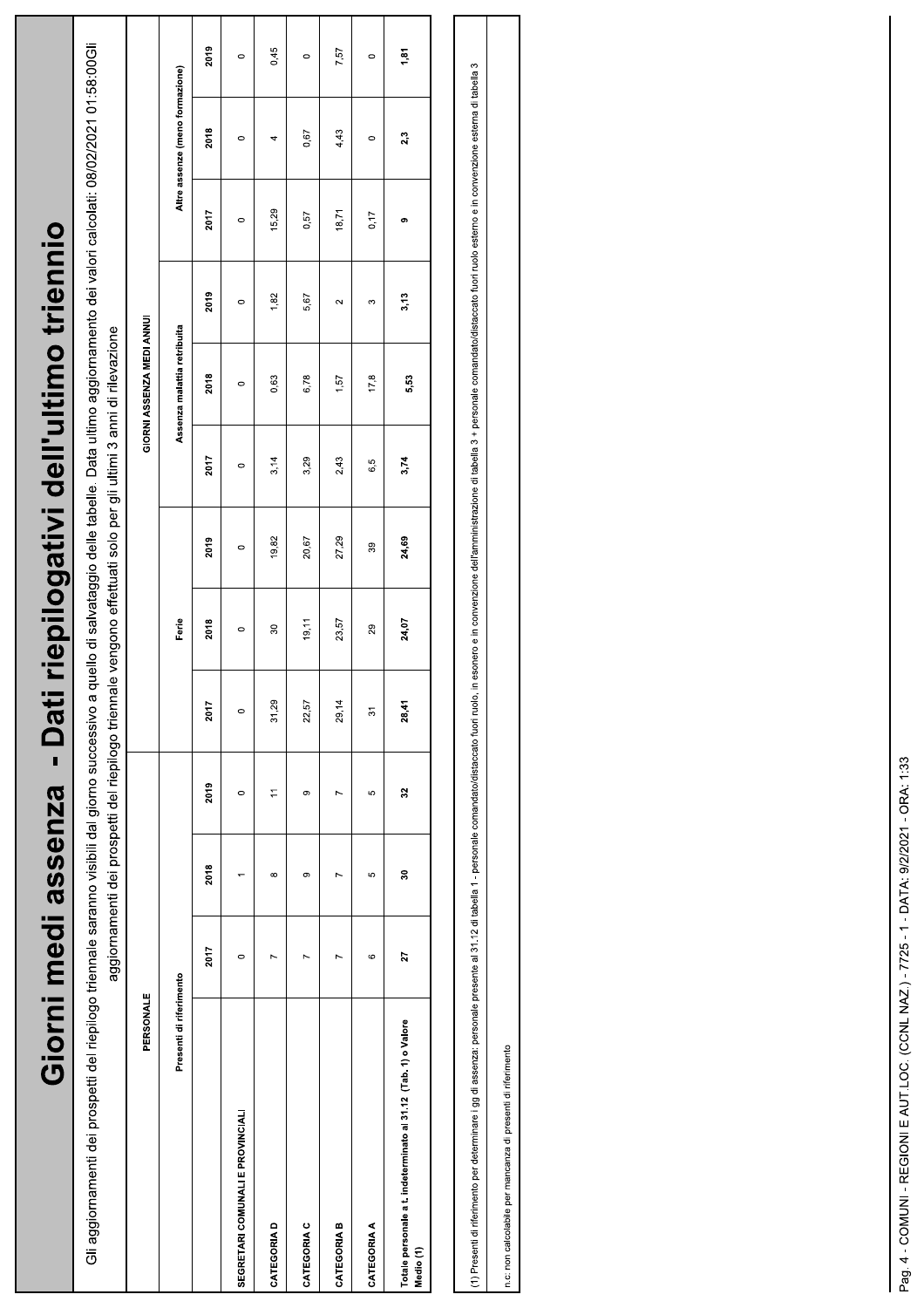# Giorni medi assenza - Dati riepilogativi dell'ultimo triennio

Gli aggiornamenti dei prospetti del riepilogo triennale saranno visibili dal giorno successivo a quello di salvataggio delle tabelle. Data ultimo aggiornamento dei valori calcolati: 08/02/2021 01:58:00Gli aggiornamenti dei prospetti del riepilogo triennale vengono effettuati solo per gli ultimi 3 anni di rilevazione

| PERSONALE | | | | GIORNI ASSENZA MEDI ANNUI | | | | | | | | |
|---|---|---|---|---|---|---|---|---|---|---|---|---|
| | Presenti di riferimento | | | Ferie | | | Assenza malattia retribuita | | | Altre assenze (meno formazione) | | |
| | 2017 | 2018 | 2019 | 2017 | 2018 | 2019 | 2017 | 2018 | 2019 | 2017 | 2018 | 2019 |
| SEGRETARI COMUNALI E PROVINCIALI | 0 | 1 | 0 | 0 | 0 | 0 | 0 | 0 | 0 | 0 | 0 | 0 |
| CATEGORIA D | 7 | 8 | 11 | 31,29 | 30 | 19,82 | 3,14 | 0,63 | 1,82 | 15,29 | 4 | 0,45 |
| CATEGORIA C | 7 | 9 | 9 | 22,57 | 19,11 | 20,67 | 3,29 | 6,78 | 5,67 | 0,57 | 0,67 | 0 |
| CATEGORIA B | 7 | 7 | 7 | 29,14 | 23,57 | 27,29 | 2,43 | 1,57 | 2 | 18,71 | 4,43 | 7,57 |
| CATEGORIA A | 6 | 5 | 5 | 31 | 29 | 39 | 6,5 | 17,8 | 3 | 0,17 | 0 | 0 |
| **Totale personale a t. indeterminato al 31.12 (Tab. 1) o Valore Medio (1)** | **27** | **30** | **32** | **28,41** | **24,07** | **24,69** | **3,74** | **5,53** | **3,13** | **9** | **2,3** | **1,81** |

(1) Presenti di riferimento per determinare i gg di assenza: personale presente al 31.12 di tabella 1 - personale comandato/distaccato fuori ruolo, in esonero e in convenzione dell'amministrazione di tabella 3 + personale comandato/distaccato fuori ruolo esterno e in convenzione esterna di tabella 3

n.c: non calcolabile per mancanza di presenti di riferimento

Pag. 4 - COMUNI - REGIONI E AUT.LOC. (CCNL NAZ.) - 7725 - 1 - DATA: 9/2/2021 - ORA: 1:33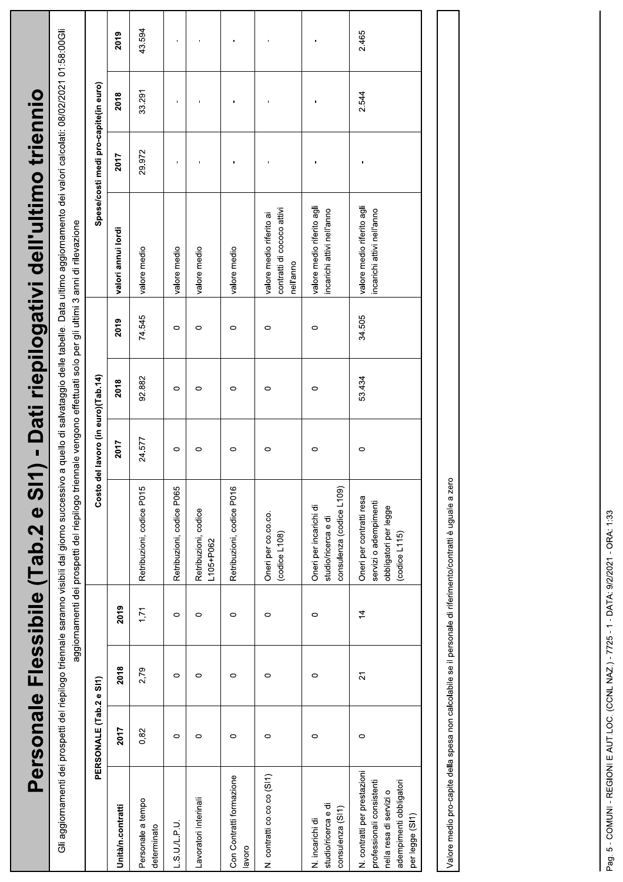# Personale Flessibile (Tab.2 e SI1) - Dati riepilogativi dell'ultimo triennio

Gli aggiornamenti dei prospetti del riepilogo triennale saranno visibili dal giorno successivo a quello di salvataggio delle tabelle. Data ultimo aggiornamento dei valori calcolati: 08/02/2021 01:58:00Gli aggiornamenti dei prospetti del riepilogo triennale vengono effettuati solo per gli ultimi 3 anni di rilevazione

| | PERSONALE (Tab.2 e SI1) | | | Costo del lavoro (in euro)(Tab.14) | | | | Spese/costi medi pro-capite(in euro) | | | |
|---|---|---|---|---|---|---|---|---|---|---|---|
| **Unità/n.contratti** | **2017** | **2018** | **2019** | | **2017** | **2018** | **2019** | **valori annui lordi** | **2017** | **2018** | **2019** |
| Personale a tempo determinato | 0,82 | 2,79 | 1,71 | Retribuzioni, codice P015 | 24.577 | 92.882 | 74.545 | valore medio | 29.972 | 33.291 | 43.594 |
| L.S.U./L.P.U. | 0 | 0 | 0 | Retribuzioni, codice P065 | 0 | 0 | 0 | valore medio | - | - | - |
| Lavoratori interinali | 0 | 0 | 0 | Retribuzioni, codice L105+P062 | 0 | 0 | 0 | valore medio | - | - | - |
| Con Contratti formazione lavoro | 0 | 0 | 0 | Retribuzioni, codice P016 | 0 | 0 | 0 | valore medio | - | - | - |
| N. contratti co.co.co (SI1) | 0 | 0 | 0 | Oneri per co.co.co. (codice L108) | 0 | 0 | 0 | valore medio riferito ai contratti di cococo attivi nell'anno | - | - | - |
| N. incarichi di studio/ricerca e di consulenza (SI1) | 0 | 0 | 0 | Oneri per incarichi di studio/ricerca e di consulenza (codice L109) | 0 | 0 | 0 | valore medio riferito agli incarichi attivi nell'anno | - | - | - |
| N. contratti per prestazioni professionali consistenti nella resa di servizi o adempimenti obbligatori per legge (SI1) | 0 | 21 | 14 | Oneri per contratti resa servizi o adempimenti obbligatori per legge (codice L115) | 0 | 53.434 | 34.505 | valore medio riferito agli incarichi attivi nell'anno | - | 2.544 | 2.465 |

Valore medio pro-capite della spesa non calcolabile se il personale di riferimento/contratti è uguale a zero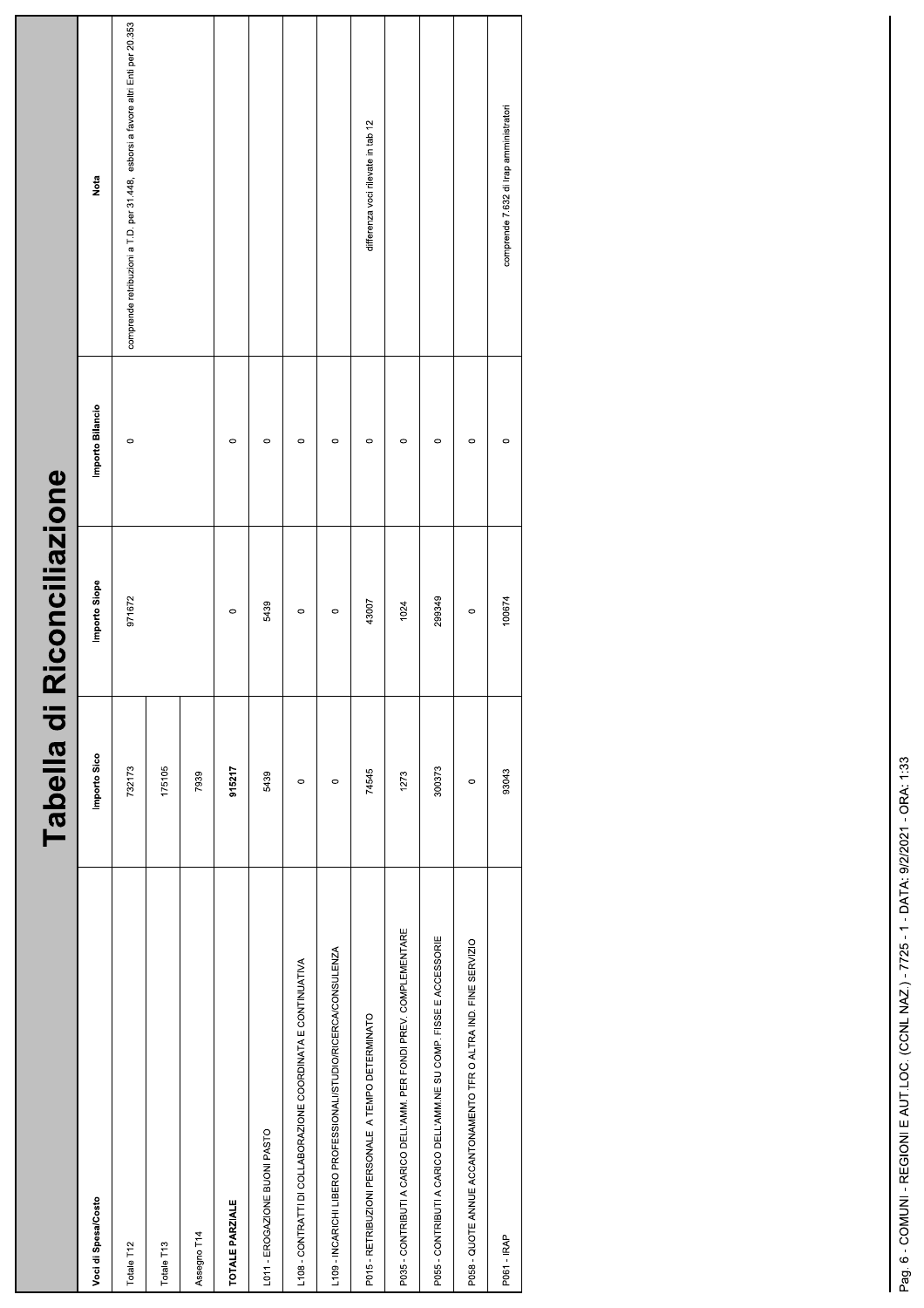# Tabella di Riconciliazione

| Voci di Spesa/Costo | Importo Sico | Importo Siope | Importo Bilancio | Nota |
|---|---|---|---|---|
| Totale T12 | 732173 | 971672 | 0 | comprende retribuzioni a T.D. per 31.448, esborsi a favore altri Enti per 20.353 |
| Totale T13 | 175105 | | | |
| Assegno T14 | 7939 | | | |
| **TOTALE PARZIALE** | **915217** | 0 | 0 | |
| L011 - EROGAZIONE BUONI PASTO | 5439 | 5439 | 0 | |
| L108 - CONTRATTI DI COLLABORAZIONE COORDINATA E CONTINUATIVA | 0 | 0 | 0 | |
| L109 - INCARICHI LIBERO PROFESSIONALI/STUDIO/RICERCA/CONSULENZA | 0 | 0 | 0 | |
| P015 - RETRIBUZIONI PERSONALE A TEMPO DETERMINATO | 74545 | 43007 | 0 | differenza voci rilevate in tab 12 |
| P035 - CONTRIBUTI A CARICO DELL'AMM. PER FONDI PREV. COMPLEMENTARE | 1273 | 1024 | 0 | |
| P055 - CONTRIBUTI A CARICO DELL'AMM.NE SU COMP. FISSE E ACCESSORIE | 300373 | 299349 | 0 | |
| P058 - QUOTE ANNUE ACCANTONAMENTO TFR O ALTRA IND. FINE SERVIZIO | 0 | 0 | 0 | |
| P061 - IRAP | 93043 | 100674 | 0 | comprende 7.632 di Irap amministratori |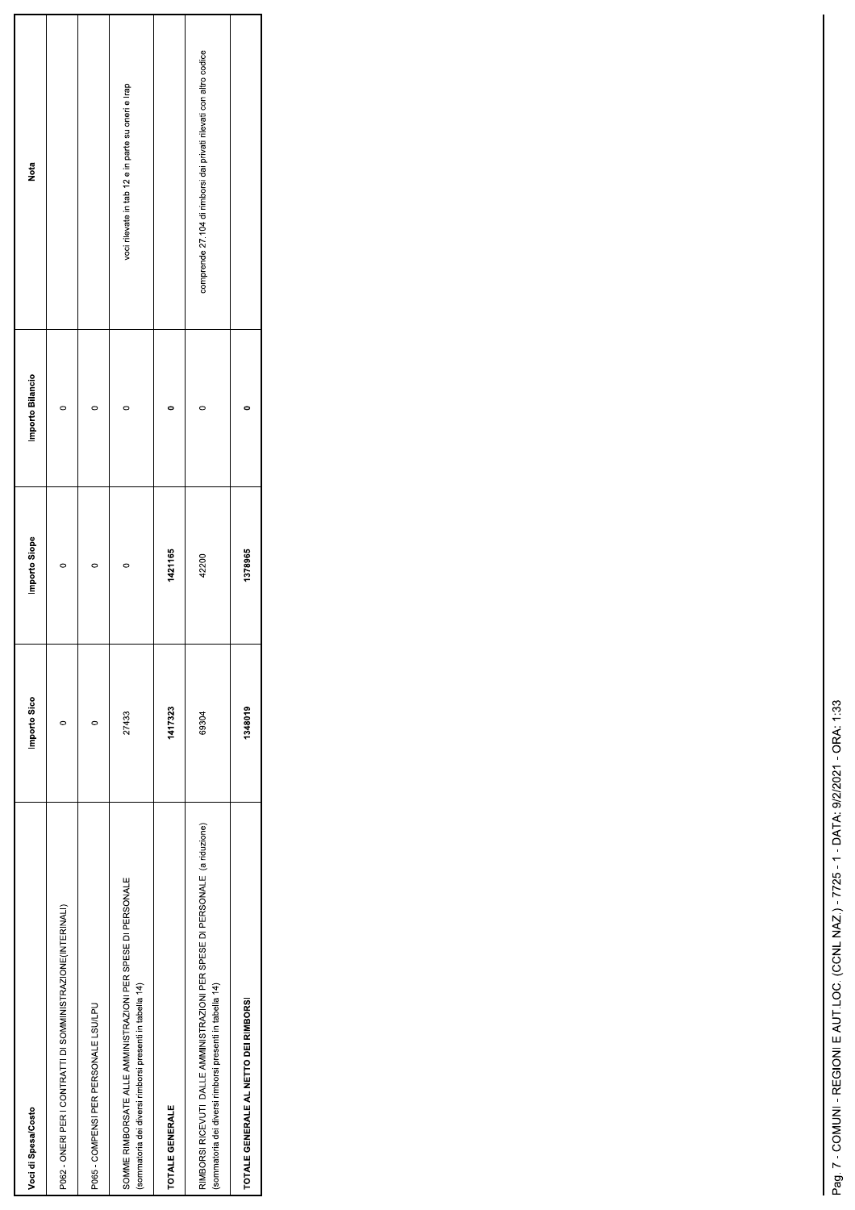| Voci di Spesa/Costo | Importo Sico | Importo Siope | Importo Bilancio | Nota |
|---|---|---|---|---|
| P062 - ONERI PER I CONTRATTI DI SOMMINISTRAZIONE(INTERINALI) | 0 | 0 | 0 | |
| P065 - COMPENSI PER PERSONALE LSU/LPU | 0 | 0 | 0 | |
| SOMME RIMBORSATE ALLE AMMINISTRAZIONI PER SPESE DI PERSONALE (sommatoria dei diversi rimborsi presenti in tabella 14) | 27433 | 0 | 0 | voci rilevate in tab 12 e in parte su oneri e Irap |
| **TOTALE GENERALE** | **1417323** | **1421165** | **0** | |
| RIMBORSI RICEVUTI DALLE AMMINISTRAZIONI PER SPESE DI PERSONALE (a riduzione) (sommatoria dei diversi rimborsi presenti in tabella 14) | 69304 | 42200 | 0 | comprende 27.104 di rimborsi dai privati rilevati con altro codice |
| **TOTALE GENERALE AL NETTO DEI RIMBORSI** | **1348019** | **1378965** | **0** | |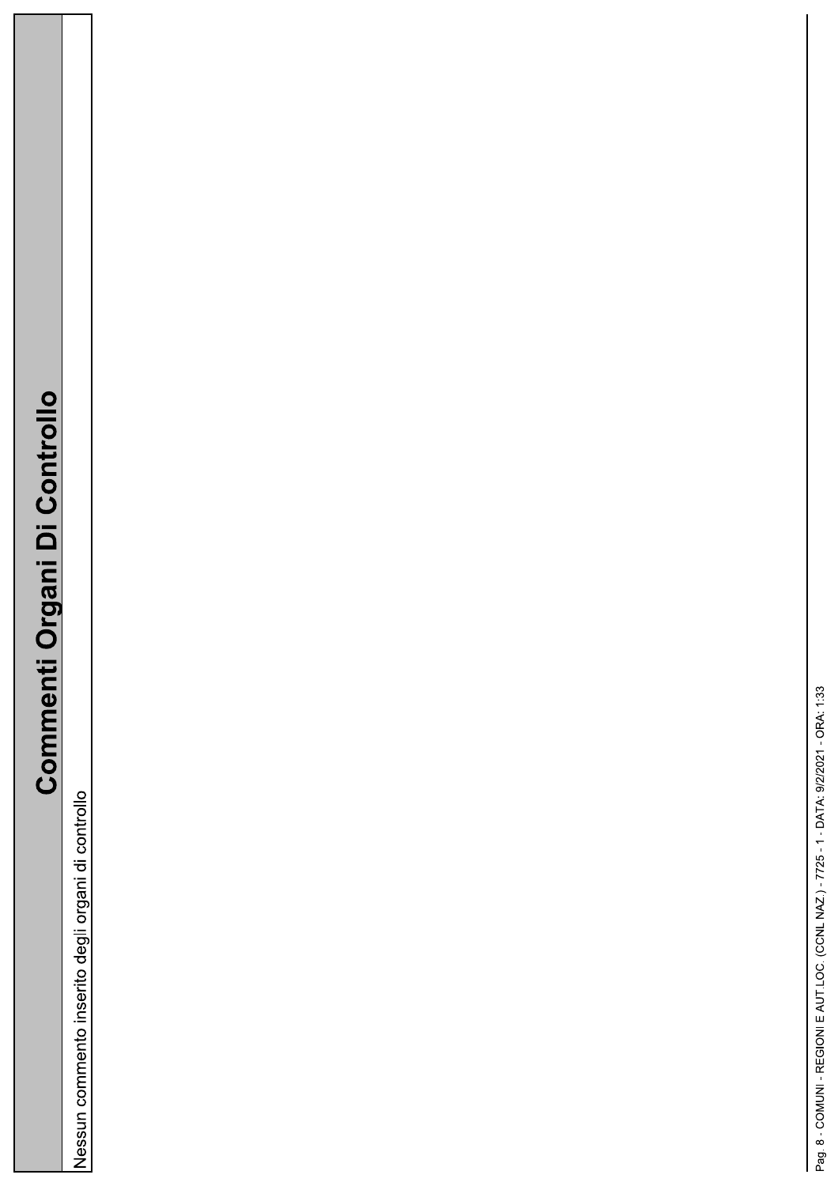# Commenti Organi Di Controllo

Nessun commento inserito degli organi di controllo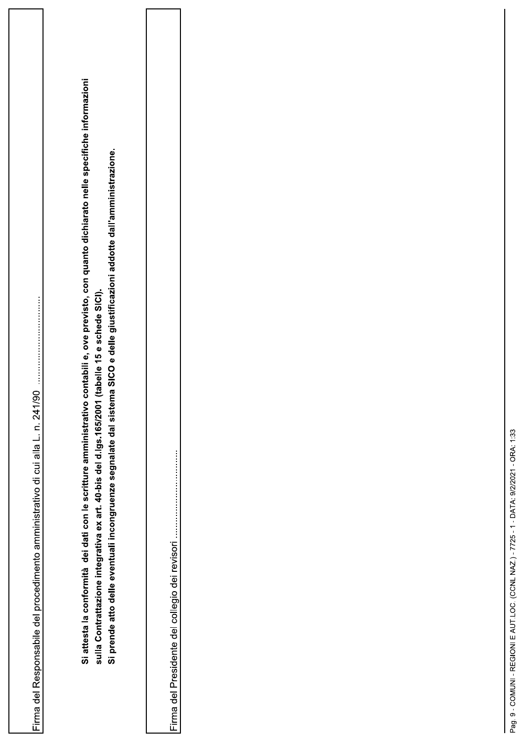Firma del Responsabile del procedimento amministrativo di cui alla L. n. 241/90 ..............................

**Si attesta la conformità dei dati con le scritture amministrativo contabili e, ove previsto, con quanto dichiarato nelle specifiche informazioni sulla Contrattazione integrativa ex art. 40-bis del d.lgs.165/2001 (tabelle 15 e schede SICI).**
**Si prende atto delle eventuali incongruenze segnalate dal sistema SICO e delle giustificazioni addotte dall'amministrazione.**

Firma del Presidente del collegio dei revisori ..............................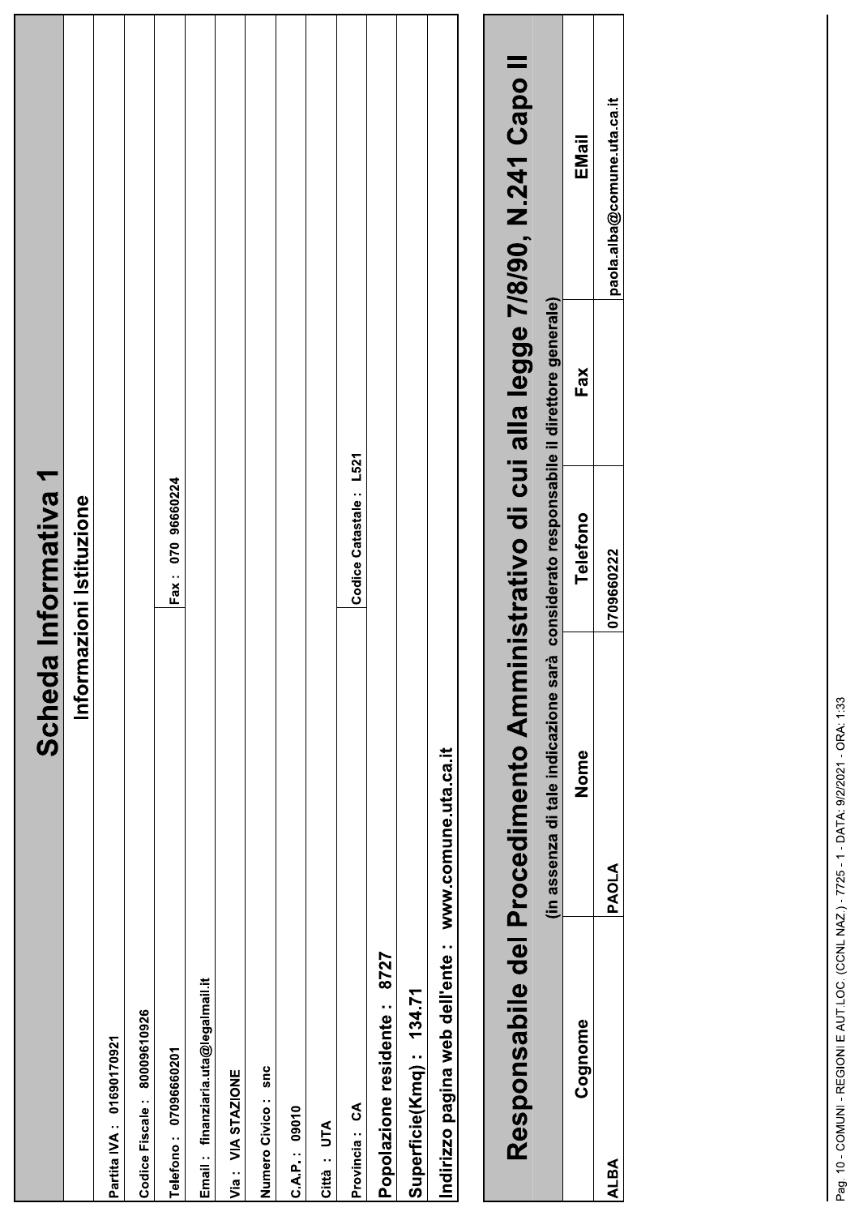# Scheda Informativa 1

## Informazioni Istituzione

Partita IVA : 01690170921

Codice Fiscale : 80009610926

Telefono : 07096660201 | Fax : 070 96660224

Email : finanziaria.uta@legalmail.it

Via : VIA STAZIONE

Numero Civico : snc

C.A.P. : 09010

Città : UTA

Provincia : CA | Codice Catastale : L521

**Popolazione residente : 8727**

**Superficie(Kmq) : 134.71**

**Indirizzo pagina web dell'ente : www.comune.uta.ca.it**

# Responsabile del Procedimento Amministrativo di cui alla legge 7/8/90, N.241 Capo II

(in assenza di tale indicazione sarà considerato responsabile il direttore generale)

| Cognome | Nome | Telefono | Fax | EMail |
|---|---|---|---|---|
| ALBA | PAOLA | 0709660222 | | paola.alba@comune.uta.ca.it |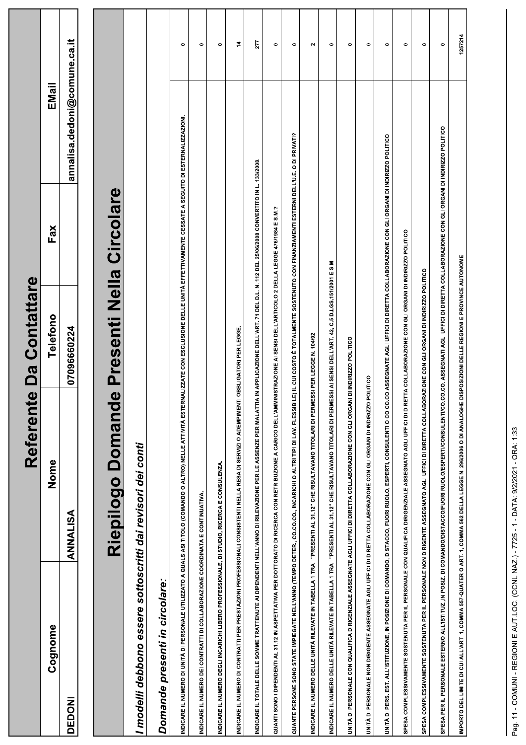# Referente Da Contattare

| Cognome | Nome | Telefono | Fax | EMail |
|---|---|---|---|---|
| DEDONI | ANNALISA | 07096660224 | | annalisa.dedoni@comune.ca.it |

# Riepilogo Domande Presenti Nella Circolare

*I modelli debbono essere sottoscritti dai revisori dei conti*

*Domande presenti in circolare:*

| | |
|---|---|
| INDICARE IL NUMERO DI UNITÀ DI PERSONALE UTILIZZATO A QUALSIASI TITOLO (COMANDO O ALTRO) NELLE ATTIVITÀ ESTERNALIZZATE CON ESCLUSIONE DELLE UNITÀ EFFETTIVAMENTE CESSATE A SEGUITO DI ESTERNALIZZAZIONI. | 0 |
| INDICARE IL NUMERO DEI CONTRATTI DI COLLABORAZIONE COORDINATA E CONTINUATIVA. | 0 |
| INDICARE IL NUMERO DEGLI INCARICHI LIBERO PROFESSIONALE, DI STUDIO, RICERCA E CONSULENZA. | 0 |
| INDICARE IL NUMERO DI CONTRATTI PER PRESTAZIONI PROFESSIONALI CONSISTENTI NELLA RESA DI SERVIZI O ADEMPIMENTI OBBLIGATORI PER LEGGE. | 14 |
| INDICARE IL TOTALE DELLE SOMME TRATTENUTE AI DIPENDENTI NELL'ANNO DI RILEVAZIONE PER LE ASSENZE PER MALATTIA IN APPLICAZIONE DELL'ART. 71 DEL D.L. N. 112 DEL 25/06/2008 CONVERTITO IN L. 133/2008. | 277 |
| QUANTI SONO I DIPENDENTI AL 31.12 IN ASPETTATIVA PER DOTTORATO DI RICERCA CON RETRIBUZIONE A CARICO DELL'AMMINISTRAZIONE AI SENSI DELL'ARTICOLO 2 DELLA LEGGE 476/1984 E S.M.? | 0 |
| QUANTE PERSONE SONO STATE IMPIEGATE NELL'ANNO (TEMPO DETER., CO.CO.CO., INCARICHI O ALTRI TIPI DI LAV. FLESSIBILE) IL CUI COSTO È TOTALMENTE SOSTENUTO CON FINANZIAMENTI ESTERNI DELL'U.E. O DI PRIVATI? | 0 |
| INDICARE IL NUMERO DELLE UNITÀ RILEVATE IN TABELLA 1 TRA I "PRESENTI AL 31.12" CHE RISULTAVANO TITOLARI DI PERMESSI PER LEGGE N. 104/92. | 2 |
| INDICARE IL NUMERO DELLE UNITÀ RILEVATE IN TABELLA 1 TRA I "PRESENTI AL 31.12" CHE RISULTAVANO TITOLARI DI PERMESSI AI SENSI DELL'ART. 42, C.5 D.LGS.151/2001 E S.M. | 0 |
| UNITÀ DI PERSONALE CON QUALIFICA DIRIGENZIALE ASSEGNATE AGLI UFFICI DI DIRETTA COLLABORAZIONE CON GLI ORGANI DI INDIRIZZO POLITICO | 0 |
| UNITÀ DI PERSONALE NON DIRIGENTE ASSEGNATE AGLI UFFICI DI DIRETTA COLLABORAZIONE CON GLI ORGANI DI INDIRIZZO POLITICO | 0 |
| UNITÀ DI PERS. EST. ALL'ISTITUZIONE, IN POSIZIONE DI COMANDO, DISTACCO, FUORI RUOLO, ESPERTI, CONSULENTI O CO.CO.CO ASSEGNATE AGLI UFFICI DI DIRETTA COLLABORAZIONE CON GLI ORGANI DI INDIRIZZO POLITICO | 0 |
| SPESA COMPLESSIVAMENTE SOSTENUTA PER IL PERSONALE CON QUALIFICA DIRIGENZIALE ASSEGNATO AGLI UFFICI DI DIRETTA COLLABORAZIONE CON GLI ORGANI DI INDIRIZZO POLITICO | 0 |
| SPESA COMPLESSIVAMENTE SOSTENUTA PER IL PERSONALE NON DIRIGENTE ASSEGNATO AGLI UFFICI DI DIRETTA COLLABORAZIONE CON GLI ORGANI DI INDIRIZZO POLITICO | 0 |
| SPESA PER IL PERSONALE ESTERNO ALL'ISTITUZ.,IN POSIZ. DI COMANDO/DISTACCO/FUORI RUOLO/ESPERTI/CONSULENTI/CO.CO. ASSEGNATI AGLI UFFICI DI DIRETTA COLLABORAZIONE CON GLI ORGANI DI INDIRIZZO POLITICO | 0 |
| IMPORTO DEL LIMITE DI CUI ALL'ART 1, COMMA 557-QUATER O ART 1, COMMA 562 DELLA LEGGE N. 296/2006 O DI ANALOGHE DISPOSIZIONI DELLE REGIONI E PROVINCE AUTONOME | 1257214 |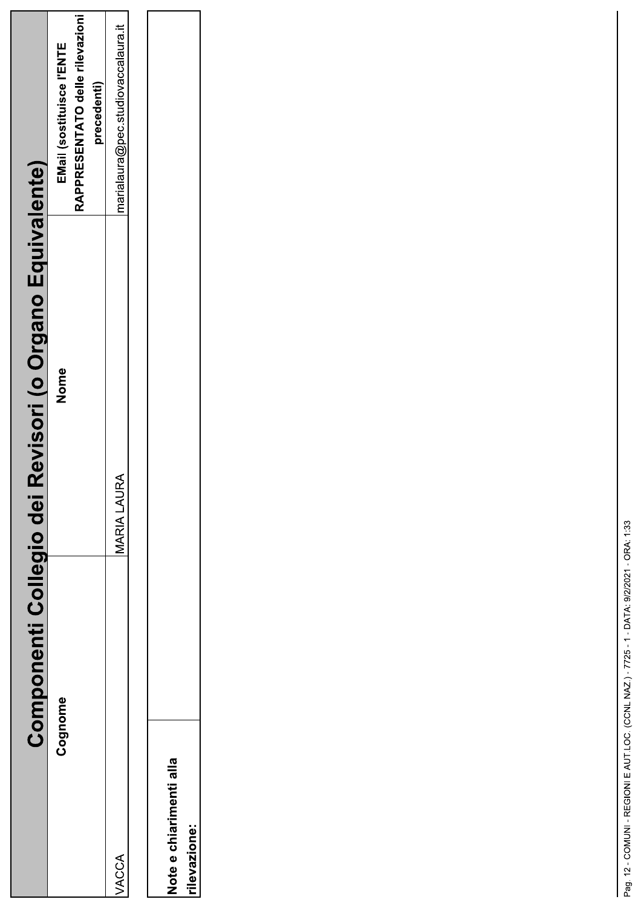## Componenti Collegio dei Revisori (o Organo Equivalente)

| Cognome | Nome | EMail (sostituisce l'ENTE RAPPRESENTATO delle rilevazioni precedenti) |
|---|---|---|
| VACCA | MARIA LAURA | marialaura@pec.studiovaccalaura.it |

| Note e chiarimenti alla rilevazione: | |
|---|---|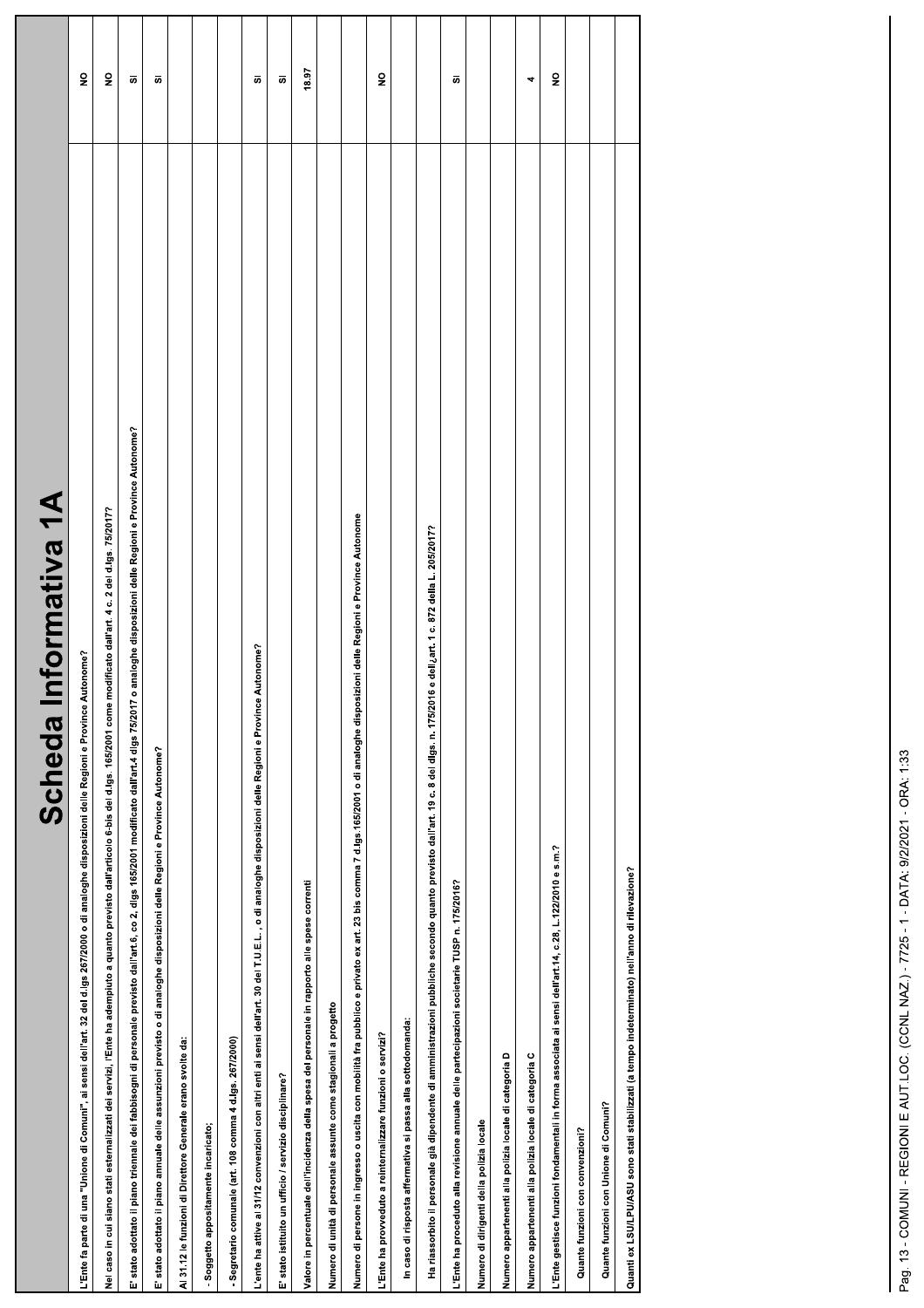# Scheda Informativa 1A

| | |
|---|---|
| L'Ente fa parte di una "Unione di Comuni", ai sensi dell'art. 32 del d.lgs 267/2000 o di analoghe disposizioni delle Regioni e Province Autonome? | NO |
| Nel caso in cui siano stati esternalizzati dei servizi, l'Ente ha adempiuto a quanto previsto dall'articolo 6-bis del d.lgs. 165/2001 come modificato dall'art. 4 c. 2 del d.lgs. 75/2017? | NO |
| E' stato adottato il piano triennale dei fabbisogni di personale previsto dall'art.6, co 2, dlgs 165/2001 modificato dall'art.4 dlgs 75/2017 o analoghe disposizioni delle Regioni e Province Autonome? | SI |
| E' stato adottato il piano annuale delle assunzioni previsto o di analoghe disposizioni delle Regioni e Province Autonome? | SI |
| Al 31.12 le funzioni di Direttore Generale erano svolte da: | |
| - Soggetto appositamente incaricato; | |
| - Segretario comunale (art. 108 comma 4 d.lgs. 267/2000) | |
| L'ente ha attive al 31/12 convenzioni con altri enti ai sensi dell'art. 30 del T.U.E.L., o di analoghe disposizioni delle Regioni e Province Autonome? | SI |
| E' stato istituito un ufficio / servizio disciplinare? | SI |
| Valore in percentuale dell'incidenza della spesa del personale in rapporto alle spese correnti | 18.97 |
| Numero di unità di personale assunte come stagionali a progetto | |
| Numero di persone in ingresso o uscita con mobilità fra pubblico e privato ex art. 23 bis comma 7 d.lgs.165/2001 o di analoghe disposizioni delle Regioni e Province Autonome | |
| L'Ente ha provveduto a reinternalizzare funzioni o servizi? | NO |
| In caso di risposta affermativa si passa alla sottodomanda: | |
| Ha riassorbito il personale già dipendente di amministrazioni pubbliche secondo quanto previsto dall'art. 19 c. 8 del dlgs. n.175/2016 e dell'art. 1 c. 872 della L. 205/2017? | |
| L'Ente ha proceduto alla revisione annuale delle partecipazioni societarie TUSP n. 175/2016? | SI |
| Numero di dirigenti della polizia locale | |
| Numero appartenenti alla polizia locale di categoria D | |
| Numero appartenenti alla polizia locale di categoria C | 4 |
| L'Ente gestisce funzioni fondamentali in forma associata ai sensi dell'art.14, c.28, L.122/2010 e s.m.? | NO |
| Quante funzioni con convenzioni? | |
| Quante funzioni con Unione di Comuni? | |
| Quanti ex LSU/LPU/ASU sono stati stabilizzati (a tempo indeterminato) nell'anno di rilevazione? | |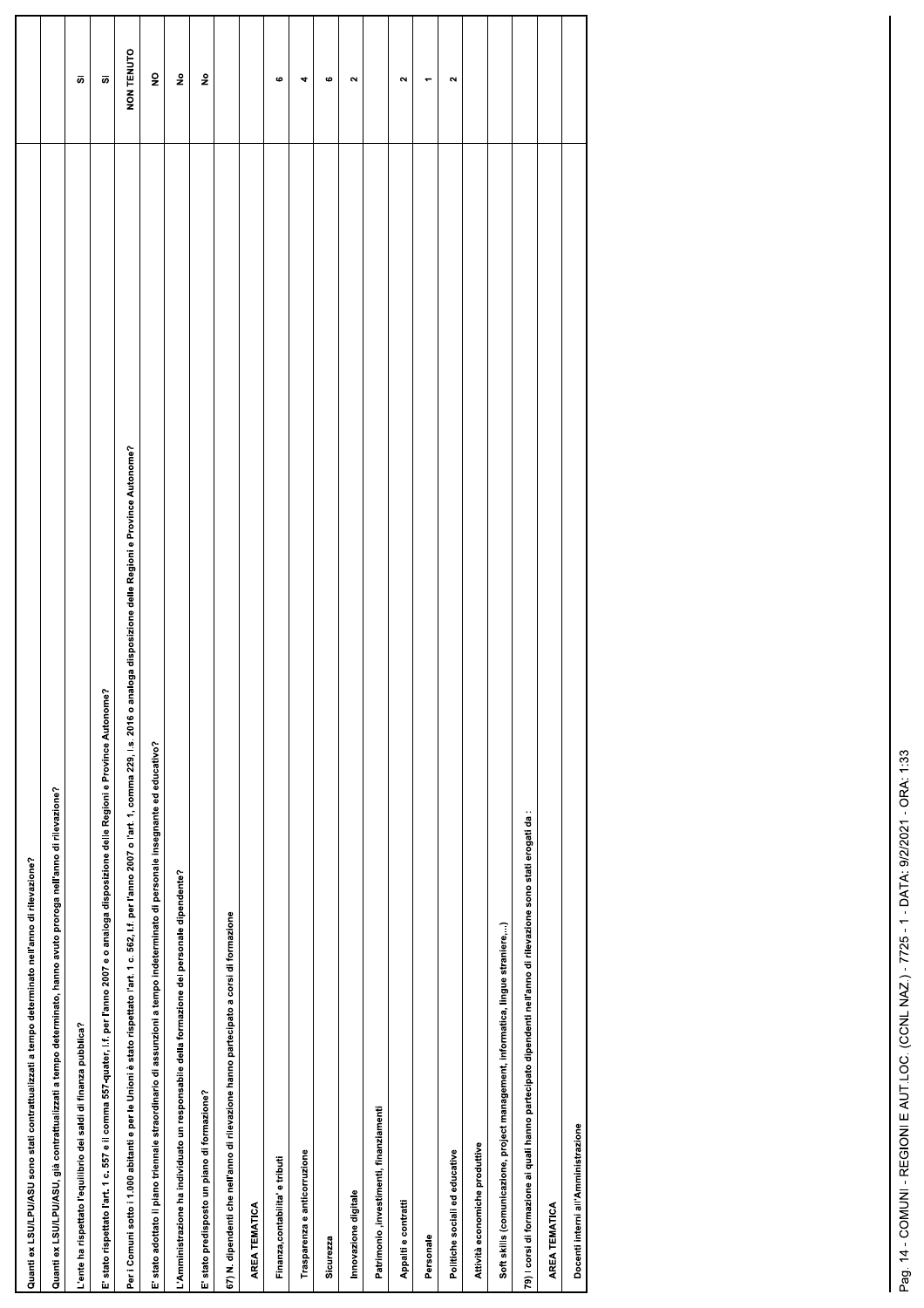| | |
|---|---|
| Quanti ex LSU/LPU/ASU sono stati contrattualizzati a tempo determinato nell'anno di rilevazione? | |
| Quanti ex LSU/LPU/ASU, già contrattualizzati a tempo determinato, hanno avuto proroga nell'anno di rilevazione? | |
| L'ente ha rispettato l'equilibrio dei saldi di finanza pubblica? | SI |
| E' stato rispettato l'art. 1 c. 557 e il comma 557-quater, l.f. per l'anno 2007 e o analoga disposizione delle Regioni e Province Autonome? | SI |
| Per i Comuni sotto i 1.000 abitanti e per le Unioni è stato rispettato l'art. 1 c. 562, l.f. per l'anno 2007 o l'art. 1, comma 229, l.s. 2016 o analoga disposizione delle Regioni e Province Autonome? | NON TENUTO |
| E' stato adottato il piano triennale straordinario di assunzioni a tempo indeterminato di personale insegnante ed educativo? | NO |
| L'Amministrazione ha individuato un responsabile della formazione del personale dipendente? | No |
| E' stato predisposto un piano di formazione? | No |
| 67) N. dipendenti che nell'anno di rilevazione hanno partecipato a corsi di formazione | |
| AREA TEMATICA | |
| Finanza,contabilita' e tributi | 6 |
| Trasparenza e anticorruzione | 4 |
| Sicurezza | 6 |
| Innovazione digitale | 2 |
| Patrimonio ,investimenti, finanziamenti | |
| Appalti e contratti | 2 |
| Personale | 1 |
| Politiche sociali ed educative | 2 |
| Attività economiche produttive | |
| Soft skills (comunicazione, project management, informatica, lingue straniere,...) | |
| 79) I corsi di formazione ai quali hanno partecipato dipendenti nell'anno di rilevazione sono stati erogati da : | |
| AREA TEMATICA | |
| Docenti interni all'Amministrazione | |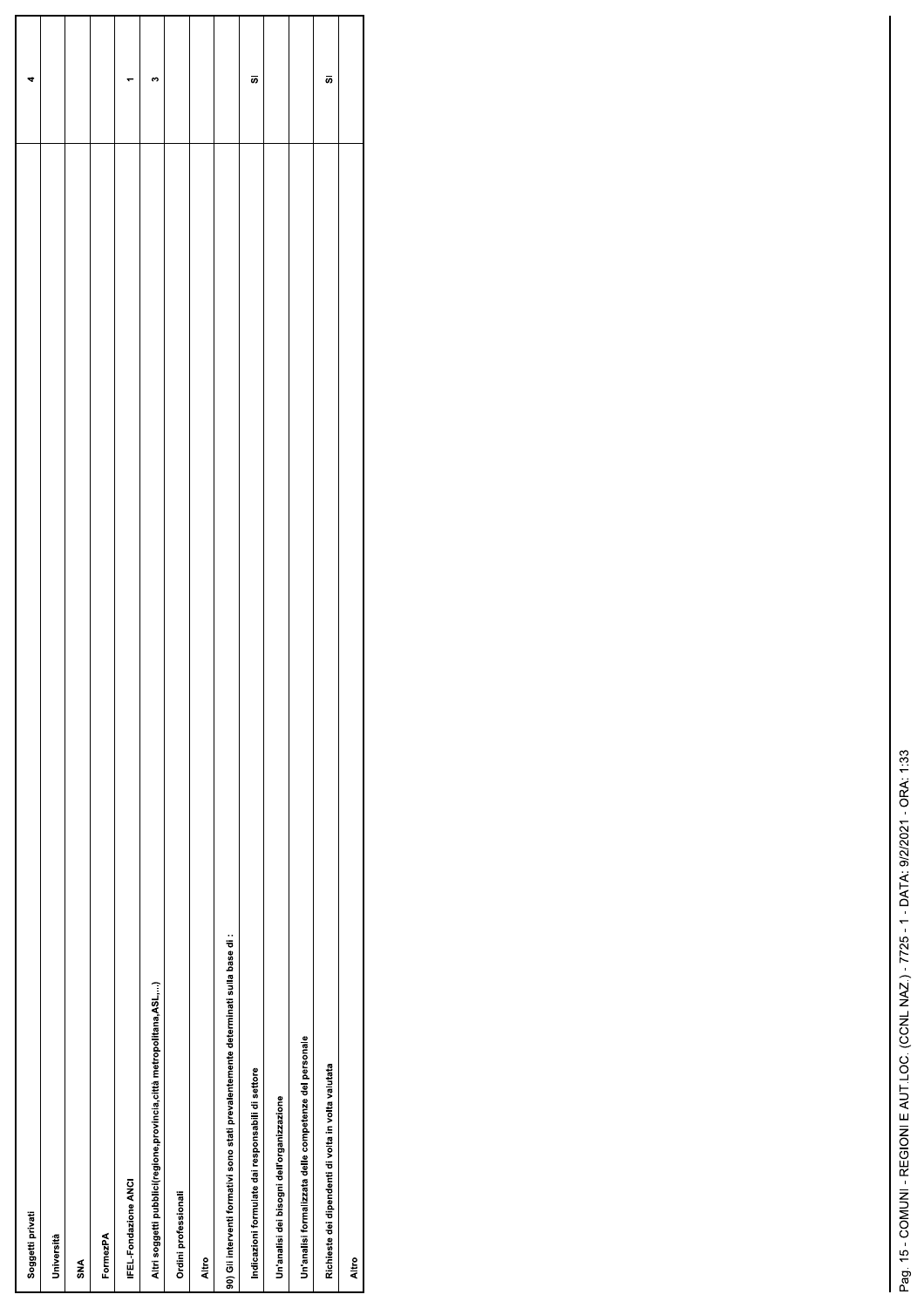| | |
|---|---|
| Soggetti privati | 4 |
| Università | |
| SNA | |
| FormezPA | |
| IFEL-Fondazione ANCI | 1 |
| Altri soggetti pubblici(regione,provincia,città metropolitana,ASL,...) | 3 |
| Ordini professionali | |
| Altro | |
| 90) Gli interventi formativi sono stati prevalentemente determinati sulla base di : | |
| Indicazioni formulate dai responsabili di settore | SI |
| Un'analisi dei bisogni dell'organizzazione | |
| Un'analisi formalizzata delle competenze del personale | |
| Richieste dei dipendenti di volta in volta valutata | SI |
| Altro | |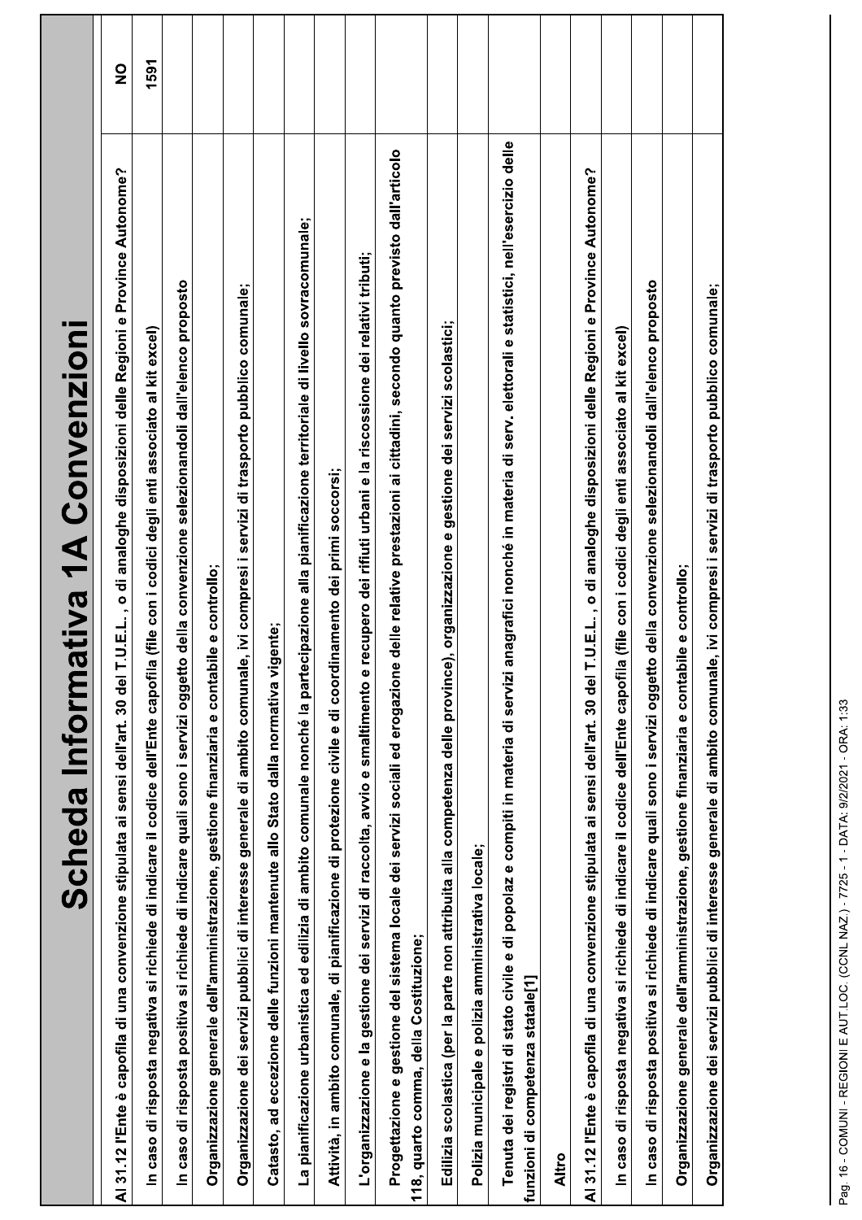# Scheda Informativa 1A Convenzioni

| | |
|---|---|
| Al 31.12 l'Ente è capofila di una convenzione stipulata ai sensi dell'art. 30 del T.U.E.L. , o di analoghe disposizioni delle Regioni e Province Autonome? | NO |
| In caso di risposta negativa si richiede di indicare il codice dell'Ente capofila (file con i codici degli enti associato al kit excel) | 1591 |
| In caso di risposta positiva si richiede di indicare quali sono i servizi oggetto della convenzione selezionandoli dall'elenco proposto | |
| Organizzazione generale dell'amministrazione, gestione finanziaria e contabile e controllo; | |
| Organizzazione dei servizi pubblici di interesse generale di ambito comunale, ivi compresi i servizi di trasporto pubblico comunale; | |
| Catasto, ad eccezione delle funzioni mantenute allo Stato dalla normativa vigente; | |
| La pianificazione urbanistica ed edilizia di ambito comunale nonché la partecipazione alla pianificazione territoriale di livello sovracomunale; | |
| Attività, in ambito comunale, di pianificazione di protezione civile e di coordinamento dei primi soccorsi; | |
| L'organizzazione e la gestione dei servizi di raccolta, avvio e smaltimento e recupero dei rifiuti urbani e la riscossione dei relativi tributi; | |
| Progettazione e gestione del sistema locale dei servizi sociali ed erogazione delle relative prestazioni ai cittadini, secondo quanto previsto dall'articolo 118, quarto comma, della Costituzione; | |
| Edilizia scolastica (per la parte non attribuita alla competenza delle province), organizzazione e gestione dei servizi scolastici; | |
| Polizia municipale e polizia amministrativa locale; | |
| Tenuta dei registri di stato civile e di popolaz e compiti in materia di servizi anagrafici nonché in materia di serv. elettorali e statistici, nell'esercizio delle funzioni di competenza statale[1] | |
| Altro | |
| Al 31.12 l'Ente è capofila di una convenzione stipulata ai sensi dell'art. 30 del T.U.E.L. , o di analoghe disposizioni delle Regioni e Province Autonome? | |
| In caso di risposta negativa si richiede di indicare il codice dell'Ente capofila (file con i codici degli enti associato al kit excel) | |
| In caso di risposta positiva si richiede di indicare quali sono i servizi oggetto della convenzione selezionandoli dall'elenco proposto | |
| Organizzazione generale dell'amministrazione, gestione finanziaria e contabile e controllo; | |
| Organizzazione dei servizi pubblici di interesse generale di ambito comunale, ivi compresi i servizi di trasporto pubblico comunale; | |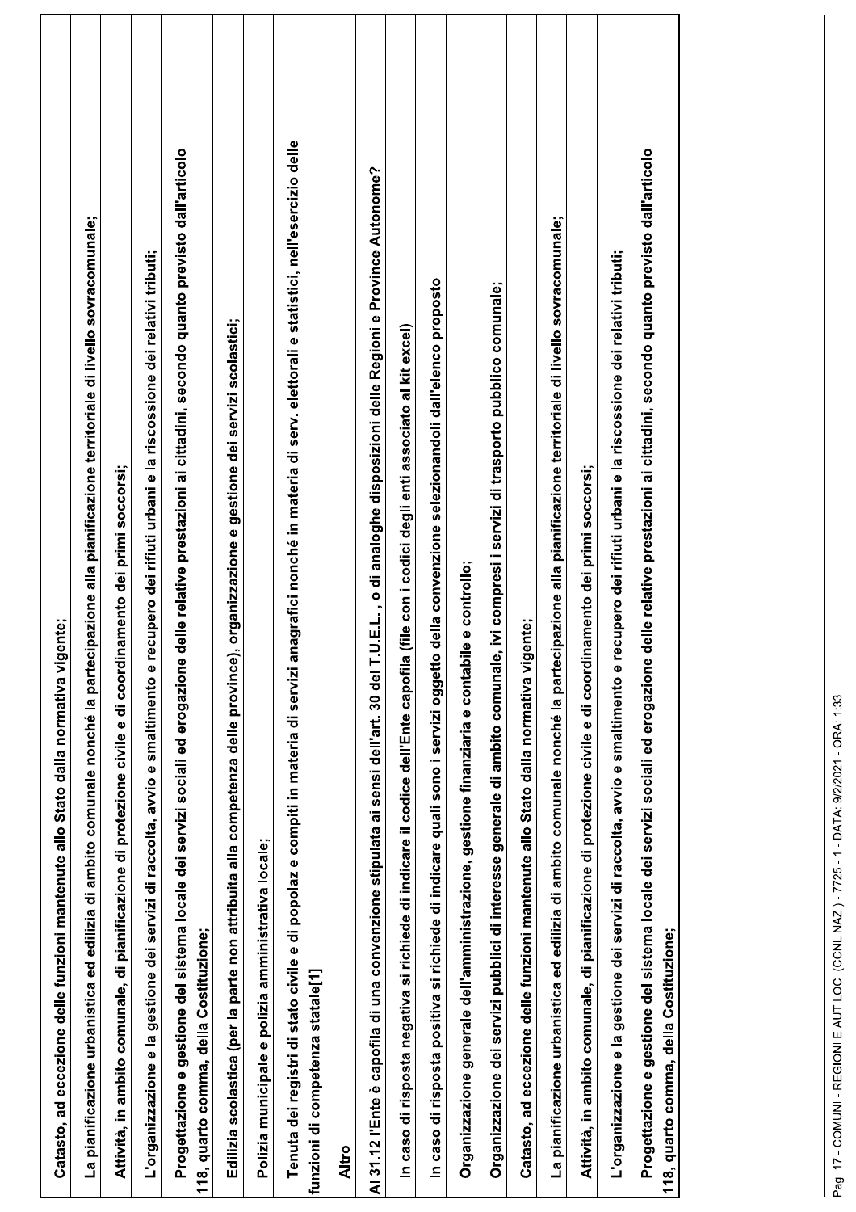| | |
|---|---|
| Catasto, ad eccezione delle funzioni mantenute allo Stato dalla normativa vigente; | |
| La pianificazione urbanistica ed edilizia di ambito comunale nonché la partecipazione alla pianificazione territoriale di livello sovracomunale; | |
| Attività, in ambito comunale, di pianificazione di protezione civile e di coordinamento dei primi soccorsi; | |
| L'organizzazione e la gestione dei servizi di raccolta, avvio e smaltimento e recupero dei rifiuti urbani e la riscossione dei relativi tributi; | |
| Progettazione e gestione del sistema locale dei servizi sociali ed erogazione delle relative prestazioni ai cittadini, secondo quanto previsto dall'articolo 118, quarto comma, della Costituzione; | |
| Edilizia scolastica (per la parte non attribuita alla competenza delle province), organizzazione e gestione dei servizi scolastici; | |
| Polizia municipale e polizia amministrativa locale; | |
| Tenuta dei registri di stato civile e di popolaz e compiti in materia di servizi anagrafici nonché in materia di serv. elettorali e statistici, nell'esercizio delle funzioni di competenza statale[1] | |
| Altro | |
| Al 31.12 l'Ente è capofila di una convenzione stipulata ai sensi dell'art. 30 del T.U.E.L. , o di analoghe disposizioni delle Regioni e Province Autonome? | |
| In caso di risposta negativa si richiede di indicare il codice dell'Ente capofila (file con i codici degli enti associato al kit excel) | |
| In caso di risposta positiva si richiede di indicare quali sono i servizi oggetto della convenzione selezionandoli dall'elenco proposto | |
| Organizzazione generale dell'amministrazione, gestione finanziaria e contabile e controllo; | |
| Organizzazione dei servizi pubblici di interesse generale di ambito comunale, ivi compresi i servizi di trasporto pubblico comunale; | |
| Catasto, ad eccezione delle funzioni mantenute allo Stato dalla normativa vigente; | |
| La pianificazione urbanistica ed edilizia di ambito comunale nonché la partecipazione alla pianificazione territoriale di livello sovracomunale; | |
| Attività, in ambito comunale, di pianificazione di protezione civile e di coordinamento dei primi soccorsi; | |
| L'organizzazione e la gestione dei servizi di raccolta, avvio e smaltimento e recupero dei rifiuti urbani e la riscossione dei relativi tributi; | |
| Progettazione e gestione del sistema locale dei servizi sociali ed erogazione delle relative prestazioni ai cittadini, secondo quanto previsto dall'articolo 118, quarto comma, della Costituzione; | |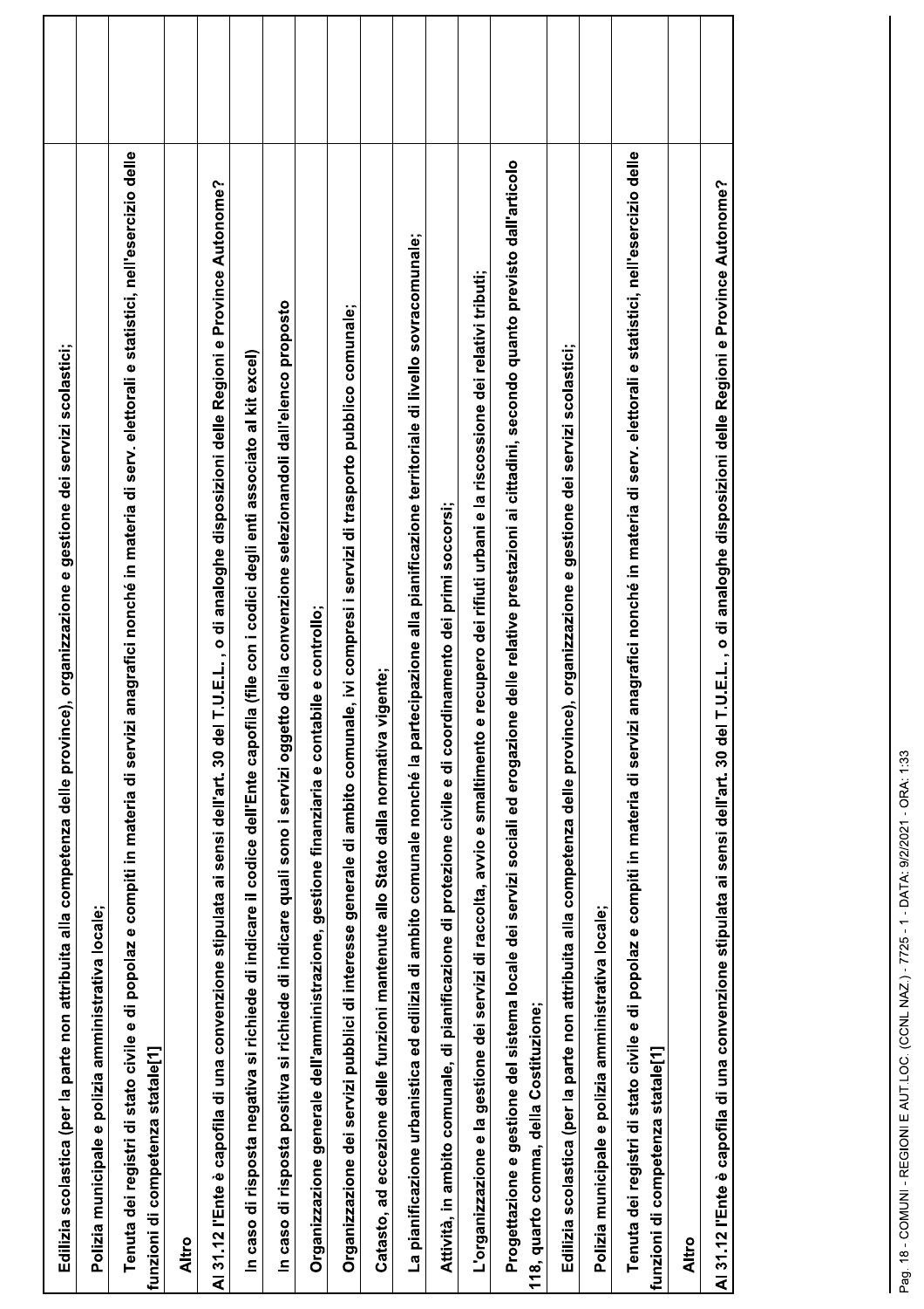| | |
|---|---|
| Edilizia scolastica (per la parte non attribuita alla competenza delle province), organizzazione e gestione dei servizi scolastici; | |
| Polizia municipale e polizia amministrativa locale; | |
| Tenuta dei registri di stato civile e di popolaz e compiti in materia di servizi anagrafici nonché in materia di serv. elettorali e statistici, nell'esercizio delle funzioni di competenza statale[1] | |
| Altro | |
| **Al 31.12 l'Ente è capofila di una convenzione stipulata ai sensi dell'art. 30 del T.U.E.L. , o di analoghe disposizioni delle Regioni e Province Autonome?** | |
| In caso di risposta negativa si richiede di indicare il codice dell'Ente capofila (file con i codici degli enti associato al kit excel) | |
| In caso di risposta positiva si richiede di indicare quali sono i servizi oggetto della convenzione selezionandoli dall'elenco proposto | |
| Organizzazione generale dell'amministrazione, gestione finanziaria e contabile e controllo; | |
| Organizzazione dei servizi pubblici di interesse generale di ambito comunale, ivi compresi i servizi di trasporto pubblico comunale; | |
| Catasto, ad eccezione delle funzioni mantenute allo Stato dalla normativa vigente; | |
| La pianificazione urbanistica ed edilizia di ambito comunale nonché la partecipazione alla pianificazione territoriale di livello sovracomunale; | |
| Attività, in ambito comunale, di pianificazione di protezione civile e di coordinamento dei primi soccorsi; | |
| L'organizzazione e la gestione dei servizi di raccolta, avvio e smaltimento e recupero dei rifiuti urbani e la riscossione dei relativi tributi; | |
| Progettazione e gestione del sistema locale dei servizi sociali ed erogazione delle relative prestazioni ai cittadini, secondo quanto previsto dall'articolo 118, quarto comma, della Costituzione; | |
| Edilizia scolastica (per la parte non attribuita alla competenza delle province), organizzazione e gestione dei servizi scolastici; | |
| Polizia municipale e polizia amministrativa locale; | |
| Tenuta dei registri di stato civile e di popolaz e compiti in materia di servizi anagrafici nonché in materia di serv. elettorali e statistici, nell'esercizio delle funzioni di competenza statale[1] | |
| Altro | |
| **Al 31.12 l'Ente è capofila di una convenzione stipulata ai sensi dell'art. 30 del T.U.E.L. , o di analoghe disposizioni delle Regioni e Province Autonome?** | |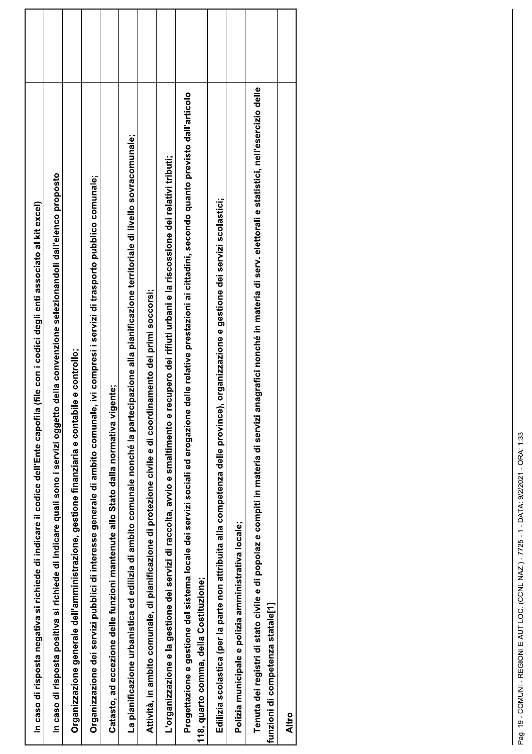| | |
|---|---|
| In caso di risposta negativa si richiede di indicare il codice dell'Ente capofila (file con i codici degli enti associato al kit excel) | |
| In caso di risposta positiva si richiede di indicare quali sono i servizi oggetto della convenzione selezionandoli dall'elenco proposto | |
| Organizzazione generale dell'amministrazione, gestione finanziaria e contabile e controllo; | |
| Organizzazione dei servizi pubblici di interesse generale di ambito comunale, ivi compresi i servizi di trasporto pubblico comunale; | |
| Catasto, ad eccezione delle funzioni mantenute allo Stato dalla normativa vigente; | |
| La pianificazione urbanistica ed edilizia di ambito comunale nonché la partecipazione alla pianificazione territoriale di livello sovracomunale; | |
| Attività, in ambito comunale, di pianificazione di protezione civile e di coordinamento dei primi soccorsi; | |
| L'organizzazione e la gestione dei servizi di raccolta, avvio e smaltimento e recupero dei rifiuti urbani e la riscossione dei relativi tributi; | |
| Progettazione e gestione del sistema locale dei servizi sociali ed erogazione delle relative prestazioni ai cittadini, secondo quanto previsto dall'articolo 118, quarto comma, della Costituzione; | |
| Edilizia scolastica (per la parte non attribuita alla competenza delle province), organizzazione e gestione dei servizi scolastici; | |
| Polizia municipale e polizia amministrativa locale; | |
| Tenuta dei registri di stato civile e di popolaz e compiti in materia di servizi anagrafici nonché in materia di serv. elettorali e statistici, nell'esercizio delle funzioni di competenza statale[1] | |
| Altro | |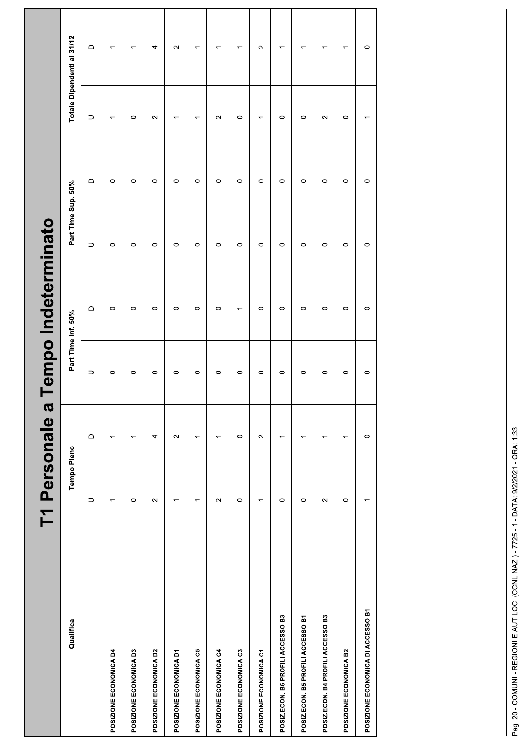# T1 Personale a Tempo Indeterminato

| Qualifica | Tempo Pieno | | Part Time Inf. 50% | | Part Time Sup. 50% | | Totale Dipendenti al 31/12 | |
|---|---|---|---|---|---|---|---|---|
| | U | D | U | D | U | D | U | D |
| POSIZIONE ECONOMICA D4 | 1 | 1 | 0 | 0 | 0 | 0 | 1 | 1 |
| POSIZIONE ECONOMICA D3 | 0 | 1 | 0 | 0 | 0 | 0 | 0 | 1 |
| POSIZIONE ECONOMICA D2 | 2 | 4 | 0 | 0 | 0 | 0 | 2 | 4 |
| POSIZIONE ECONOMICA D1 | 1 | 2 | 0 | 0 | 0 | 0 | 1 | 2 |
| POSIZIONE ECONOMICA C5 | 1 | 1 | 0 | 0 | 0 | 0 | 1 | 1 |
| POSIZIONE ECONOMICA C4 | 2 | 1 | 0 | 0 | 0 | 0 | 2 | 1 |
| POSIZIONE ECONOMICA C3 | 0 | 0 | 0 | 1 | 0 | 0 | 0 | 1 |
| POSIZIONE ECONOMICA C1 | 1 | 2 | 0 | 0 | 0 | 0 | 1 | 2 |
| POSIZ.ECON. B6 PROFILI ACCESSO B3 | 0 | 1 | 0 | 0 | 0 | 0 | 0 | 1 |
| POSIZ.ECON. B5 PROFILI ACCESSO B1 | 0 | 1 | 0 | 0 | 0 | 0 | 0 | 1 |
| POSIZ.ECON. B4 PROFILI ACCESSO B3 | 2 | 1 | 0 | 0 | 0 | 0 | 2 | 1 |
| POSIZIONE ECONOMICA B2 | 0 | 1 | 0 | 0 | 0 | 0 | 0 | 1 |
| POSIZIONE ECONOMICA DI ACCESSO B1 | 1 | 0 | 0 | 0 | 0 | 0 | 1 | 0 |

Pag. 20 - COMUNI - REGIONI E AUT.LOC. (CCNL NAZ.) - 7725 - 1 - DATA: 9/2/2021 - ORA: 1:33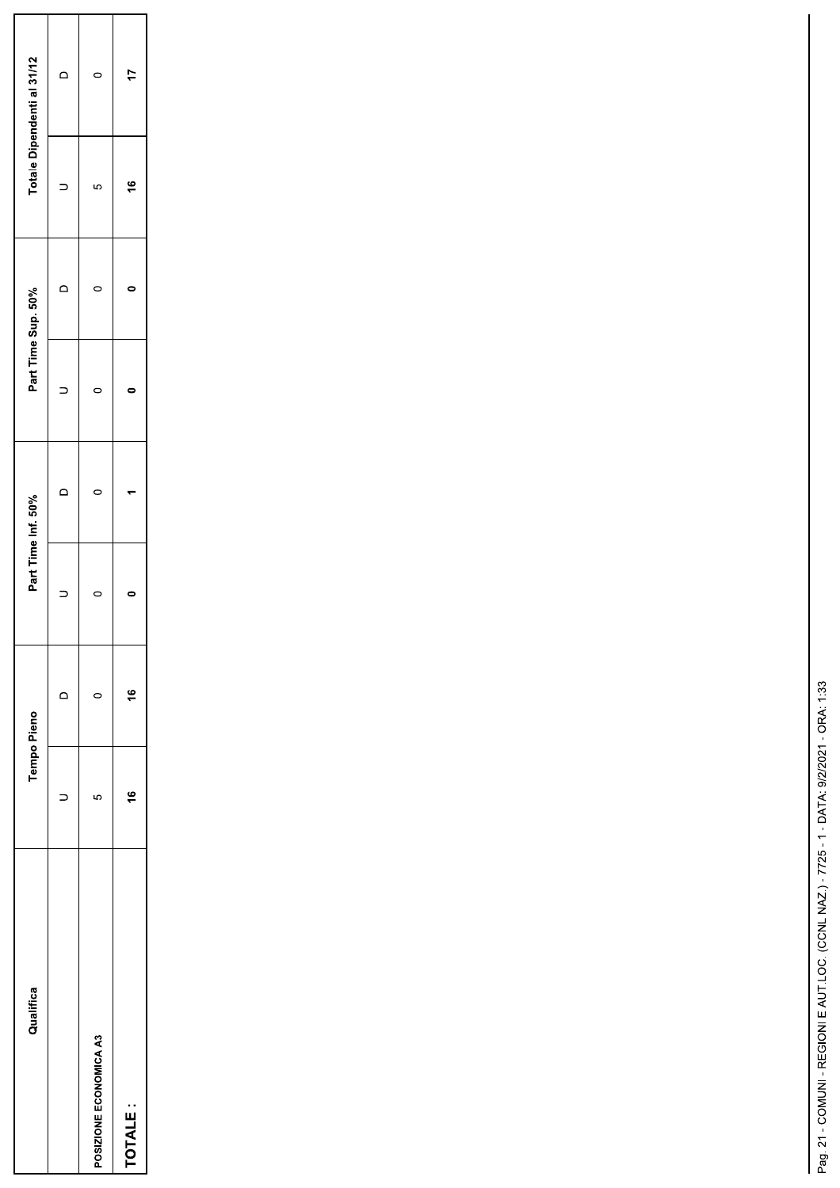| Qualifica | Tempo Pieno | | Part Time Inf. 50% | | Part Time Sup. 50% | | Totale Dipendenti al 31/12 | |
|---|---|---|---|---|---|---|---|---|
| | U | D | U | D | U | D | U | D |
| POSIZIONE ECONOMICA A3 | 5 | 0 | 0 | 0 | 0 | 0 | 5 | 0 |
| **TOTALE :** | **16** | **16** | **0** | **1** | **0** | **0** | **16** | **17** |

Pag. 21 - COMUNI - REGIONI E AUT.LOC. (CCNL NAZ.) - 7725 - 1 - DATA: 9/2/2021 - ORA: 1:33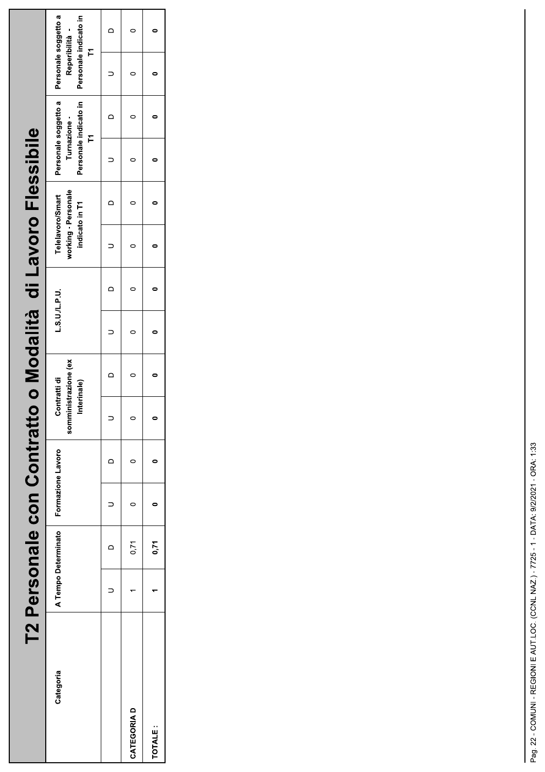# T2 Personale con Contratto o Modalità di Lavoro Flessibile

| Categoria | A Tempo Determinato | | Formazione Lavoro | | Contratti di somministrazione (ex Interinale) | | L.S.U./L.P.U. | | Telelavoro/Smart working - Personale indicato in T1 | | Personale soggetto a Turnazione - Personale indicato in T1 | | Personale soggetto a Reperibilità - Personale indicato in T1 | |
|---|---|---|---|---|---|---|---|---|---|---|---|---|---|---|
| | U | D | U | D | U | D | U | D | U | D | U | D | U | D |
| CATEGORIA D | 1 | 0,71 | 0 | 0 | 0 | 0 | 0 | 0 | 0 | 0 | 0 | 0 | 0 | 0 |
| **TOTALE :** | **1** | **0,71** | **0** | **0** | **0** | **0** | **0** | **0** | **0** | **0** | **0** | **0** | **0** | **0** |

Pag. 22 - COMUNI - REGIONI E AUT.LOC. (CCNL NAZ.) - 7725 - 1 - DATA: 9/2/2021 - ORA: 1:33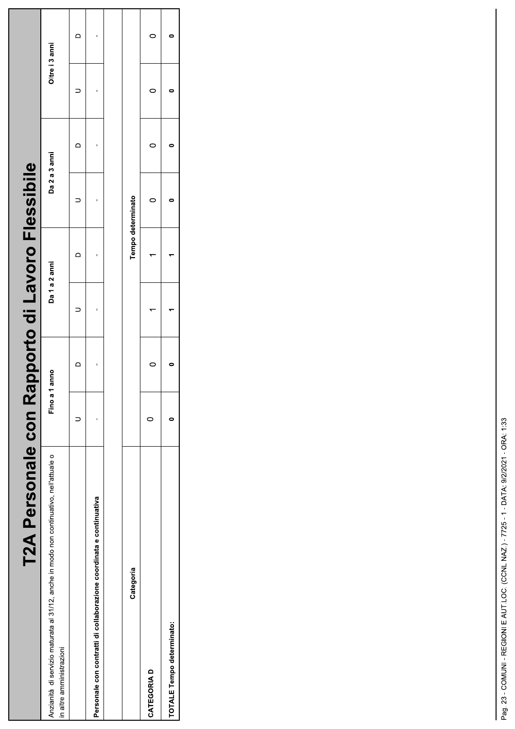# T2A Personale con Rapporto di Lavoro Flessibile

| Anzianità di servizio maturata al 31/12, anche in modo non continuativo, nell'attuale o in altre amministrazioni | Fino a 1 anno | | Da 1 a 2 anni | | Da 2 a 3 anni | | Oltre i 3 anni | |
|---|---|---|---|---|---|---|---|---|
| | U | D | U | D | U | D | U | D |
| **Personale con contratti di collaborazione coordinata e continuativa** | - | - | - | - | - | - | - | - |
| | | | | | | | | |
| **Categoria** | | | | Tempo determinato | | | | |
| **CATEGORIA D** | 0 | 0 | 1 | 1 | 0 | 0 | 0 | 0 |
| **TOTALE Tempo determinato:** | **0** | **0** | **1** | **1** | **0** | **0** | **0** | **0** |

Pag. 23 - COMUNI - REGIONI E AUT.LOC. (CCNL NAZ.) - 7725 - 1 - DATA: 9/2/2021 - ORA: 1:33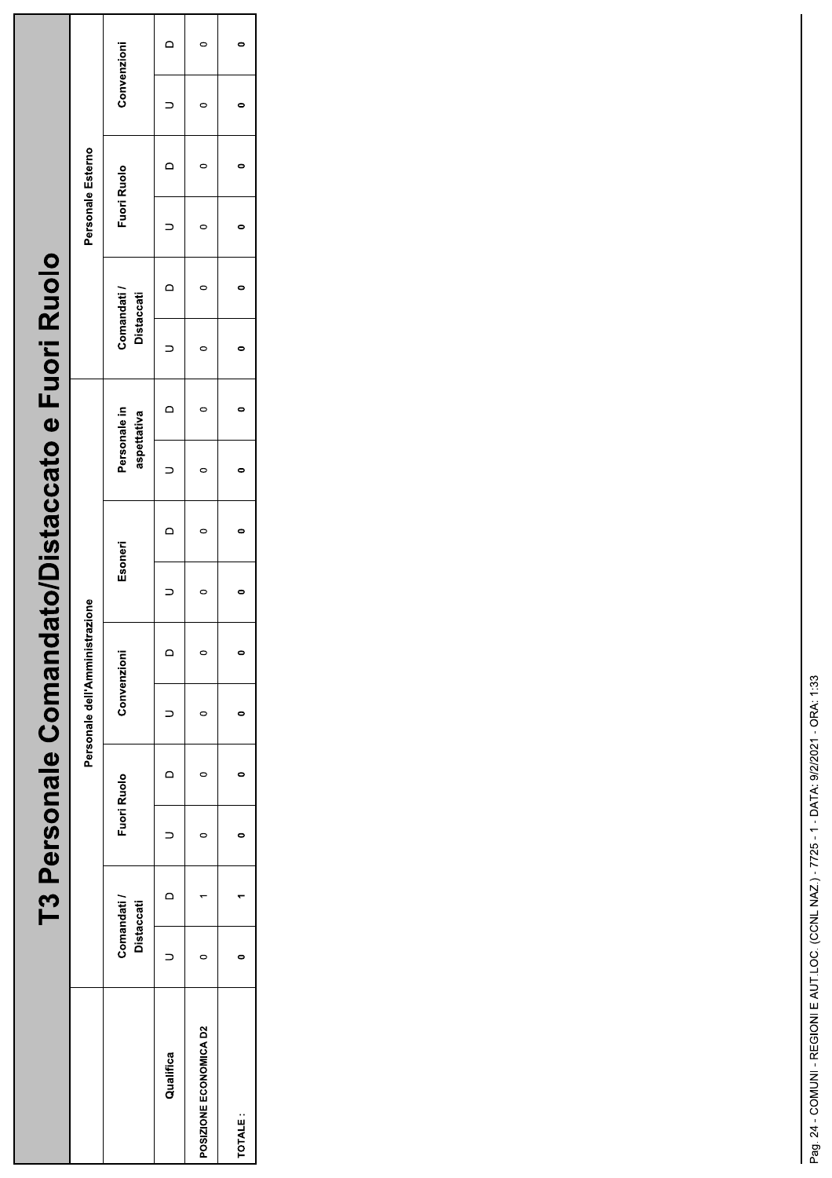# T3 Personale Comandato/Distaccato e Fuori Ruolo

| | Personale dell'Amministrazione | | | | | | | | | | Personale Esterno | | | | | |
|---|---|---|---|---|---|---|---|---|---|---|---|---|---|---|---|---|
| | Comandati / Distaccati | | Fuori Ruolo | | Convenzioni | | Esoneri | | Personale in aspettativa | | Comandati / Distaccati | | Fuori Ruolo | | Convenzioni | |
| Qualifica | U | D | U | D | U | D | U | D | U | D | U | D | U | D | U | D |
| POSIZIONE ECONOMICA D2 | 0 | 1 | 0 | 0 | 0 | 0 | 0 | 0 | 0 | 0 | 0 | 0 | 0 | 0 | 0 | 0 |
| TOTALE : | **0** | **1** | **0** | **0** | **0** | **0** | **0** | **0** | **0** | **0** | **0** | **0** | **0** | **0** | **0** | **0** |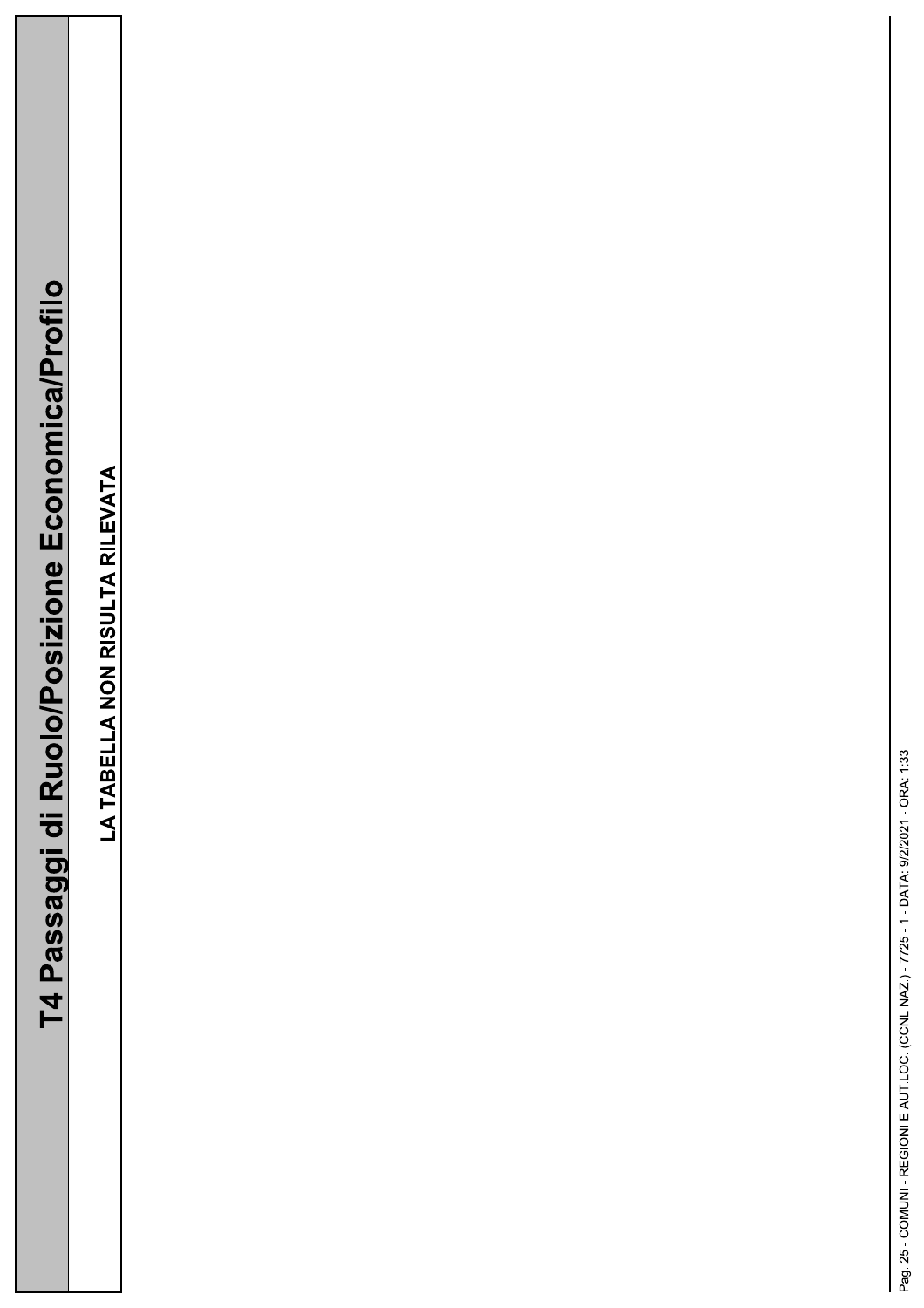# T4 Passaggi di Ruolo/Posizione Economica/Profilo

**LA TABELLA NON RISULTA RILEVATA**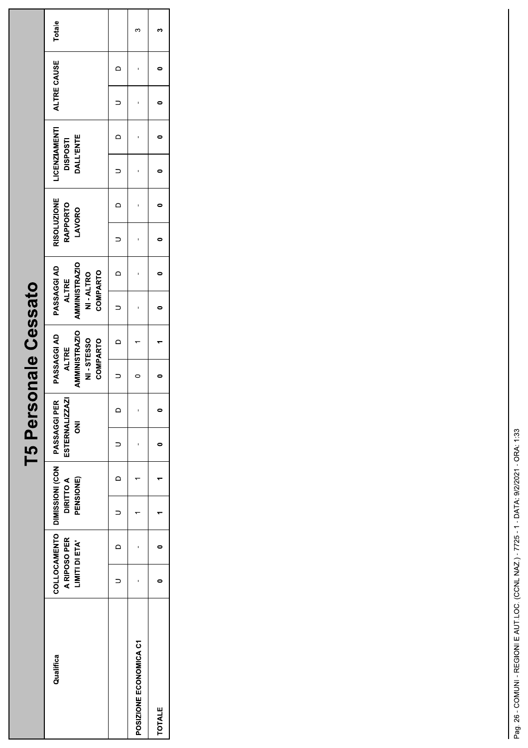# T5 Personale Cessato

| Qualifica | COLLOCAMENTO A RIPOSO PER LIMITI DI ETA' | | DIMISSIONI (CON DIRITTO A PENSIONE) | | PASSAGGI PER ESTERNALIZZAZIONI | | PASSAGGI AD ALTRE AMMINISTRAZIONI - STESSO COMPARTO | | PASSAGGI AD ALTRE AMMINISTRAZIONI - ALTRO COMPARTO | | RISOLUZIONE RAPPORTO LAVORO | | LICENZIAMENTI DISPOSTI DALL'ENTE | | ALTRE CAUSE | | Totale |
|---|---|---|---|---|---|---|---|---|---|---|---|---|---|---|---|---|---|
| | U | D | U | D | U | D | U | D | U | D | U | D | U | D | U | D | |
| POSIZIONE ECONOMICA C1 | - | - | 1 | 1 | - | - | 0 | 1 | - | - | - | - | - | - | - | - | 3 |
| **TOTALE** | **0** | **0** | **1** | **1** | **0** | **0** | **0** | **1** | **0** | **0** | **0** | **0** | **0** | **0** | **0** | **0** | **3** |

Pag. 26 - COMUNI - REGIONI E AUT.LOC. (CCNL NAZ.) - 7725 - 1 - DATA: 9/2/2021 - ORA: 1:33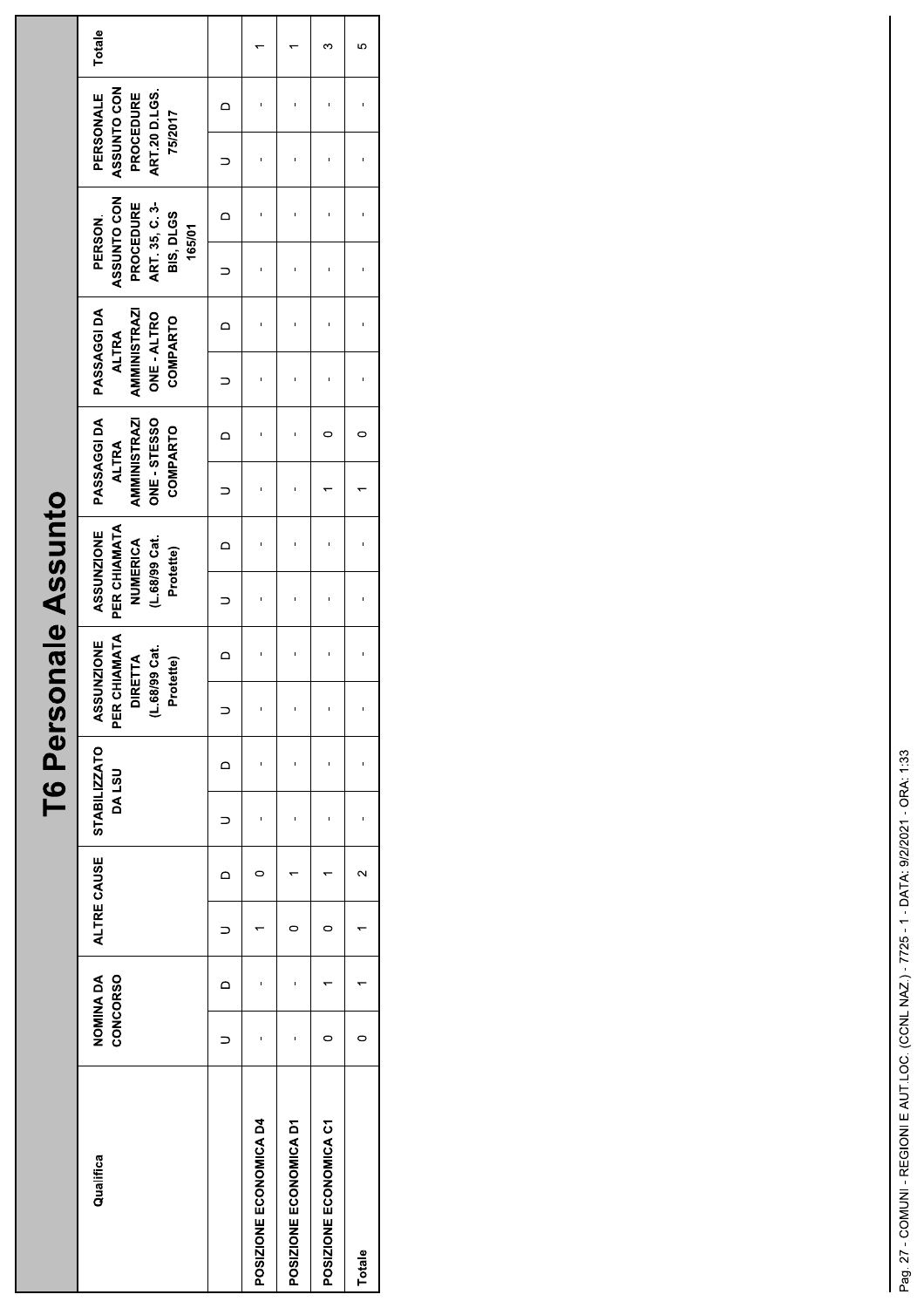# T6 Personale Assunto

| Qualifica | NOMINA DA CONCORSO | | ALTRE CAUSE | | STABILIZZATO DA LSU | | ASSUNZIONE PER CHIAMATA DIRETTA (L.68/99 Cat. Protette) | | ASSUNZIONE PER CHIAMATA NUMERICA (L.68/99 Cat. Protette) | | PASSAGGI DA ALTRA AMMINISTRAZIONE - STESSO COMPARTO | | PASSAGGI DA ALTRA AMMINISTRAZIONE - ALTRO COMPARTO | | PERSON. ASSUNTO CON PROCEDURE ART. 35, C. 3-BIS, DLGS 165/01 | | PERSONALE ASSUNTO CON PROCEDURE ART.20 D.LGS. 75/2017 | | Totale |
|---|---|---|---|---|---|---|---|---|---|---|---|---|---|---|---|---|---|---|---|
| | U | D | U | D | U | D | U | D | U | D | U | D | U | D | U | D | U | D | |
| POSIZIONE ECONOMICA D4 | - | - | 1 | 0 | - | - | - | - | - | - | - | - | - | - | - | - | - | - | 1 |
| POSIZIONE ECONOMICA D1 | - | - | 0 | 1 | - | - | - | - | - | - | - | - | - | - | - | - | - | - | 1 |
| POSIZIONE ECONOMICA C1 | 0 | 1 | 0 | 1 | - | - | - | - | - | - | 1 | 0 | - | - | - | - | - | - | 3 |
| Totale | 0 | 1 | 1 | 2 | - | - | - | - | - | - | 1 | 0 | - | - | - | - | - | - | 5 |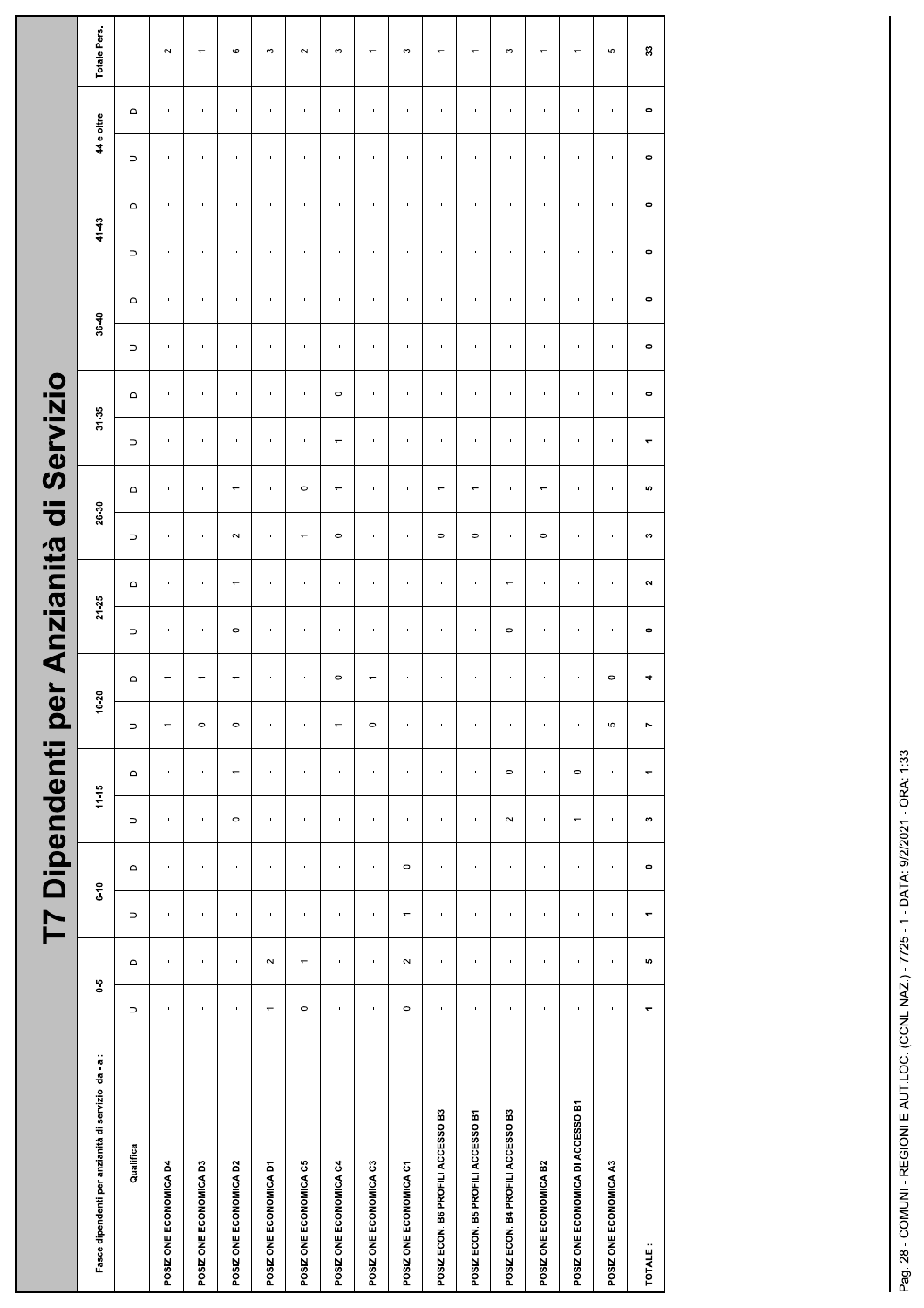# T7 Dipendenti per Anzianità di Servizio

| Fasce dipendenti per anzianità di servizio da - a : | 0-5 | | 6-10 | | 11-15 | | 16-20 | | 21-25 | | 26-30 | | 31-35 | | 36-40 | | 41-43 | | 44 e oltre | | Totale Pers. |
|---|---|---|---|---|---|---|---|---|---|---|---|---|---|---|---|---|---|---|---|---|---|
| Qualifica | U | D | U | D | U | D | U | D | U | D | U | D | U | D | U | D | U | D | U | D | |
| POSIZIONE ECONOMICA D4 | - | - | - | - | - | - | 1 | 1 | - | - | - | - | - | - | - | - | - | - | - | - | 2 |
| POSIZIONE ECONOMICA D3 | - | - | - | - | - | - | 0 | 1 | - | - | - | - | - | - | - | - | - | - | - | - | 1 |
| POSIZIONE ECONOMICA D2 | - | - | - | - | 0 | 1 | 0 | 1 | 0 | 1 | 2 | 1 | - | - | - | - | - | - | - | - | 6 |
| POSIZIONE ECONOMICA D1 | 1 | 2 | - | - | - | - | - | - | - | - | - | - | - | - | - | - | - | - | - | - | 3 |
| POSIZIONE ECONOMICA C5 | 0 | 1 | - | - | - | - | - | - | - | - | 1 | 0 | - | - | - | - | - | - | - | - | 2 |
| POSIZIONE ECONOMICA C4 | - | - | - | - | - | - | 1 | 0 | - | - | 0 | 1 | 1 | 0 | - | - | - | - | - | - | 3 |
| POSIZIONE ECONOMICA C3 | - | - | - | - | - | - | 0 | 1 | - | - | - | - | - | - | - | - | - | - | - | - | 1 |
| POSIZIONE ECONOMICA C1 | 0 | 2 | 1 | 0 | - | - | - | - | - | - | - | - | - | - | - | - | - | - | - | - | 3 |
| POSIZ.ECON. B6 PROFILI ACCESSO B3 | - | - | - | - | - | - | - | - | - | - | 0 | 1 | - | - | - | - | - | - | - | - | 1 |
| POSIZ.ECON. B5 PROFILI ACCESSO B1 | - | - | - | - | - | - | - | - | - | - | 0 | 1 | - | - | - | - | - | - | - | - | 1 |
| POSIZ.ECON. B4 PROFILI ACCESSO B3 | - | - | - | - | 2 | 0 | - | - | 0 | 1 | - | - | - | - | - | - | - | - | - | - | 3 |
| POSIZIONE ECONOMICA B2 | - | - | - | - | - | - | - | - | - | - | 0 | 1 | - | - | - | - | - | - | - | - | 1 |
| POSIZIONE ECONOMICA DI ACCESSO B1 | - | - | - | - | 1 | 0 | - | - | - | - | - | - | - | - | - | - | - | - | - | - | 1 |
| POSIZIONE ECONOMICA A3 | - | - | - | - | - | - | 5 | 0 | - | - | - | - | - | - | - | - | - | - | - | - | 5 |
| TOTALE : | 1 | 5 | 1 | 0 | 3 | 1 | 7 | 4 | 0 | 2 | 3 | 5 | 1 | 0 | 0 | 0 | 0 | 0 | 0 | 0 | 33 |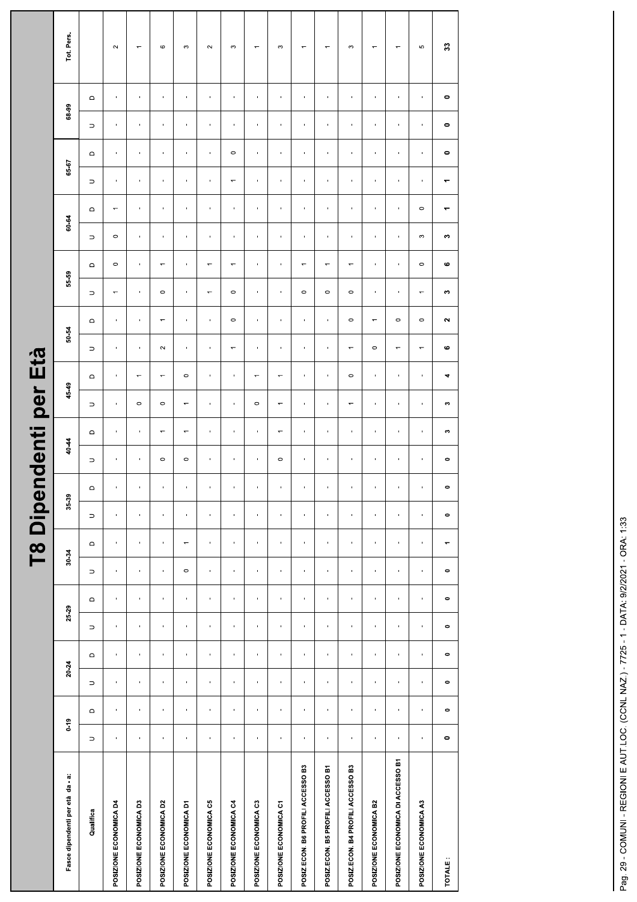# T8 Dipendenti per Età

| Fasce dipendenti per età da - a: | 0-19 | | 20-24 | | 25-29 | | 30-34 | | 35-39 | | 40-44 | | 45-49 | | 50-54 | | 55-59 | | 60-64 | | 65-67 | | 68-99 | | Tot. Pers. |
|---|---|---|---|---|---|---|---|---|---|---|---|---|---|---|---|---|---|---|---|---|---|---|---|---|---|
| Qualifica | U | D | U | D | U | D | U | D | U | D | U | D | U | D | U | D | U | D | U | D | U | D | U | D | |
| POSIZIONE ECONOMICA D4 | - | - | - | - | - | - | - | - | - | - | - | - | - | - | - | - | 1 | 0 | 0 | 1 | - | - | - | - | 2 |
| POSIZIONE ECONOMICA D3 | - | - | - | - | - | - | - | - | - | - | - | - | 0 | 1 | - | - | - | - | - | - | - | - | - | - | 1 |
| POSIZIONE ECONOMICA D2 | - | - | - | - | - | - | - | - | - | - | 0 | 1 | 0 | 1 | 2 | 1 | 0 | 1 | - | - | - | - | - | - | 6 |
| POSIZIONE ECONOMICA D1 | - | - | - | - | - | - | 0 | 1 | - | - | 0 | 1 | 1 | 0 | - | - | - | - | - | - | - | - | - | - | 3 |
| POSIZIONE ECONOMICA C5 | - | - | - | - | - | - | - | - | - | - | - | - | - | - | - | - | 1 | 1 | - | - | - | - | - | - | 2 |
| POSIZIONE ECONOMICA C4 | - | - | - | - | - | - | - | - | - | - | - | - | - | - | 1 | 0 | 0 | 1 | - | - | 1 | 0 | - | - | 3 |
| POSIZIONE ECONOMICA C3 | - | - | - | - | - | - | - | - | - | - | - | - | 0 | 1 | - | - | - | - | - | - | - | - | - | - | 1 |
| POSIZIONE ECONOMICA C1 | - | - | - | - | - | - | - | - | - | - | 0 | 1 | 1 | 1 | - | - | - | - | - | - | - | - | - | - | 3 |
| POSIZ.ECON. B6 PROFILI ACCESSO B3 | - | - | - | - | - | - | - | - | - | - | - | - | - | - | - | - | 0 | 1 | - | - | - | - | - | - | 1 |
| POSIZ.ECON. B5 PROFILI ACCESSO B1 | - | - | - | - | - | - | - | - | - | - | - | - | - | - | - | - | 0 | 1 | - | - | - | - | - | - | 1 |
| POSIZ.ECON. B4 PROFILI ACCESSO B3 | - | - | - | - | - | - | - | - | - | - | - | - | 1 | 0 | 1 | 0 | 0 | 1 | - | - | - | - | - | - | 3 |
| POSIZIONE ECONOMICA B2 | - | - | - | - | - | - | - | - | - | - | - | - | - | - | 0 | 1 | - | - | - | - | - | - | - | - | 1 |
| POSIZIONE ECONOMICA DI ACCESSO B1 | - | - | - | - | - | - | - | - | - | - | - | - | - | - | 1 | 0 | - | - | - | - | - | - | - | - | 1 |
| POSIZIONE ECONOMICA A3 | - | - | - | - | - | - | - | - | - | - | - | - | - | - | 1 | 0 | 1 | 0 | 3 | 0 | - | - | - | - | 5 |
| TOTALE : | 0 | 0 | 0 | 0 | 0 | 0 | 0 | 1 | 0 | 0 | 0 | 3 | 3 | 4 | 6 | 2 | 3 | 6 | 3 | 1 | 1 | 0 | 0 | 0 | 33 |

Pag. 29 - COMUNI - REGIONI E AUT.LOC. (CCNL NAZ.) - 7725 - 1 - DATA: 9/2/2021 - ORA: 1:33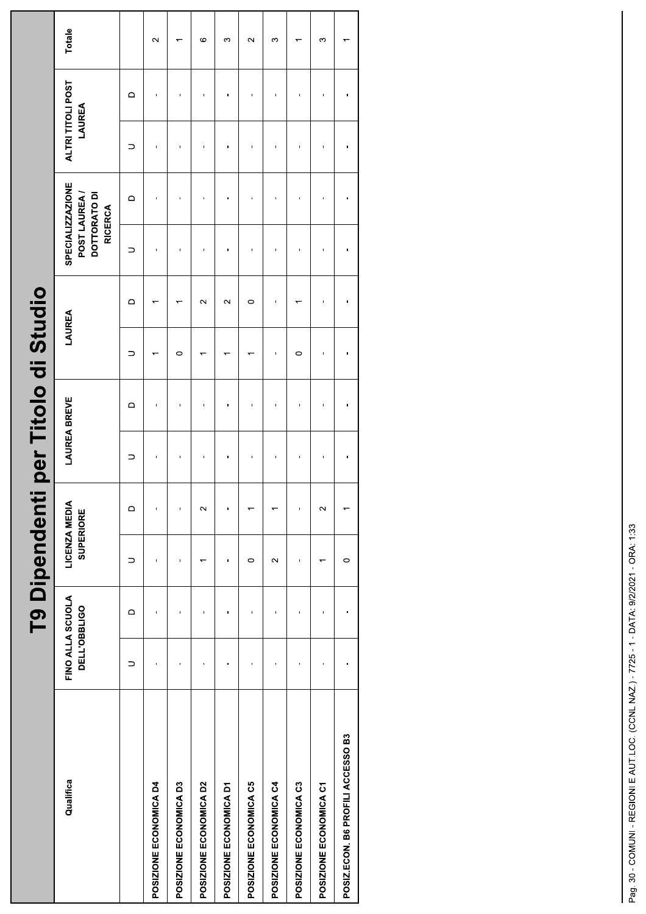# T9 Dipendenti per Titolo di Studio

| Qualifica | FINO ALLA SCUOLA DELL'OBBLIGO | | LICENZA MEDIA SUPERIORE | | LAUREA BREVE | | LAUREA | | SPECIALIZZAZIONE POST LAUREA / DOTTORATO DI RICERCA | | ALTRI TITOLI POST LAUREA | | Totale |
|---|---|---|---|---|---|---|---|---|---|---|---|---|---|
| | U | D | U | D | U | D | U | D | U | D | U | D | |
| POSIZIONE ECONOMICA D4 | - | - | - | - | - | - | 1 | 1 | - | - | - | - | 2 |
| POSIZIONE ECONOMICA D3 | - | - | - | - | - | - | 0 | 1 | - | - | - | - | 1 |
| POSIZIONE ECONOMICA D2 | - | - | 1 | 2 | - | - | 1 | 2 | - | - | - | - | 6 |
| POSIZIONE ECONOMICA D1 | - | - | - | - | - | - | 1 | 2 | - | - | - | - | 3 |
| POSIZIONE ECONOMICA C5 | - | - | 0 | 1 | - | - | 1 | 0 | - | - | - | - | 2 |
| POSIZIONE ECONOMICA C4 | - | - | 2 | 1 | - | - | - | - | - | - | - | - | 3 |
| POSIZIONE ECONOMICA C3 | - | - | - | - | - | - | 0 | 1 | - | - | - | - | 1 |
| POSIZIONE ECONOMICA C1 | - | - | 1 | 2 | - | - | - | - | - | - | - | - | 3 |
| POSIZ.ECON. B6 PROFILI ACCESSO B3 | - | - | 0 | 1 | - | - | - | - | - | - | - | - | 1 |

Pag. 30 - COMUNI - REGIONI E AUT.LOC. (CCNL NAZ.) - 7725 - 1 - DATA: 9/2/2021 - ORA: 1:33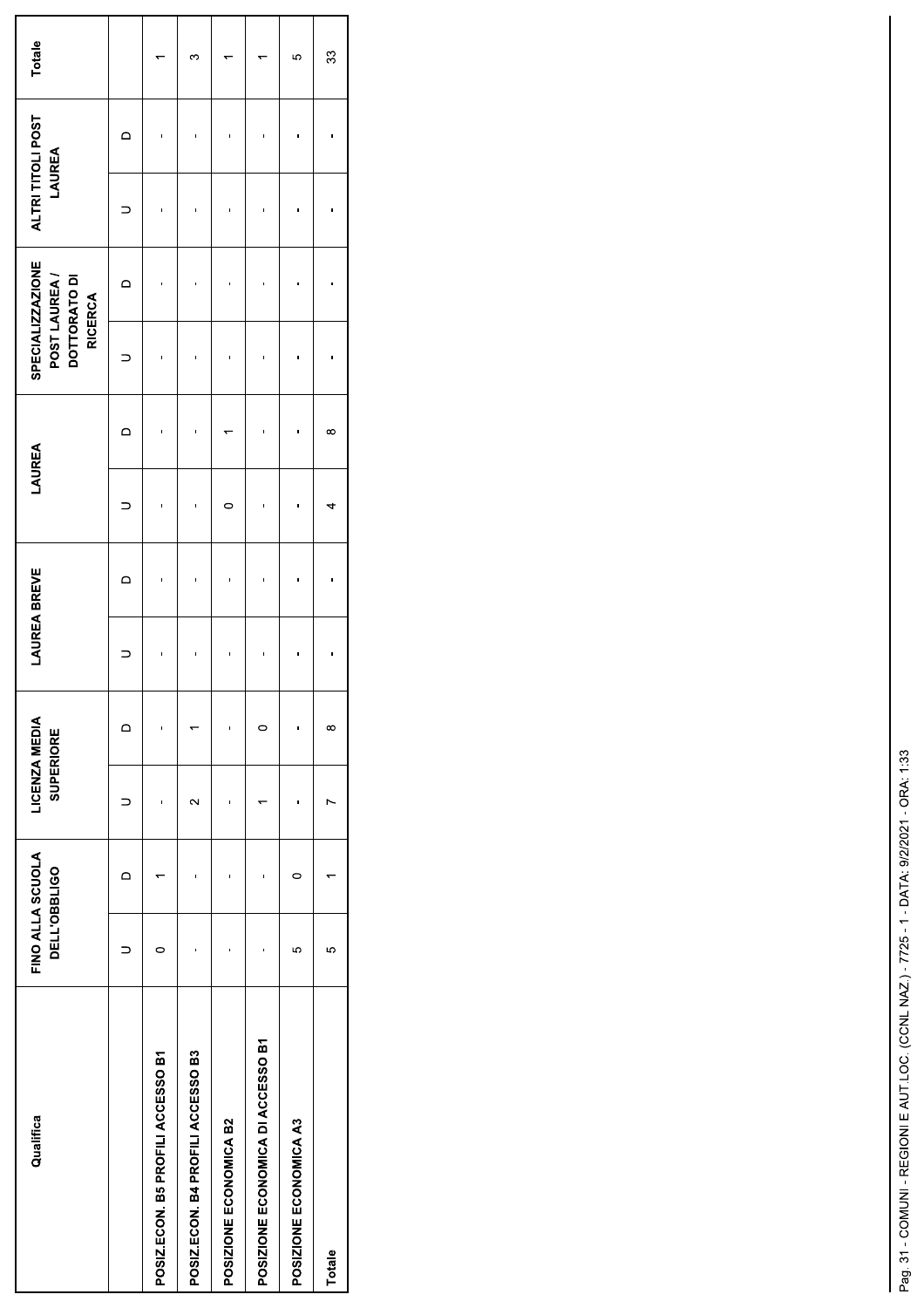| Qualifica | FINO ALLA SCUOLA DELL'OBBLIGO | | LICENZA MEDIA SUPERIORE | | LAUREA BREVE | | LAUREA | | SPECIALIZZAZIONE POST LAUREA / DOTTORATO DI RICERCA | | ALTRI TITOLI POST LAUREA | | Totale |
|---|---|---|---|---|---|---|---|---|---|---|---|---|---|
| | U | D | U | D | U | D | U | D | U | D | U | D | |
| POSIZ.ECON. B5 PROFILI ACCESSO B1 | 0 | 1 | - | - | - | - | - | - | - | - | - | - | 1 |
| POSIZ.ECON. B4 PROFILI ACCESSO B3 | - | - | 2 | 1 | - | - | - | - | - | - | - | - | 3 |
| POSIZIONE ECONOMICA B2 | - | - | - | - | - | - | 0 | 1 | - | - | - | - | 1 |
| POSIZIONE ECONOMICA DI ACCESSO B1 | - | - | 1 | 0 | - | - | - | - | - | - | - | - | 1 |
| POSIZIONE ECONOMICA A3 | 5 | 0 | - | - | - | - | - | - | - | - | - | - | 5 |
| Totale | 5 | 1 | 7 | 8 | - | - | 4 | 8 | - | - | - | - | 33 |

Pag. 31 - COMUNI - REGIONI E AUT.LOC. (CCNL NAZ.) - 7725 - 1 - DATA: 9/2/2021 - ORA: 1:33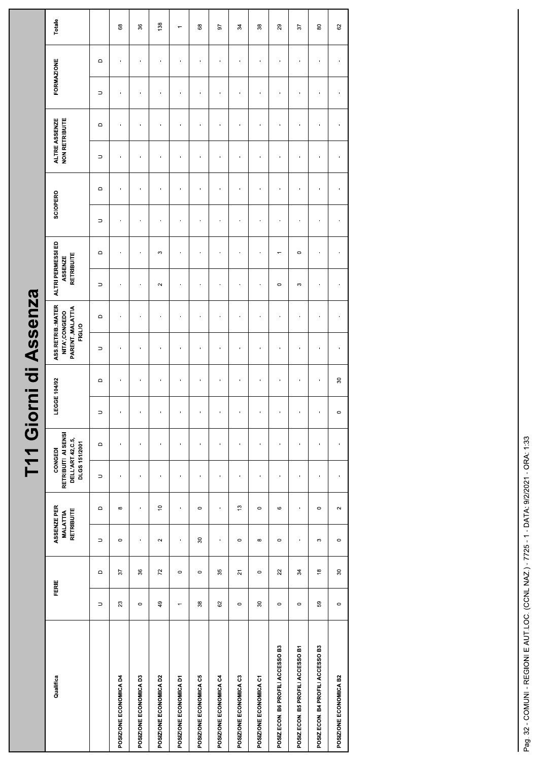# T11 Giorni di Assenza

| Qualifica | FERIE | | ASSENZE PER MALATTIA RETRIBUITE | | CONGEDI RETRIBUITI AI SENSI DELL'ART.42,C.5, DLGS 151/2001 | | LEGGE 104/92 | | ASS.RETRIB.:MATERNITA',CONGEDO PARENT.,MALATTIA FIGLIO | | ALTRI PERMESSI ED ASSENZE RETRIBUITE | | SCIOPERO | | ALTRE ASSENZE NON RETRIBUITE | | FORMAZIONE | | Totale |
|---|---|---|---|---|---|---|---|---|---|---|---|---|---|---|---|---|---|---|---|
| | U | D | U | D | U | D | U | D | U | D | U | D | U | D | U | D | U | D | |
| POSIZIONE ECONOMICA D4 | 23 | 37 | 0 | 8 | - | - | - | - | - | - | - | - | - | - | - | - | - | - | 68 |
| POSIZIONE ECONOMICA D3 | 0 | 36 | - | - | - | - | - | - | - | - | - | - | - | - | - | - | - | - | 36 |
| POSIZIONE ECONOMICA D2 | 49 | 72 | 2 | 10 | - | - | - | - | - | - | 2 | 3 | - | - | - | - | - | - | 138 |
| POSIZIONE ECONOMICA D1 | 1 | 0 | - | - | - | - | - | - | - | - | - | - | - | - | - | - | - | - | 1 |
| POSIZIONE ECONOMICA C5 | 38 | 0 | 30 | 0 | - | - | - | - | - | - | - | - | - | - | - | - | - | - | 68 |
| POSIZIONE ECONOMICA C4 | 62 | 35 | - | - | - | - | - | - | - | - | - | - | - | - | - | - | - | - | 97 |
| POSIZIONE ECONOMICA C3 | 0 | 21 | 0 | 13 | - | - | - | - | - | - | - | - | - | - | - | - | - | - | 34 |
| POSIZIONE ECONOMICA C1 | 30 | 0 | 8 | 0 | - | - | - | - | - | - | - | - | - | - | - | - | - | - | 38 |
| POSIZ.ECON. B6 PROFILI ACCESSO B3 | 0 | 22 | 0 | 6 | - | - | - | - | - | - | 0 | 1 | - | - | - | - | - | - | 29 |
| POSIZ.ECON. B5 PROFILI ACCESSO B1 | 0 | 34 | - | - | - | - | - | - | - | - | 3 | 0 | - | - | - | - | - | - | 37 |
| POSIZ.ECON. B4 PROFILI ACCESSO B3 | 59 | 18 | 3 | 0 | - | - | - | - | - | - | - | - | - | - | - | - | - | - | 80 |
| POSIZIONE ECONOMICA B2 | 0 | 30 | 0 | 2 | - | - | 0 | 30 | - | - | - | - | - | - | - | - | - | - | 62 |

Pag. 32 - COMUNI - REGIONI E AUT.LOC. (CCNL NAZ.) - 7725 - 1 - DATA: 9/2/2021 - ORA: 1:33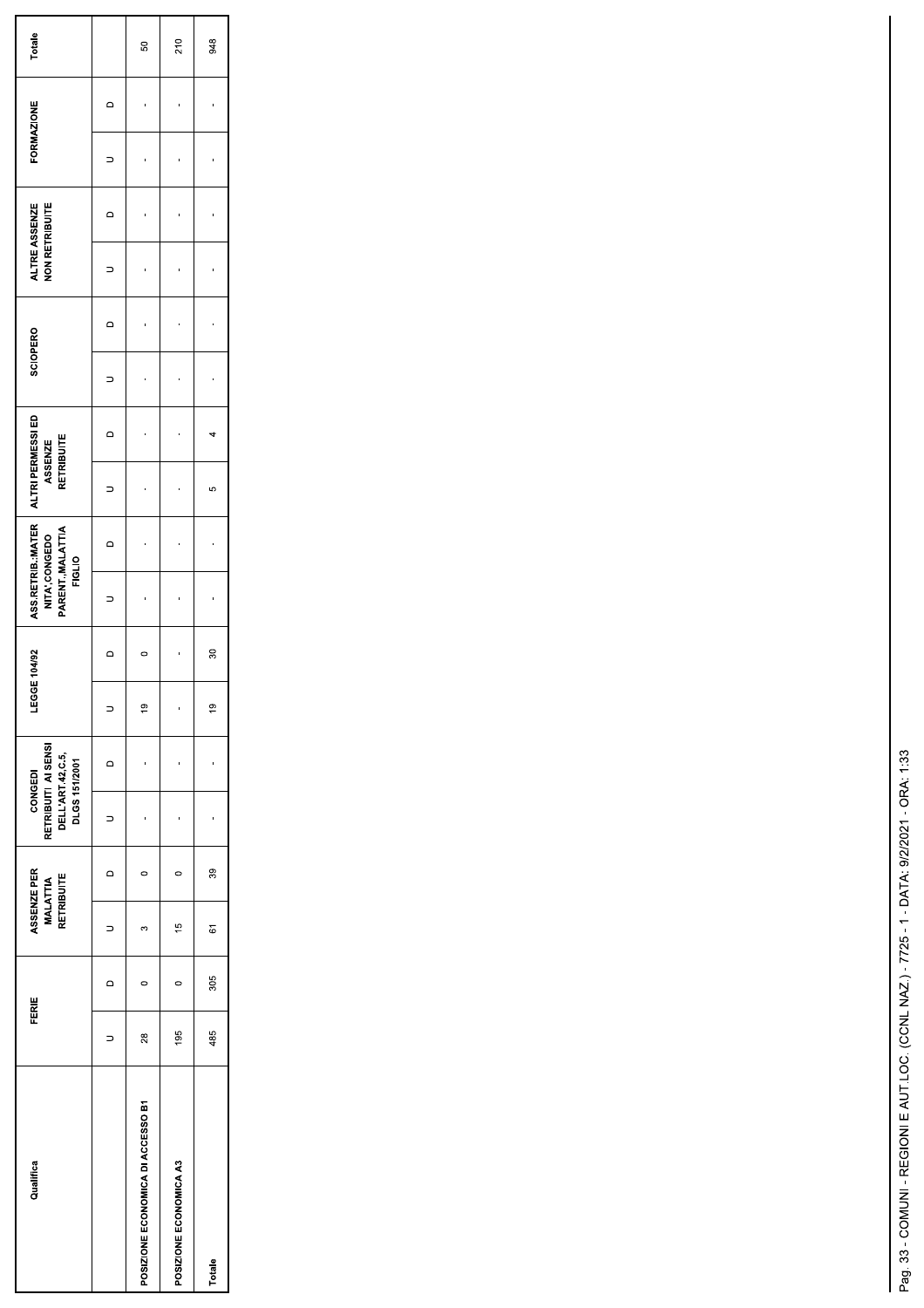| Qualifica | FERIE | | ASSENZE PER MALATTIA RETRIBUITE | | CONGEDI RETRIBUITI AI SENSI DELL'ART.42,C.5, DLGS 151/2001 | | LEGGE 104/92 | | ASS.RETRIB.:MATERNITA',CONGEDO PARENT.,MALATTIA FIGLIO | | ALTRI PERMESSI ED ASSENZE RETRIBUITE | | SCIOPERO | | ALTRE ASSENZE NON RETRIBUITE | | FORMAZIONE | | Totale |
|---|---|---|---|---|---|---|---|---|---|---|---|---|---|---|---|---|---|---|---|
| | U | D | U | D | U | D | U | D | U | D | U | D | U | D | U | D | U | D | |
| POSIZIONE ECONOMICA DI ACCESSO B1 | 28 | 0 | 3 | 0 | - | - | 19 | 0 | - | - | - | - | - | - | - | - | - | - | 50 |
| POSIZIONE ECONOMICA A3 | 195 | 0 | 15 | 0 | - | - | - | - | - | - | - | - | - | - | - | - | - | - | 210 |
| Totale | 485 | 305 | 61 | 39 | - | - | 19 | 30 | - | - | 5 | 4 | - | - | - | - | - | - | 948 |

Pag. 33 - COMUNI - REGIONI E AUT.LOC. (CCNL NAZ.) - 7725 - 1 - DATA: 9/2/2021 - ORA: 1:33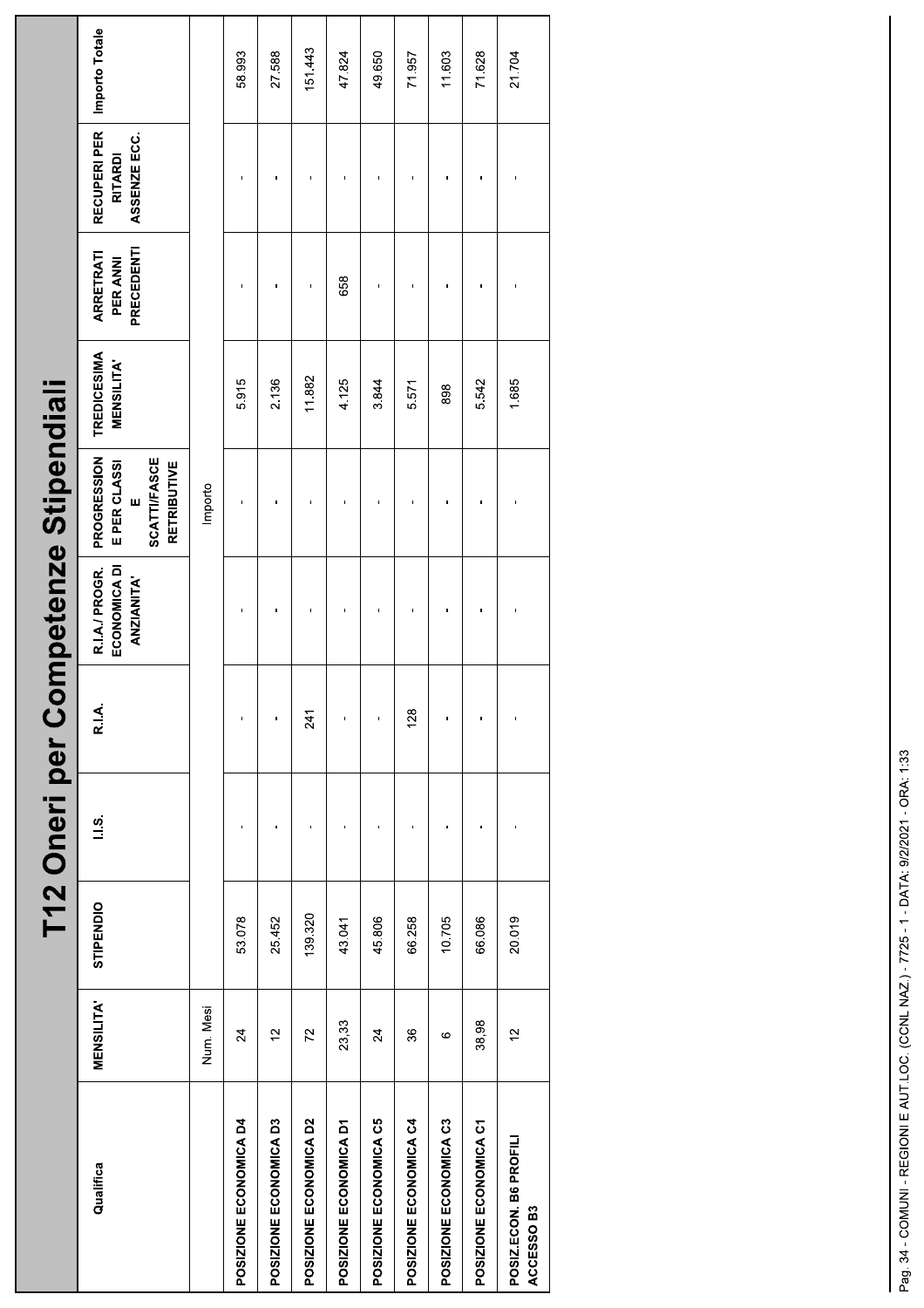# T12 Oneri per Competenze Stipendiali

| Qualifica | MENSILITA' | STIPENDIO | I.I.S. | R.I.A. | R.I.A./ PROGR. ECONOMICA DI ANZIANITA' | PROGRESSIONE PER CLASSI E SCATTI/FASCE RETRIBUTIVE | TREDICESIMA MENSILITA' | ARRETRATI PER ANNI PRECEDENTI | RECUPERI PER RITARDI ASSENZE ECC. | Importo Totale |
|---|---|---|---|---|---|---|---|---|---|---|
| | Num. Mesi | Importo | | | | | | | | |
| POSIZIONE ECONOMICA D4 | 24 | 53.078 | - | - | - | - | 5.915 | - | - | 58.993 |
| POSIZIONE ECONOMICA D3 | 12 | 25.452 | - | - | - | - | 2.136 | - | - | 27.588 |
| POSIZIONE ECONOMICA D2 | 72 | 139.320 | - | 241 | - | - | 11.882 | - | - | 151.443 |
| POSIZIONE ECONOMICA D1 | 23,33 | 43.041 | - | - | - | - | 4.125 | 658 | - | 47.824 |
| POSIZIONE ECONOMICA C5 | 24 | 45.806 | - | - | - | - | 3.844 | - | - | 49.650 |
| POSIZIONE ECONOMICA C4 | 36 | 66.258 | - | 128 | - | - | 5.571 | - | - | 71.957 |
| POSIZIONE ECONOMICA C3 | 6 | 10.705 | - | - | - | - | 898 | - | - | 11.603 |
| POSIZIONE ECONOMICA C1 | 38,98 | 66.086 | - | - | - | - | 5.542 | - | - | 71.628 |
| POSIZ.ECON. B6 PROFILI ACCESSO B3 | 12 | 20.019 | - | - | - | - | 1.685 | - | - | 21.704 |

Pag. 34 - COMUNI - REGIONI E AUT.LOC. (CCNL NAZ.) - 7725 - 1 - DATA: 9/2/2021 - ORA: 1:33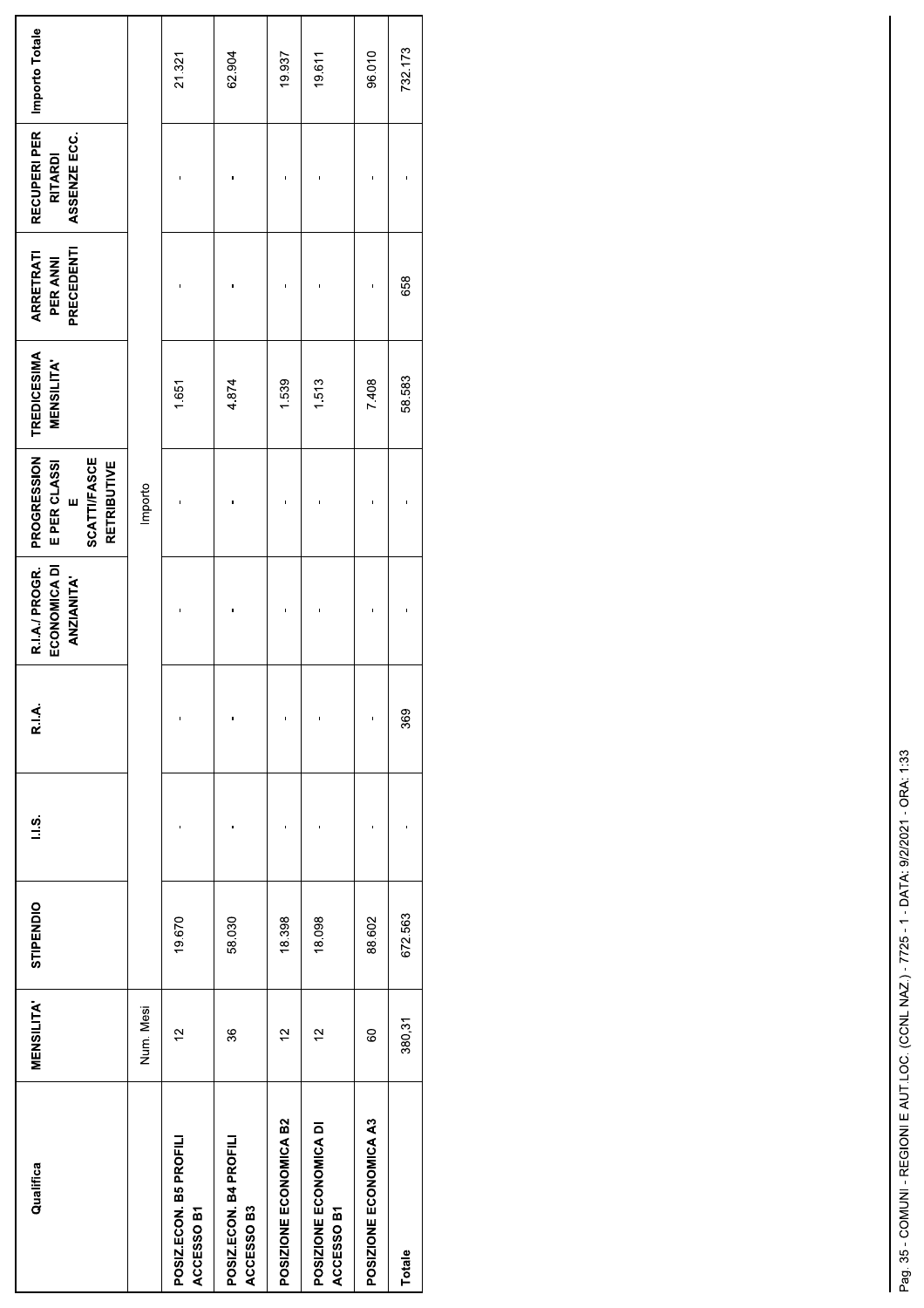| Qualifica | MENSILITA' | STIPENDIO | I.I.S. | R.I.A. | R.I.A./ PROGR. ECONOMICA DI ANZIANITA' | PROGRESSIONE PER CLASSI E SCATTI/FASCE RETRIBUTIVE | TREDICESIMA MENSILITA' | ARRETRATI PER ANNI PRECEDENTI | RECUPERI PER RITARDI ASSENZE ECC. | Importo Totale |
|---|---|---|---|---|---|---|---|---|---|---|
| | Num. Mesi | Importo | | | | | | | | |
| POSIZ.ECON. B5 PROFILI ACCESSO B1 | 12 | 19.670 | - | - | - | - | 1.651 | - | - | 21.321 |
| POSIZ.ECON. B4 PROFILI ACCESSO B3 | 36 | 58.030 | - | - | - | - | 4.874 | - | - | 62.904 |
| POSIZIONE ECONOMICA B2 | 12 | 18.398 | - | - | - | - | 1.539 | - | - | 19.937 |
| POSIZIONE ECONOMICA DI ACCESSO B1 | 12 | 18.098 | - | - | - | - | 1.513 | - | - | 19.611 |
| POSIZIONE ECONOMICA A3 | 60 | 88.602 | - | - | - | - | 7.408 | - | - | 96.010 |
| Totale | 380,31 | 672.563 | - | 369 | - | - | 58.583 | 658 | - | 732.173 |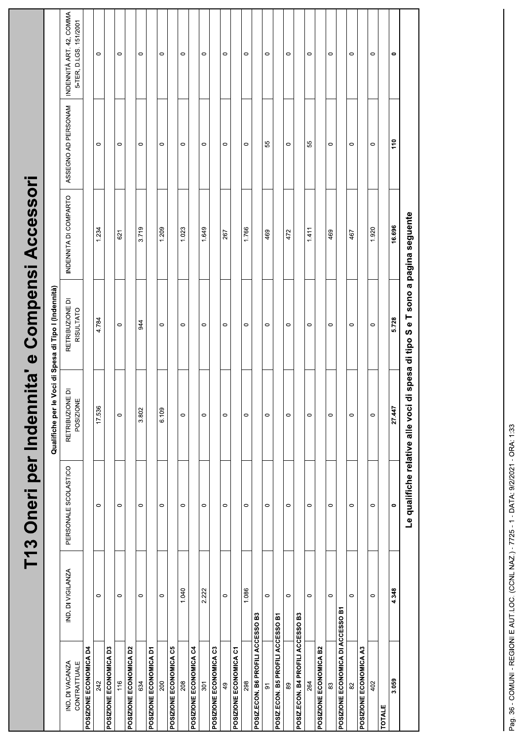# T13 Oneri per Indennita' e Compensi Accessori

| | | Qualifiche per le Voci di Spesa di Tipo I (Indennità) | | | | | |
|---|---|---|---|---|---|---|---|
| IND. DI VACANZA CONTRATTUALE | IND. DI VIGILANZA | PERSONALE SCOLASTICO | RETRIBUZIONE DI POSIZIONE | RETRIBUZIONE DI RISULTATO | INDENNITÀ DI COMPARTO | ASSEGNO AD PERSONAM | INDENNITÀ ART. 42, COMMA 5-TER, D.LGS. 151/2001 |
| **POSIZIONE ECONOMICA D4** | | | | | | | |
| 242 | 0 | 0 | 17.536 | 4.784 | 1.234 | 0 | 0 |
| **POSIZIONE ECONOMICA D3** | | | | | | | |
| 116 | 0 | 0 | 0 | 0 | 621 | 0 | 0 |
| **POSIZIONE ECONOMICA D2** | | | | | | | |
| 634 | 0 | 0 | 3.802 | 944 | 3.719 | 0 | 0 |
| **POSIZIONE ECONOMICA D1** | | | | | | | |
| 200 | 0 | 0 | 6.109 | 0 | 1.209 | 0 | 0 |
| **POSIZIONE ECONOMICA C5** | | | | | | | |
| 208 | 1.040 | 0 | 0 | 0 | 1.023 | 0 | 0 |
| **POSIZIONE ECONOMICA C4** | | | | | | | |
| 301 | 2.222 | 0 | 0 | 0 | 1.649 | 0 | 0 |
| **POSIZIONE ECONOMICA C3** | | | | | | | |
| 49 | 0 | 0 | 0 | 0 | 267 | 0 | 0 |
| **POSIZIONE ECONOMICA C1** | | | | | | | |
| 298 | 1.086 | 0 | 0 | 0 | 1.766 | 0 | 0 |
| **POSIZ.ECON. B6 PROFILI ACCESSO B3** | | | | | | | |
| 91 | 0 | 0 | 0 | 0 | 469 | 55 | 0 |
| **POSIZ.ECON. B5 PROFILI ACCESSO B1** | | | | | | | |
| 89 | 0 | 0 | 0 | 0 | 472 | 0 | 0 |
| **POSIZ.ECON. B4 PROFILI ACCESSO B3** | | | | | | | |
| 264 | 0 | 0 | 0 | 0 | 1.411 | 55 | 0 |
| **POSIZIONE ECONOMICA B2** | | | | | | | |
| 83 | 0 | 0 | 0 | 0 | 469 | 0 | 0 |
| **POSIZIONE ECONOMICA DI ACCESSO B1** | | | | | | | |
| 82 | 0 | 0 | 0 | 0 | 467 | 0 | 0 |
| **POSIZIONE ECONOMICA A3** | | | | | | | |
| 402 | 0 | 0 | 0 | 0 | 1.920 | 0 | 0 |
| **TOTALE** | | | | | | | |
| **3.059** | **4.348** | **0** | **27.447** | **5.728** | **16.696** | **110** | **0** |

**Le qualifiche relative alle voci di spesa di tipo S e T sono a pagina seguente**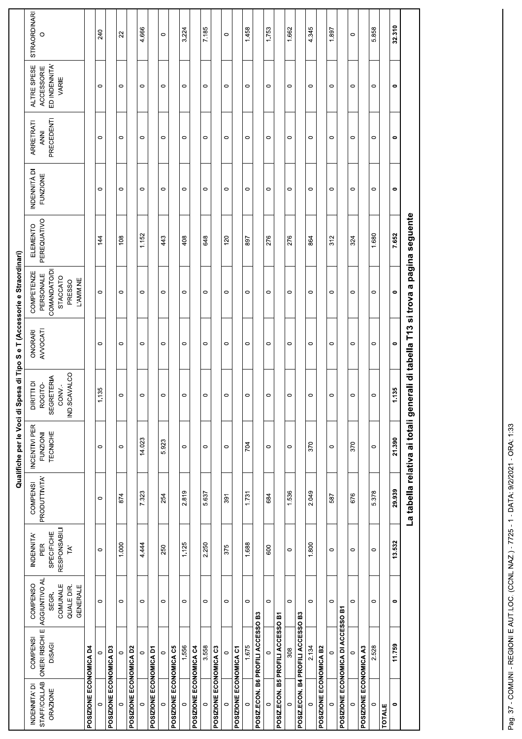## Qualifiche per le Voci di Spesa di Tipo S e T (Accessorie e Straordinari)

| INDENNITA' DI STAFF/COLLABORAZIONE | COMPENSI ONERI RISCHI E DISAGI | COMPENSO AGGIUNTIVO AL SEGR. COMUNALE QUALE DIR. GENERALE | INDENNITA' PER SPECIFICHE RESPONSABILITA' | COMPENSI PRODUTTIVITA' | INCENTIVI PER FUNZIONI TECNICHE | DIRITTI DI ROGITO-SEGRETERIA CONV.-IND.SCAVALCO | ONORARI AVVOCATI | COMPETENZE PERSONALE COMANDATO/DISTACCATO PRESSO L'AMM.NE | ELEMENTO PEREQUATIVO | INDENNITÀ DI FUNZIONE | ARRETRATI ANNI PRECEDENTI | ALTRE SPESE ACCESSORIE ED INDENNITA' VARIE | STRAORDINARIO |
|---|---|---|---|---|---|---|---|---|---|---|---|---|---|
| **POSIZIONE ECONOMICA D4** | | | | | | | | | | | | | |
| 0 | 0 | 0 | 0 | 0 | 0 | 1.135 | 0 | 0 | 144 | 0 | 0 | 0 | 240 |
| **POSIZIONE ECONOMICA D3** | | | | | | | | | | | | | |
| 0 | 0 | 0 | 1.000 | 874 | 0 | 0 | 0 | 0 | 108 | 0 | 0 | 0 | 22 |
| **POSIZIONE ECONOMICA D2** | | | | | | | | | | | | | |
| 0 | 0 | 0 | 4.444 | 7.323 | 14.023 | 0 | 0 | 0 | 1.152 | 0 | 0 | 0 | 4.666 |
| **POSIZIONE ECONOMICA D1** | | | | | | | | | | | | | |
| 0 | 0 | 0 | 250 | 254 | 5.923 | 0 | 0 | 0 | 443 | 0 | 0 | 0 | 0 |
| **POSIZIONE ECONOMICA C5** | | | | | | | | | | | | | |
| 0 | 1.556 | 0 | 1.125 | 2.819 | 0 | 0 | 0 | 0 | 408 | 0 | 0 | 0 | 3.224 |
| **POSIZIONE ECONOMICA C4** | | | | | | | | | | | | | |
| 0 | 3.558 | 0 | 2.250 | 5.637 | 0 | 0 | 0 | 0 | 648 | 0 | 0 | 0 | 7.185 |
| **POSIZIONE ECONOMICA C3** | | | | | | | | | | | | | |
| 0 | 0 | 0 | 375 | 391 | 0 | 0 | 0 | 0 | 120 | 0 | 0 | 0 | 0 |
| **POSIZIONE ECONOMICA C1** | | | | | | | | | | | | | |
| 0 | 1.675 | 0 | 1.688 | 1.731 | 704 | 0 | 0 | 0 | 897 | 0 | 0 | 0 | 1.458 |
| **POSIZ.ECON. B6 PROFILI ACCESSO B3** | | | | | | | | | | | | | |
| 0 | 0 | 0 | 600 | 684 | 0 | 0 | 0 | 0 | 276 | 0 | 0 | 0 | 1.753 |
| **POSIZ.ECON. B5 PROFILI ACCESSO B1** | | | | | | | | | | | | | |
| 0 | 308 | 0 | 0 | 1.536 | 0 | 0 | 0 | 0 | 276 | 0 | 0 | 0 | 1.662 |
| **POSIZ.ECON. B4 PROFILI ACCESSO B3** | | | | | | | | | | | | | |
| 0 | 2.134 | 0 | 1.800 | 2.049 | 370 | 0 | 0 | 0 | 864 | 0 | 0 | 0 | 4.345 |
| **POSIZIONE ECONOMICA B2** | | | | | | | | | | | | | |
| 0 | 0 | 0 | 0 | 587 | 0 | 0 | 0 | 0 | 312 | 0 | 0 | 0 | 1.897 |
| **POSIZIONE ECONOMICA DI ACCESSO B1** | | | | | | | | | | | | | |
| 0 | 0 | 0 | 0 | 676 | 370 | 0 | 0 | 0 | 324 | 0 | 0 | 0 | 0 |
| **POSIZIONE ECONOMICA A3** | | | | | | | | | | | | | |
| 0 | 2.528 | 0 | 0 | 5.378 | 0 | 0 | 0 | 0 | 1.680 | 0 | 0 | 0 | 5.858 |
| **TOTALE** | | | | | | | | | | | | | |
| **0** | **11.759** | **0** | **13.532** | **29.939** | **21.390** | **1.135** | **0** | **0** | **7.652** | **0** | **0** | **0** | **32.310** |

**La tabella relativa ai totali generali di tabella T13 si trova a pagina seguente**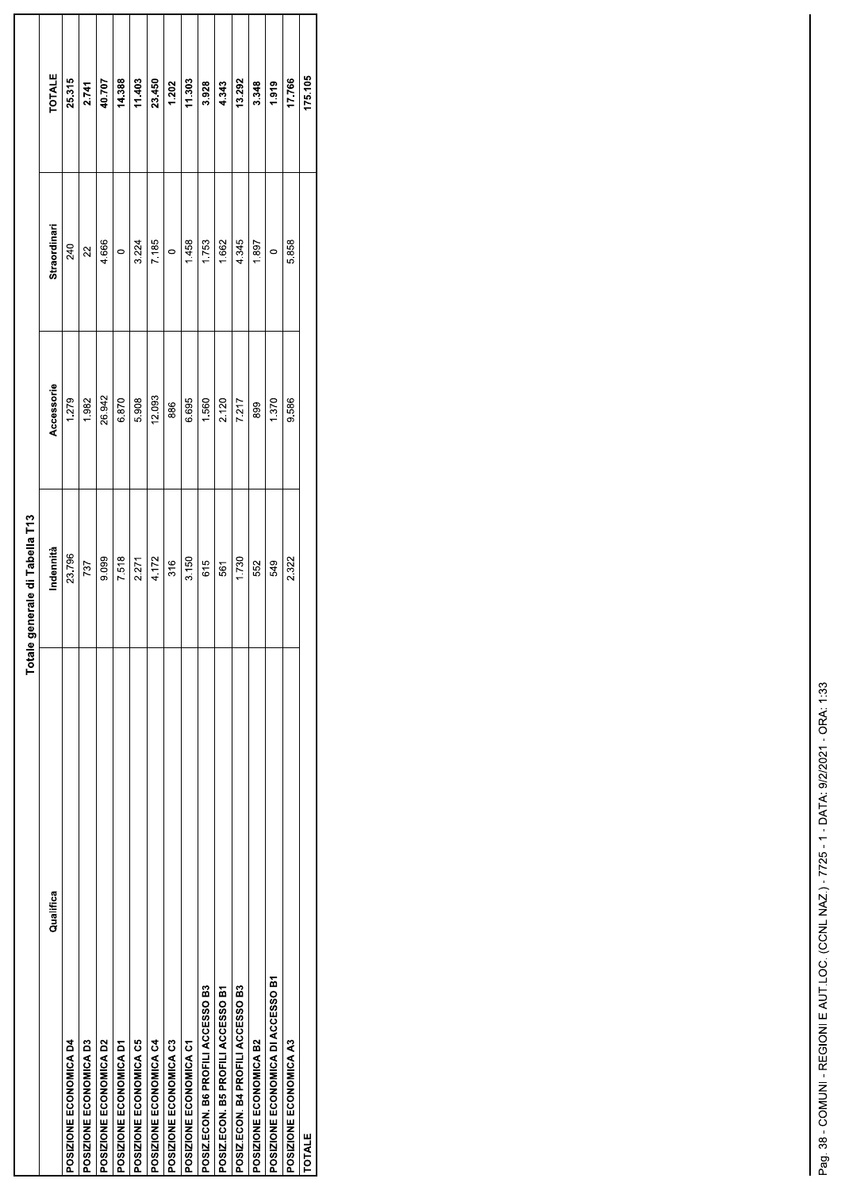| Qualifica | Totale generale di Tabella T13 | | | |
|---|---|---|---|---|
| | Indennità | Accessorie | Straordinari | TOTALE |
| POSIZIONE ECONOMICA D4 | 23.796 | 1.279 | 240 | 25.315 |
| POSIZIONE ECONOMICA D3 | 737 | 1.982 | 22 | 2.741 |
| POSIZIONE ECONOMICA D2 | 9.099 | 26.942 | 4.666 | 40.707 |
| POSIZIONE ECONOMICA D1 | 7.518 | 6.870 | 0 | 14.388 |
| POSIZIONE ECONOMICA C5 | 2.271 | 5.908 | 3.224 | 11.403 |
| POSIZIONE ECONOMICA C4 | 4.172 | 12.093 | 7.185 | 23.450 |
| POSIZIONE ECONOMICA C3 | 316 | 886 | 0 | 1.202 |
| POSIZIONE ECONOMICA C1 | 3.150 | 6.695 | 1.458 | 11.303 |
| POSIZ.ECON. B6 PROFILI ACCESSO B3 | 615 | 1.560 | 1.753 | 3.928 |
| POSIZ.ECON. B5 PROFILI ACCESSO B1 | 561 | 2.120 | 1.662 | 4.343 |
| POSIZ.ECON. B4 PROFILI ACCESSO B3 | 1.730 | 7.217 | 4.345 | 13.292 |
| POSIZIONE ECONOMICA B2 | 552 | 899 | 1.897 | 3.348 |
| POSIZIONE ECONOMICA DI ACCESSO B1 | 549 | 1.370 | 0 | 1.919 |
| POSIZIONE ECONOMICA A3 | 2.322 | 9.586 | 5.858 | 17.766 |
| TOTALE | | | | 175.105 |

Pag. 38 - COMUNI - REGIONI E AUT.LOC. (CCNL NAZ.) - 7725 - 1 - DATA: 9/2/2021 - ORA: 1:33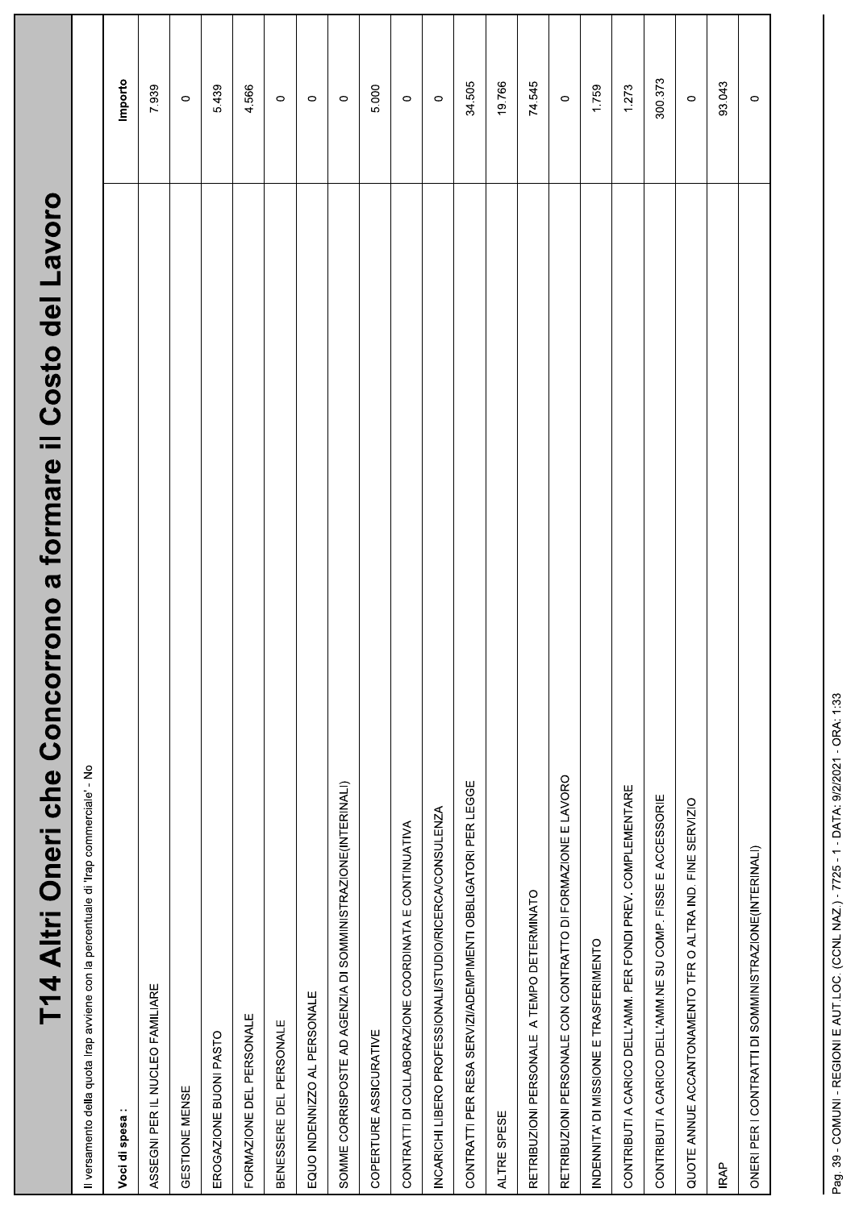# T14 Altri Oneri che Concorrono a formare il Costo del Lavoro

Il versamento della quota Irap avviene con la percentuale di 'Irap commerciale' - No

| Voci di spesa : | Importo |
|---|---|
| ASSEGNI PER IL NUCLEO FAMILIARE | 7.939 |
| GESTIONE MENSE | 0 |
| EROGAZIONE BUONI PASTO | 5.439 |
| FORMAZIONE DEL PERSONALE | 4.566 |
| BENESSERE DEL PERSONALE | 0 |
| EQUO INDENNIZZO AL PERSONALE | 0 |
| SOMME CORRISPOSTE AD AGENZIA DI SOMMINISTRAZIONE(INTERINALI) | 0 |
| COPERTURE ASSICURATIVE | 5.000 |
| CONTRATTI DI COLLABORAZIONE COORDINATA E CONTINUATIVA | 0 |
| INCARICHI LIBERO PROFESSIONALI/STUDIO/RICERCA/CONSULENZA | 0 |
| CONTRATTI PER RESA SERVIZI/ADEMPIMENTI OBBLIGATORI PER LEGGE | 34.505 |
| ALTRE SPESE | 19.766 |
| RETRIBUZIONI PERSONALE A TEMPO DETERMINATO | 74.545 |
| RETRIBUZIONI PERSONALE CON CONTRATTO DI FORMAZIONE E LAVORO | 0 |
| INDENNITA' DI MISSIONE E TRASFERIMENTO | 1.759 |
| CONTRIBUTI A CARICO DELL'AMM. PER FONDI PREV. COMPLEMENTARE | 1.273 |
| CONTRIBUTI A CARICO DELL'AMM.NE SU COMP. FISSE E ACCESSORIE | 300.373 |
| QUOTE ANNUE ACCANTONAMENTO TFR O ALTRA IND. FINE SERVIZIO | 0 |
| IRAP | 93.043 |
| ONERI PER I CONTRATTI DI SOMMINISTRAZIONE(INTERINALI) | 0 |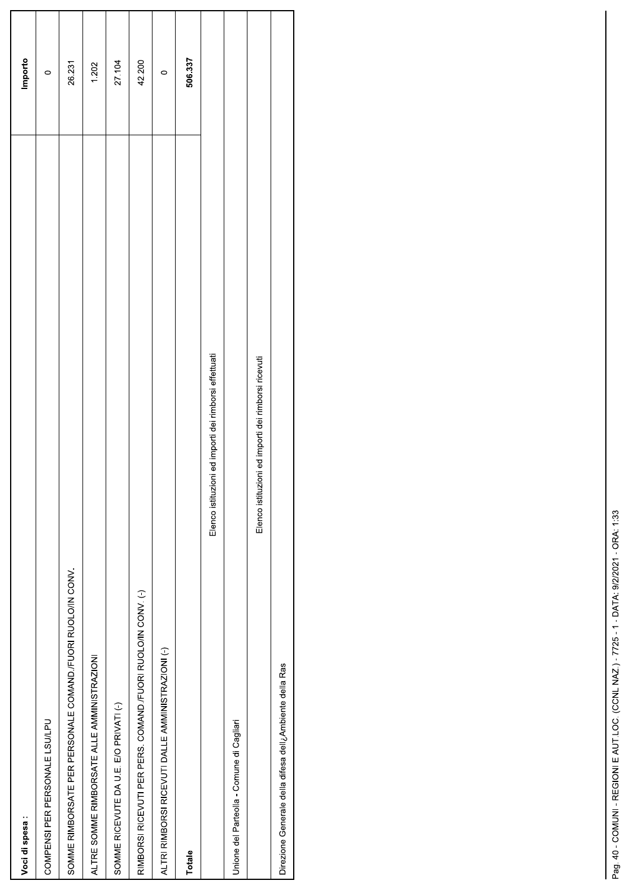| Voci di spesa : | Importo |
|---|---|
| COMPENSI PER PERSONALE LSU/LPU | 0 |
| SOMME RIMBORSATE PER PERSONALE COMAND./FUORI RUOLO/IN CONV. | 26.231 |
| ALTRE SOMME RIMBORSATE ALLE AMMINISTRAZIONI | 1.202 |
| SOMME RICEVUTE DA U.E. E/O PRIVATI (-) | 27.104 |
| RIMBORSI RICEVUTI PER PERS. COMAND./FUORI RUOLO/IN CONV. (-) | 42.200 |
| ALTRI RIMBORSI RICEVUTI DALLE AMMINISTRAZIONI (-) | 0 |
| **Totale** | **506.337** |

Elenco istituzioni ed importi dei rimborsi effettuati

| |
|---|
| Unione del Parteolla - Comune di Cagliari |

Elenco istituzioni ed importi dei rimborsi ricevuti

| |
|---|
| Direzione Generale della difesa dell¿Ambiente della Ras |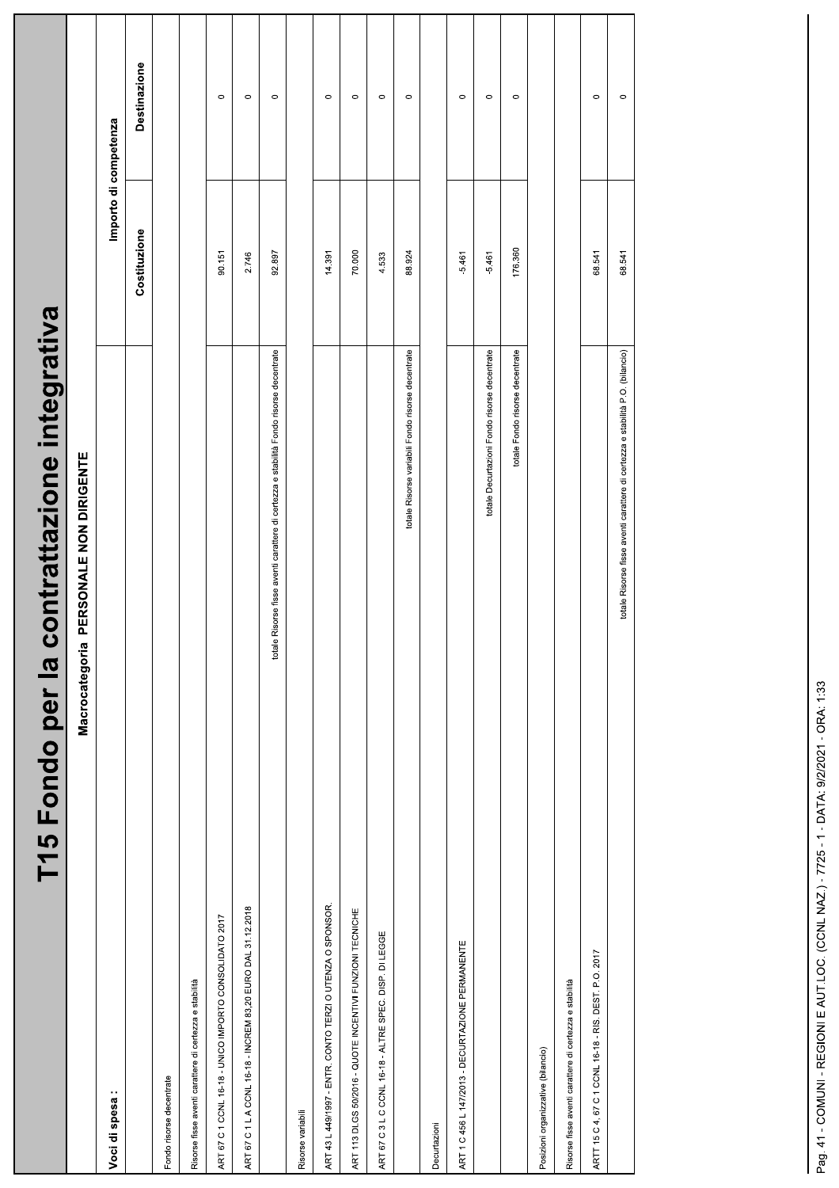# T15 Fondo per la contrattazione integrativa

**Macrocategoria PERSONALE NON DIRIGENTE**

| Voci di spesa : | Importo di competenza | |
|---|---|---|
| | Costituzione | Destinazione |
| Fondo risorse decentrate | | |
| Risorse fisse aventi carattere di certezza e stabilità | | |
| ART 67 C 1 CCNL 16-18 - UNICO IMPORTO CONSOLIDATO 2017 | 90.151 | 0 |
| ART 67 C 1 L A CCNL 16-18 - INCREM 83,20 EURO DAL 31.12.2018 | 2.746 | 0 |
| totale Risorse fisse aventi carattere di certezza e stabilità Fondo risorse decentrate | 92.897 | 0 |
| Risorse variabili | | |
| ART 43 L 449/1997 - ENTR. CONTO TERZI O UTENZA O SPONSOR. | 14.391 | 0 |
| ART 113 DLGS 50/2016 - QUOTE INCENTIVI FUNZIONI TECNICHE | 70.000 | 0 |
| ART 67 C 3 L C CCNL 16-18 - ALTRE SPEC. DISP. DI LEGGE | 4.533 | 0 |
| totale Risorse variabili Fondo risorse decentrate | 88.924 | 0 |
| Decurtazioni | | |
| ART 1 C 456 L 147/2013 - DECURTAZIONE PERMANENTE | -5.461 | 0 |
| totale Decurtazioni Fondo risorse decentrate | -5.461 | 0 |
| totale Fondo risorse decentrate | 176.360 | 0 |
| Posizioni organizzative (bilancio) | | |
| Risorse fisse aventi carattere di certezza e stabilità | | |
| ARTT 15 C 4, 67 C 1 CCNL 16-18 - RIS. DEST. P.O. 2017 | 68.541 | 0 |
| totale Risorse fisse aventi carattere di certezza e stabilità P.O. (bilancio) | 68.541 | 0 |

Pag. 41 - COMUNI - REGIONI E AUT.LOC. (CCNL NAZ.) - 7725 - 1 - DATA: 9/2/2021 - ORA: 1:33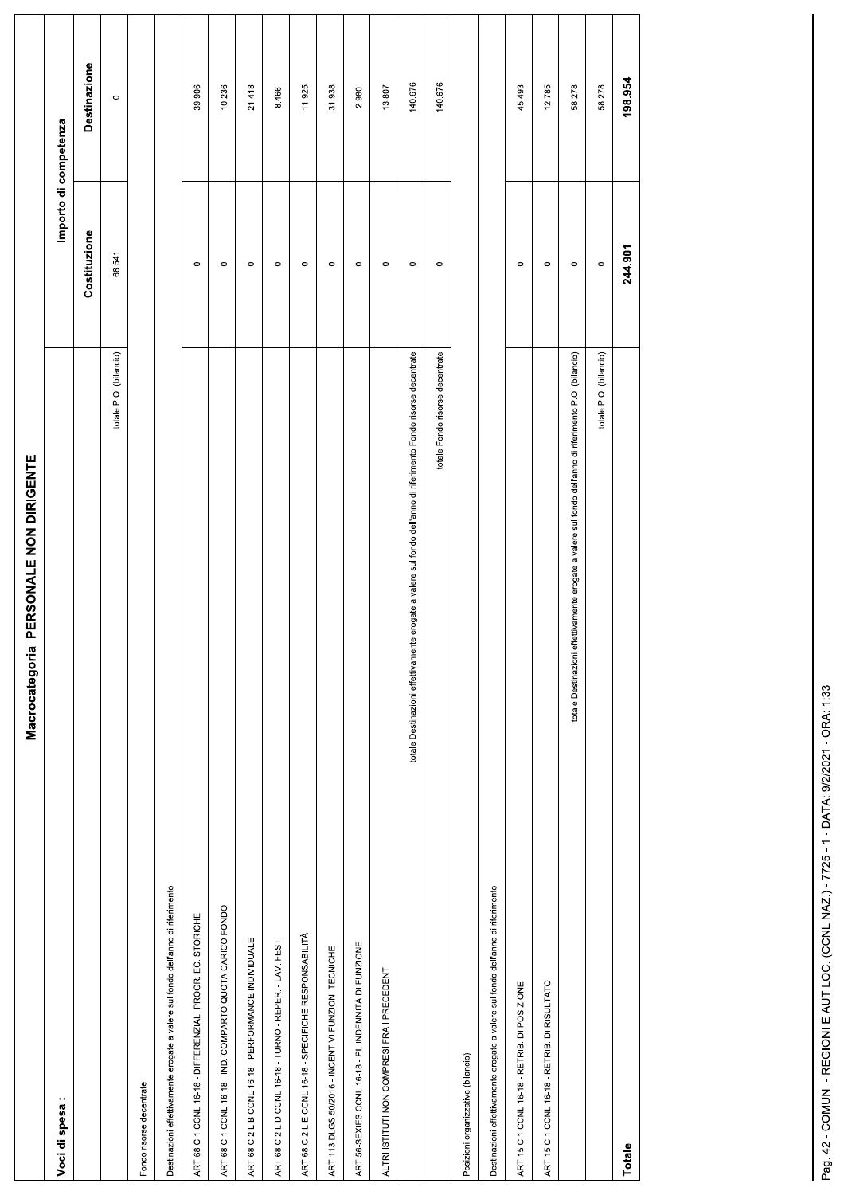## Macrocategoria PERSONALE NON DIRIGENTE

| Voci di spesa : | Importo di competenza | |
|---|---|---|
| | Costituzione | Destinazione |
| totale P.O. (bilancio) | 68.541 | 0 |
| Fondo risorse decentrate | | |
| Destinazioni effettivamente erogate a valere sul fondo dell'anno di riferimento | | |
| ART 68 C 1 CCNL 16-18 - DIFFERENZIALI PROGR. EC. STORICHE | 0 | 39.906 |
| ART 68 C 1 CCNL 16-18 - IND. COMPARTO QUOTA CARICO FONDO | 0 | 10.236 |
| ART 68 C 2 L B CCNL 16-18 - PERFORMANCE INDIVIDUALE | 0 | 21.418 |
| ART 68 C 2 L D CCNL 16-18 - TURNO - REPER. - LAV. FEST. | 0 | 8.466 |
| ART 68 C 2 L E CCNL 16-18 - SPECIFICHE RESPONSABILITÀ | 0 | 11.925 |
| ART 113 DLGS 50/2016 - INCENTIVI FUNZIONI TECNICHE | 0 | 31.938 |
| ART 56-SEXIES CCNL 16-18 - PL INDENNITÀ DI FUNZIONE | 0 | 2.980 |
| ALTRI ISTITUTI NON COMPRESI FRA I PRECEDENTI | 0 | 13.807 |
| totale Destinazioni effettivamente erogate a valere sul fondo dell'anno di riferimento Fondo risorse decentrate | 0 | 140.676 |
| totale Fondo risorse decentrate | 0 | 140.676 |
| Posizioni organizzative (bilancio) | | |
| Destinazioni effettivamente erogate a valere sul fondo dell'anno di riferimento | | |
| ART 15 C 1 CCNL 16-18 - RETRIB. DI POSIZIONE | 0 | 45.493 |
| ART 15 C 1 CCNL 16-18 - RETRIB. DI RISULTATO | 0 | 12.785 |
| totale Destinazioni effettivamente erogate a valere sul fondo dell'anno di riferimento P.O. (bilancio) | 0 | 58.278 |
| totale P.O. (bilancio) | 0 | 58.278 |
| **Totale** | **244.901** | **198.954** |

Pag. 42 - COMUNI - REGIONI E AUT.LOC. (CCNL NAZ.) - 7725 - 1 - DATA: 9/2/2021 - ORA: 1:33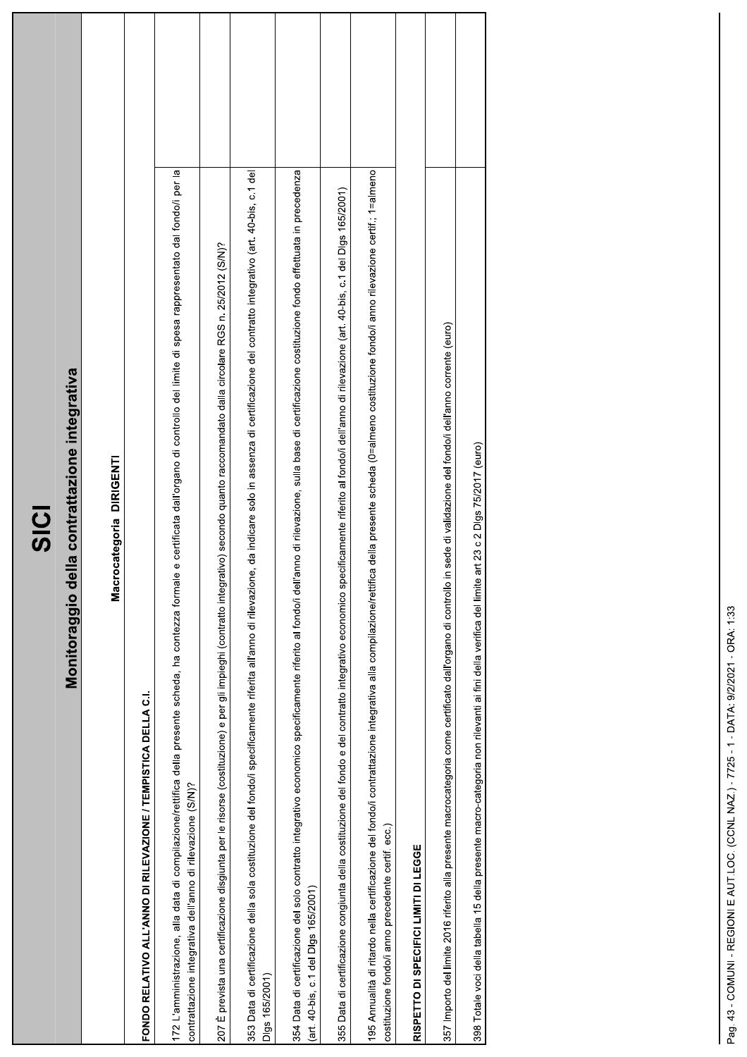# SICI

## Monitoraggio della contrattazione integrativa

### Macrocategoria DIRIGENTI

| |
|---|
| **FONDO RELATIVO ALL'ANNO DI RILEVAZIONE / TEMPISTICA DELLA C.I.** |
| 172 L'amministrazione, alla data di compilazione/rettifica della presente scheda, ha contezza formale e certificata dall'organo di controllo del limite di spesa rappresentato dal fondo/i per la contrattazione integrativa dell'anno di rilevazione (S/N)? |
| 207 È prevista una certificazione disgiunta per le risorse (costituzione) e per gli impieghi (contratto integrativo) secondo quanto raccomandato dalla circolare RGS n. 25/2012 (S/N)? |
| 353 Data di certificazione della sola costituzione del fondo/i specificamente riferita all'anno di rilevazione, da indicare solo in assenza di certificazione del contratto integrativo (art. 40-bis, c.1 del Dlgs 165/2001) |
| 354 Data di certificazione del solo contratto integrativo economico specificamente riferito al fondo/i dell'anno di rilevazione, sulla base di certificazione costituzione fondo effettuata in precedenza (art. 40-bis, c.1 del Dlgs 165/2001) |
| 355 Data di certificazione congiunta della costituzione del fondo e del contratto integrativo economico specificamente riferito al fondo/i dell'anno di rilevazione (art. 40-bis, c.1 del Dlgs 165/2001) |
| 195 Annualità di ritardo nella certificazione del fondo/i contrattazione integrativa alla compilazione/rettifica della presente scheda (0=almeno costituzione fondo/i anno rilevazione certif.; 1=almeno costituzione fondo/i anno precedente certif. ecc.) |
| **RISPETTO DI SPECIFICI LIMITI DI LEGGE** |
| 357 Importo del limite 2016 riferito alla presente macrocategoria come certificato dall'organo di controllo in sede di validazione del fondo/i dell'anno corrente (euro) |
| 398 Totale voci della tabella 15 della presente macro-categoria non rilevanti ai fini della verifica del limite art 23 c 2 Dlgs 75/2017 (euro) |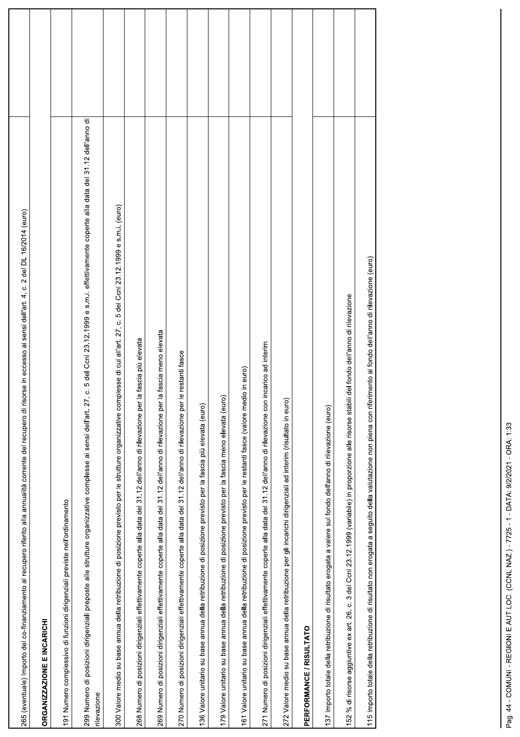| | |
|---|---|
| 265 (eventuale) Importo del co-finanziamento al recupero riferito alla annualità corrente del recupero di risorse in eccesso ai sensi dell'art. 4, c. 2 del DL 16/2014 (euro) | |
| **ORGANIZZAZIONE E INCARICHI** | |
| 191 Numero complessivo di funzioni dirigenziali previste nell'ordinamento | |
| 299 Numero di posizioni dirigenziali preposte alle strutture organizzative complesse ai sensi dell'art. 27, c. 5 del Ccnl 23.12.1999 e s.m.i. effettivamente coperte alla data del 31.12 dell'anno di rilevazione | |
| 300 Valore medio su base annua della retribuzione di posizione previsto per le strutture organizzative complesse di cui all'art. 27, c. 5 del Ccnl 23.12.1999 e s.m.i. (euro) | |
| 268 Numero di posizioni dirigenziali effettivamente coperte alla data del 31.12 dell'anno di rilevazione per la fascia più elevata | |
| 269 Numero di posizioni dirigenziali effettivamente coperte alla data del 31.12 dell'anno di rilevazione per la fascia meno elevata | |
| 270 Numero di posizioni dirigenziali effettivamente coperte alla data del 31.12 dell'anno di rilevazione per le restanti fasce | |
| 136 Valore unitario su base annua della retribuzione di posizione previsto per la fascia più elevata (euro) | |
| 179 Valore unitario su base annua della retribuzione di posizione previsto per la fascia meno elevata (euro) | |
| 161 Valore unitario su base annua della retribuzione di posizione previsto per le restanti fasce (valore medio in euro) | |
| 271 Numero di posizioni dirigenziali effettivamente coperte alla data del 31.12 dell'anno di rilevazione con incarico ad interim | |
| 272 Valore medio su base annua della retribuzione per gli incarichi dirigenziali ad interim (risultato in euro) | |
| **PERFORMANCE / RISULTATO** | |
| 137 Importo totale della retribuzione di risultato erogata a valere sul fondo dell'anno di rilevazione (euro) | |
| 152 % di risorse aggiuntive ex art. 26, c. 3 del Ccnl 23.12.1999 (variabile) in proporzione alle risorse stabili del fondo dell'anno di rilevazione | |
| 115 Importo totale della retribuzione di risultato non erogata a seguito della valutazione non piena con riferimento al fondo dell'anno di rilevazione (euro) | |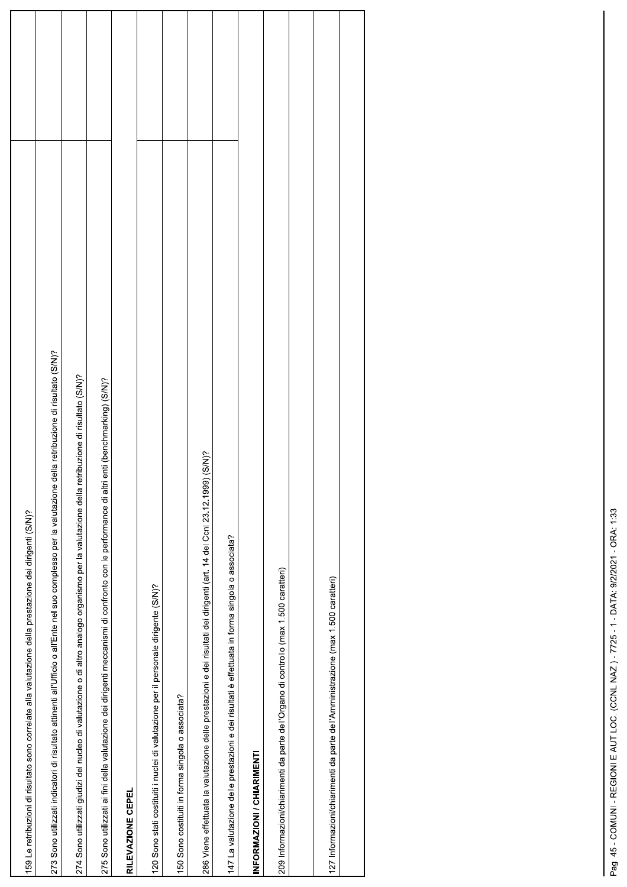| | |
|---|---|
| 159 Le retribuzioni di risultato sono correlate alla valutazione della prestazione dei dirigenti (S/N)? | |
| 273 Sono utilizzati indicatori di risultato attinenti all'Ufficio o all'Ente nel suo complesso per la valutazione della retribuzione di risultato (S/N)? | |
| 274 Sono utilizzati giudizi del nucleo di valutazione o di altro analogo organismo per la valutazione della retribuzione di risultato (S/N)? | |
| 275 Sono utilizzati ai fini della valutazione dei dirigenti meccanismi di confronto con le performance di altri enti (benchmarking) (S/N)? | |
| **RILEVAZIONE CEPEL** | |
| 120 Sono stati costituiti i nuclei di valutazione per il personale dirigente (S/N)? | |
| 150 Sono costituiti in forma singola o associata? | |
| 286 Viene effettuata la valutazione delle prestazioni e dei risultati dei dirigenti (art. 14 del Ccnl 23.12.1999) (S/N)? | |
| 147 La valutazione delle prestazioni e dei risultati è effettuata in forma singola o associata? | |
| **INFORMAZIONI / CHIARIMENTI** | |
| 209 Informazioni/chiarimenti da parte dell'Organo di controllo (max 1.500 caratteri) | |
| | |
| 127 Informazioni/chiarimenti da parte dell'Amministrazione (max 1.500 caratteri) | |
| | |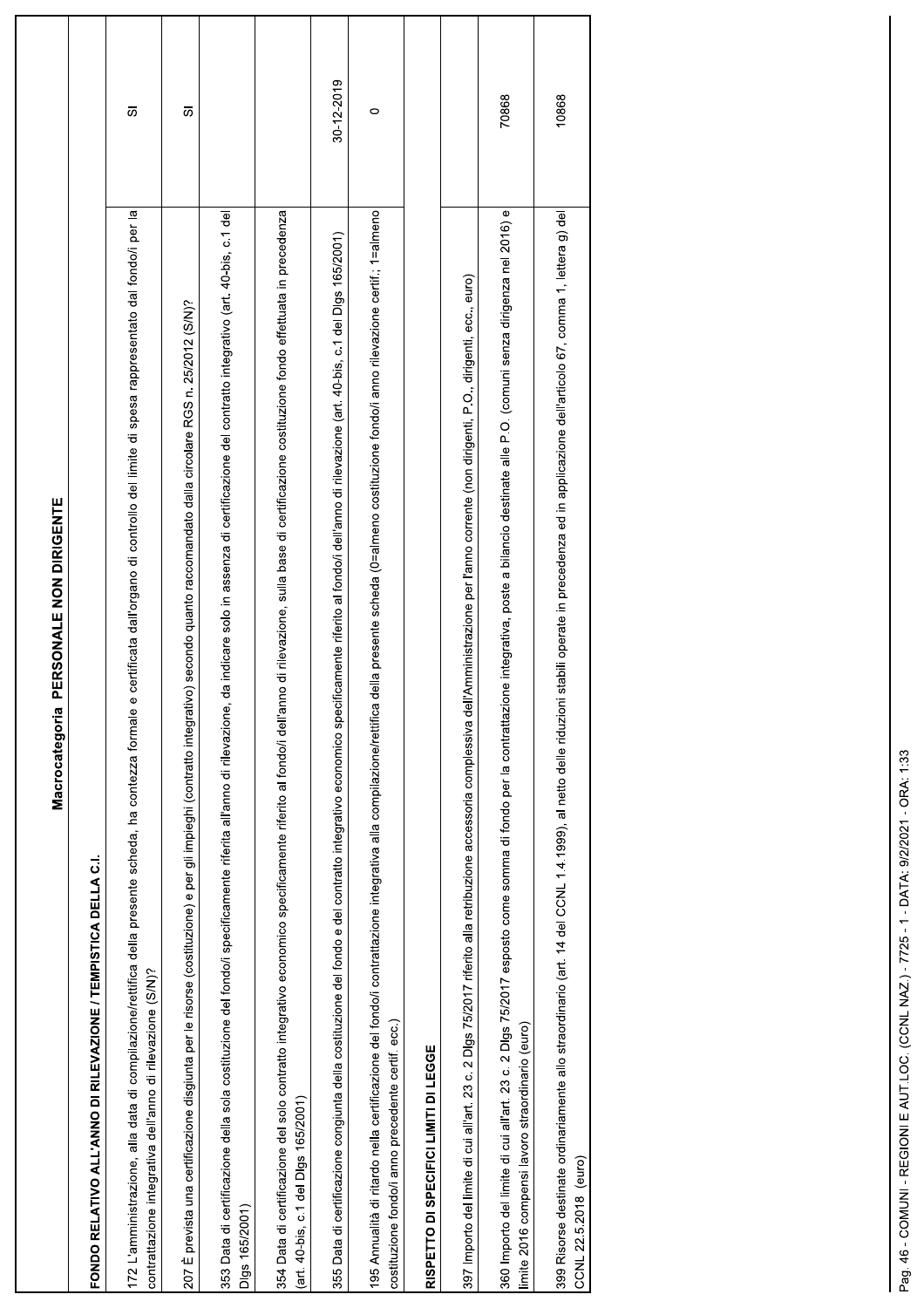## Macrocategoria PERSONALE NON DIRIGENTE

| | |
|---|---|
| **FONDO RELATIVO ALL'ANNO DI RILEVAZIONE / TEMPISTICA DELLA C.I.** | |
| 172 L'amministrazione, alla data di compilazione/rettifica della presente scheda, ha contezza formale e certificata dall'organo di controllo del limite di spesa rappresentato dal fondo/i per la contrattazione integrativa dell'anno di rilevazione (S/N)? | SI |
| 207 È prevista una certificazione disgiunta per le risorse (costituzione) e per gli impieghi (contratto integrativo) secondo quanto raccomandato dalla circolare RGS n. 25/2012 (S/N)? | SI |
| 353 Data di certificazione della sola costituzione del fondo/i specificamente riferita all'anno di rilevazione, da indicare solo in assenza di certificazione del contratto integrativo (art. 40-bis, c.1 del Dlgs 165/2001) | |
| 354 Data di certificazione del solo contratto integrativo economico specificamente riferito al fondo/i dell'anno di rilevazione, sulla base di certificazione costituzione fondo effettuata in precedenza (art. 40-bis, c.1 del Dlgs 165/2001) | |
| 355 Data di certificazione congiunta della costituzione del fondo e del contratto integrativo economico specificamente riferito al fondo/i dell'anno di rilevazione (art. 40-bis, c.1 del Dlgs 165/2001) | 30-12-2019 |
| 195 Annualità di ritardo nella certificazione del fondo/i contrattazione integrativa alla compilazione/rettifica della presente scheda (0=almeno costituzione fondo/i anno rilevazione certif.; 1=almeno costituzione fondo/i anno precedente certif. ecc.) | 0 |
| **RISPETTO DI SPECIFICI LIMITI DI LEGGE** | |
| 397 Importo del limite di cui all'art. 23 c. 2 Dlgs 75/2017 riferito alla retribuzione accessoria complessiva dell'Amministrazione per l'anno corrente (non dirigenti, P.O., dirigenti, ecc., euro) | |
| 360 Importo del limite di cui all'art. 23 c. 2 Dlgs 75/2017 esposto come somma di fondo per la contrattazione integrativa, poste a bilancio destinate alle P.O. (comuni senza dirigenza nel 2016) e limite 2016 compensi lavoro straordinario (euro) | 70868 |
| 399 Risorse destinate ordinariamente allo straordinario (art. 14 del CCNL 1.4.1999), al netto delle riduzioni stabili operate in precedenza ed in applicazione dell'articolo 67, comma 1, lettera g) del CCNL 22.5.2018 (euro) | 10868 |

Pag. 46 - COMUNI - REGIONI E AUT.LOC. (CCNL NAZ.) - 7725 - 1 - DATA: 9/2/2021 - ORA: 1:33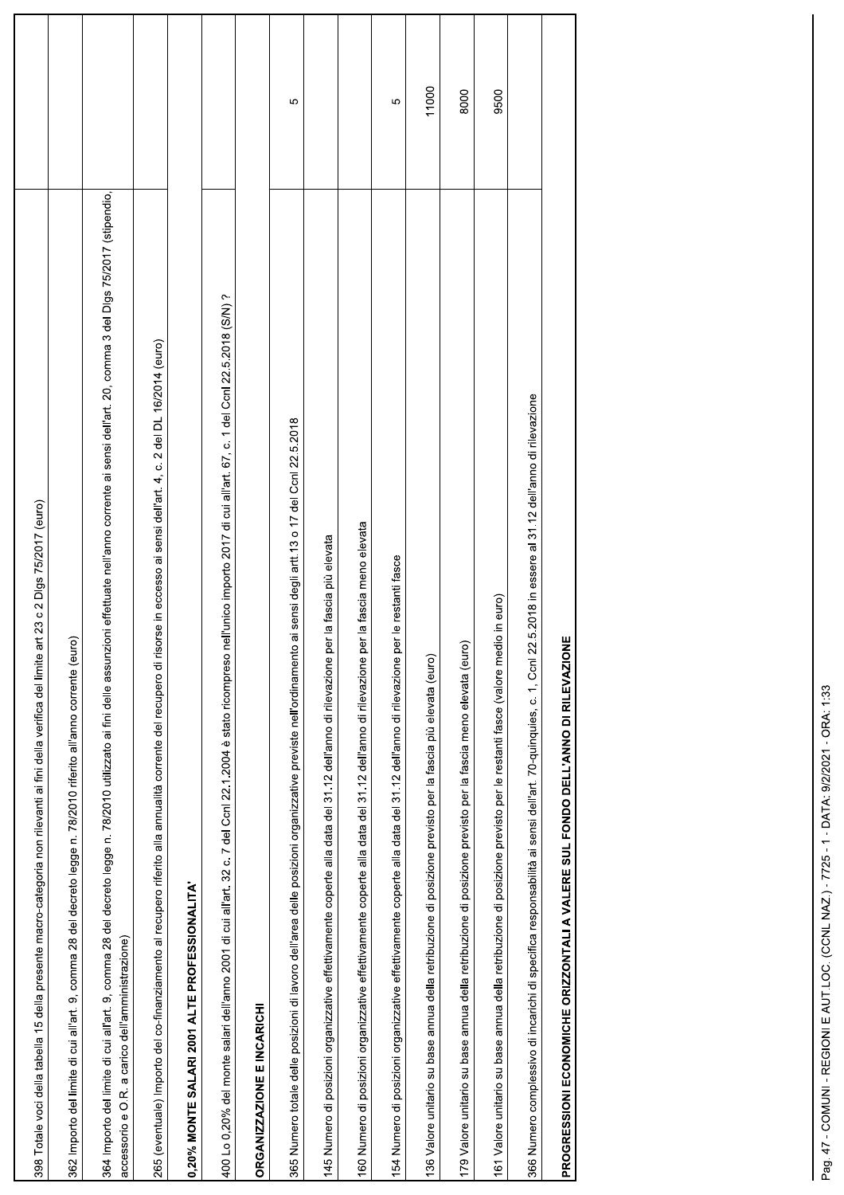| | |
|---|---|
| 398 Totale voci della tabella 15 della presente macro-categoria non rilevanti ai fini della verifica del limite art 23 c 2 Dlgs 75/2017 (euro) | |
| 362 Importo del limite di cui all'art. 9, comma 28 del decreto legge n. 78/2010 riferito all'anno corrente (euro) | |
| 364 Importo del limite di cui all'art. 9, comma 28 del decreto legge n. 78/2010 utilizzato ai fini delle assunzioni effettuate nell'anno corrente ai sensi dell'art. 20, comma 3 del Dlgs 75/2017 (stipendio, accessorio e O.R. a carico dell'amministrazione) | |
| 265 (eventuale) Importo del co-finanziamento al recupero riferito alla annualità corrente del recupero di risorse in eccesso ai sensi dell'art. 4, c. 2 del DL 16/2014 (euro) | |
| **0,20% MONTE SALARI 2001 ALTE PROFESSIONALITA'** | |
| 400 Lo 0,20% del monte salari dell'anno 2001 di cui all'art. 32 c. 7 del Ccnl 22.1.2004 è stato ricompreso nell'unico importo 2017 di cui all'art. 67, c. 1 del Ccnl 22.5.2018 (S/N) ? | |
| **ORGANIZZAZIONE E INCARICHI** | |
| 365 Numero totale delle posizioni di lavoro dell'area delle posizioni organizzative previste nell'ordinamento ai sensi degli artt.13 o 17 del Ccnl 22.5.2018 | 5 |
| 145 Numero di posizioni organizzative effettivamente coperte alla data del 31.12 dell'anno di rilevazione per la fascia più elevata | |
| 160 Numero di posizioni organizzative effettivamente coperte alla data del 31.12 dell'anno di rilevazione per la fascia meno elevata | |
| 154 Numero di posizioni organizzative effettivamente coperte alla data del 31.12 dell'anno di rilevazione per le restanti fasce | 5 |
| 136 Valore unitario su base annua della retribuzione di posizione previsto per la fascia più elevata (euro) | 11000 |
| 179 Valore unitario su base annua della retribuzione di posizione previsto per la fascia meno elevata (euro) | 8000 |
| 161 Valore unitario su base annua della retribuzione di posizione previsto per le restanti fasce (valore medio in euro) | 9500 |
| 366 Numero complessivo di incarichi di specifica responsabilità ai sensi dell'art. 70-quinquies, c. 1, Ccnl 22.5.2018 in essere al 31.12 dell'anno di rilevazione | |
| **PROGRESSIONI ECONOMICHE ORIZZONTALI A VALERE SUL FONDO DELL'ANNO DI RILEVAZIONE** | |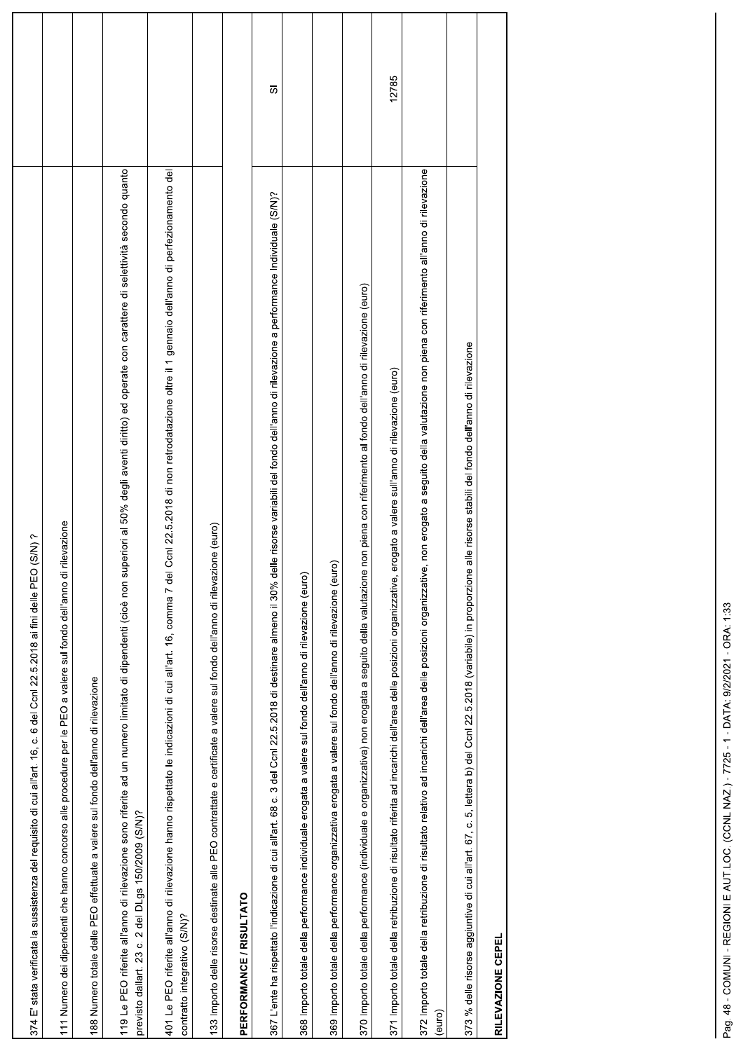| | |
|---|---|
| 374 E' stata verificata la sussistenza del requisito di cui all'art. 16, c. 6 del Ccnl 22.5.2018 ai fini delle PEO (S/N) ? | |
| 111 Numero dei dipendenti che hanno concorso alle procedure per le PEO a valere sul fondo dell'anno di rilevazione | |
| 188 Numero totale delle PEO effettuate a valere sul fondo dell'anno di rilevazione | |
| 119 Le PEO riferite all'anno di rilevazione sono riferite ad un numero limitato di dipendenti (cioè non superiori al 50% degli aventi diritto) ed operate con carattere di selettività secondo quanto previsto dall'art. 23 c. 2 del DLgs 150/2009 (S/N)? | |
| 401 Le PEO riferite all'anno di rilevazione hanno rispettato le indicazioni di cui all'art. 16, comma 7 del Ccnl 22.5.2018 di non retrodatazione oltre il 1 gennaio dell'anno di perfezionamento del contratto integrativo (S/N)? | |
| 133 Importo delle risorse destinate alle PEO contrattate e certificate a valere sul fondo dell'anno di rilevazione (euro) | |
| **PERFORMANCE / RISULTATO** | |
| 367 L'ente ha rispettato l'indicazione di cui all'art. 68 c. 3 del Ccnl 22.5.2018 di destinare almeno il 30% delle risorse variabili del fondo dell'anno di rilevazione a performance Individuale (S/N)? | SI |
| 368 Importo totale della performance individuale erogata a valere sul fondo dell'anno di rilevazione (euro) | |
| 369 Importo totale della performance organizzativa erogata a valere sul fondo dell'anno di rilevazione (euro) | |
| 370 Importo totale della performance (individuale e organizzativa) non erogata a seguito della valutazione non piena con riferimento al fondo dell'anno di rilevazione (euro) | |
| 371 Importo totale della retribuzione di risultato riferita ad incarichi dell'area delle posizioni organizzative, erogato a valere sull'anno di rilevazione (euro) | 12785 |
| 372 Importo totale della retribuzione di risultato relativo ad incarichi dell'area delle posizioni organizzative, non erogato a seguito della valutazione non piena con riferimento all'anno di rilevazione (euro) | |
| 373 % delle risorse aggiuntive di cui all'art. 67, c. 5, lettera b) del Ccnl 22.5.2018 (variabile) in proporzione alle risorse stabili del fondo dell'anno di rilevazione | |
| **RILEVAZIONE CEPEL** | |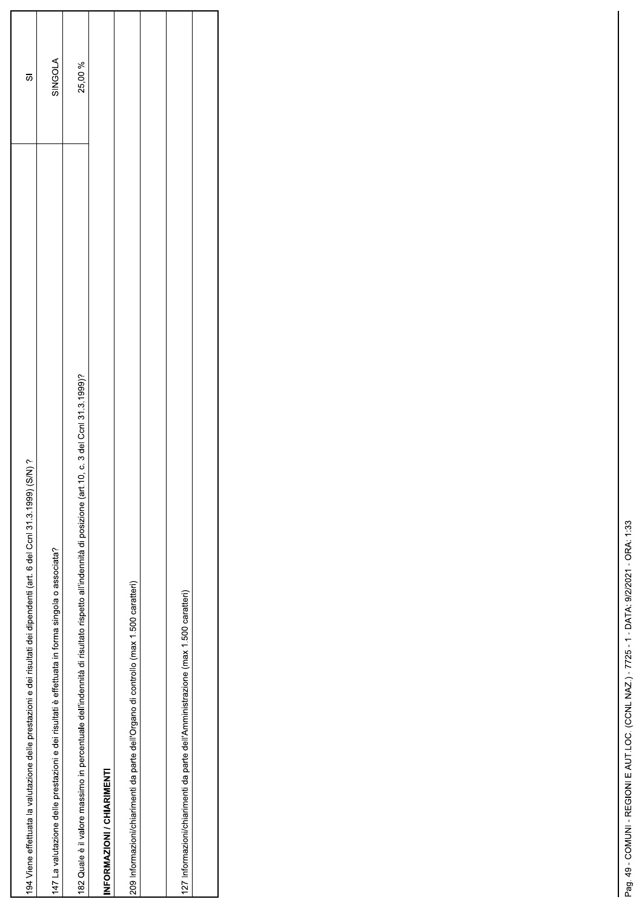| | |
|---|---|
| 194 Viene effettuata la valutazione delle prestazioni e dei risultati dei dipendenti (art. 6 del Ccnl 31.3.1999) (S/N) ? | SI |
| 147 La valutazione delle prestazioni e dei risultati è effettuata in forma singola o associata? | SINGOLA |
| 182 Quale è il valore massimo in percentuale dell'indennità di risultato rispetto all'indennità di posizione (art.10, c. 3 del Ccnl 31.3.1999)? | 25,00 % |

**INFORMAZIONI / CHIARIMENTI**

| |
|---|
| 209 Informazioni/chiarimenti da parte dell'Organo di controllo (max 1.500 caratteri) |
| |
| 127 Informazioni/chiarimenti da parte dell'Amministrazione (max 1.500 caratteri) |
| |